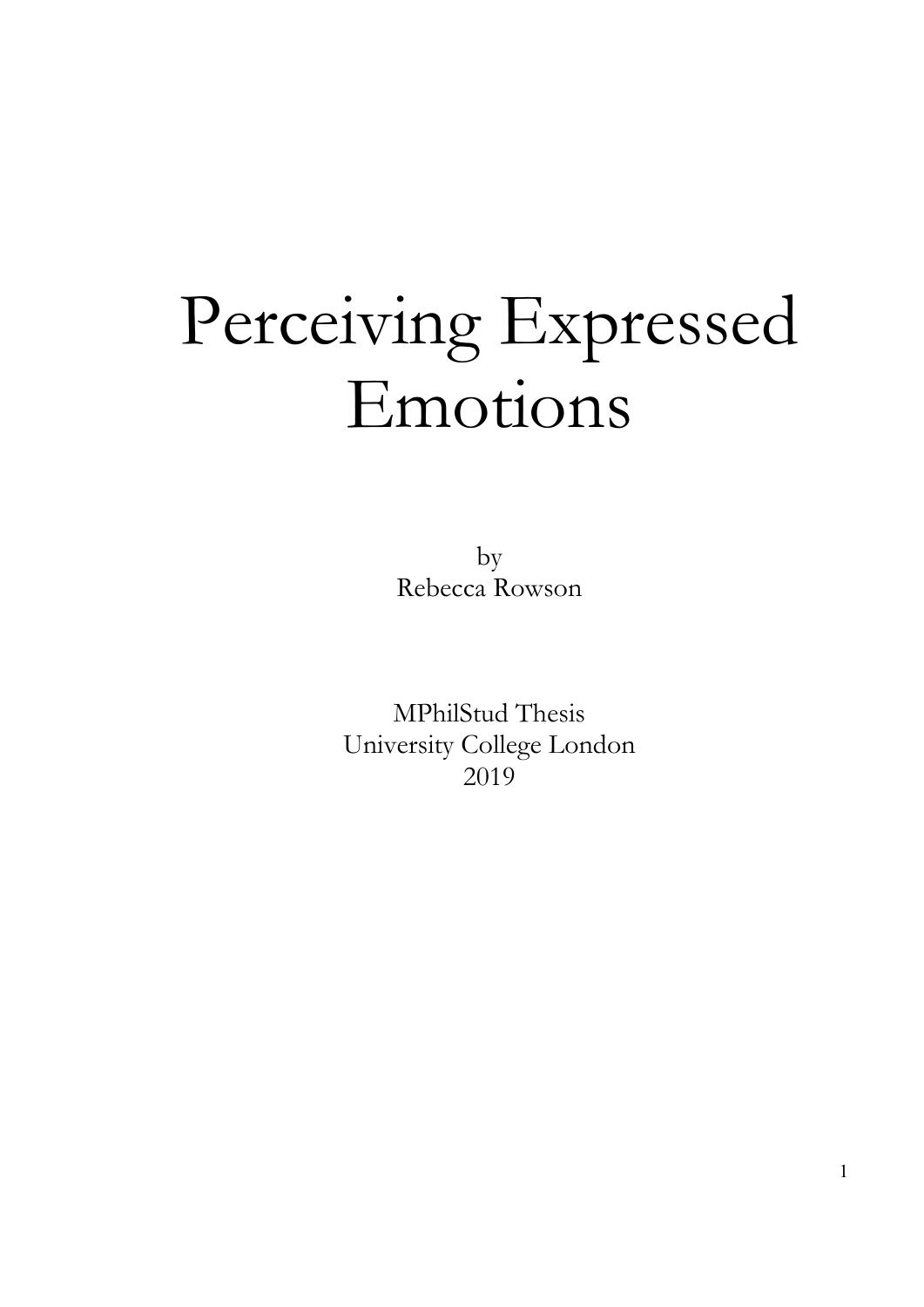# Perceiving Expressed Emotions

by
Rebecca Rowson

MPhilStud Thesis
University College London
2019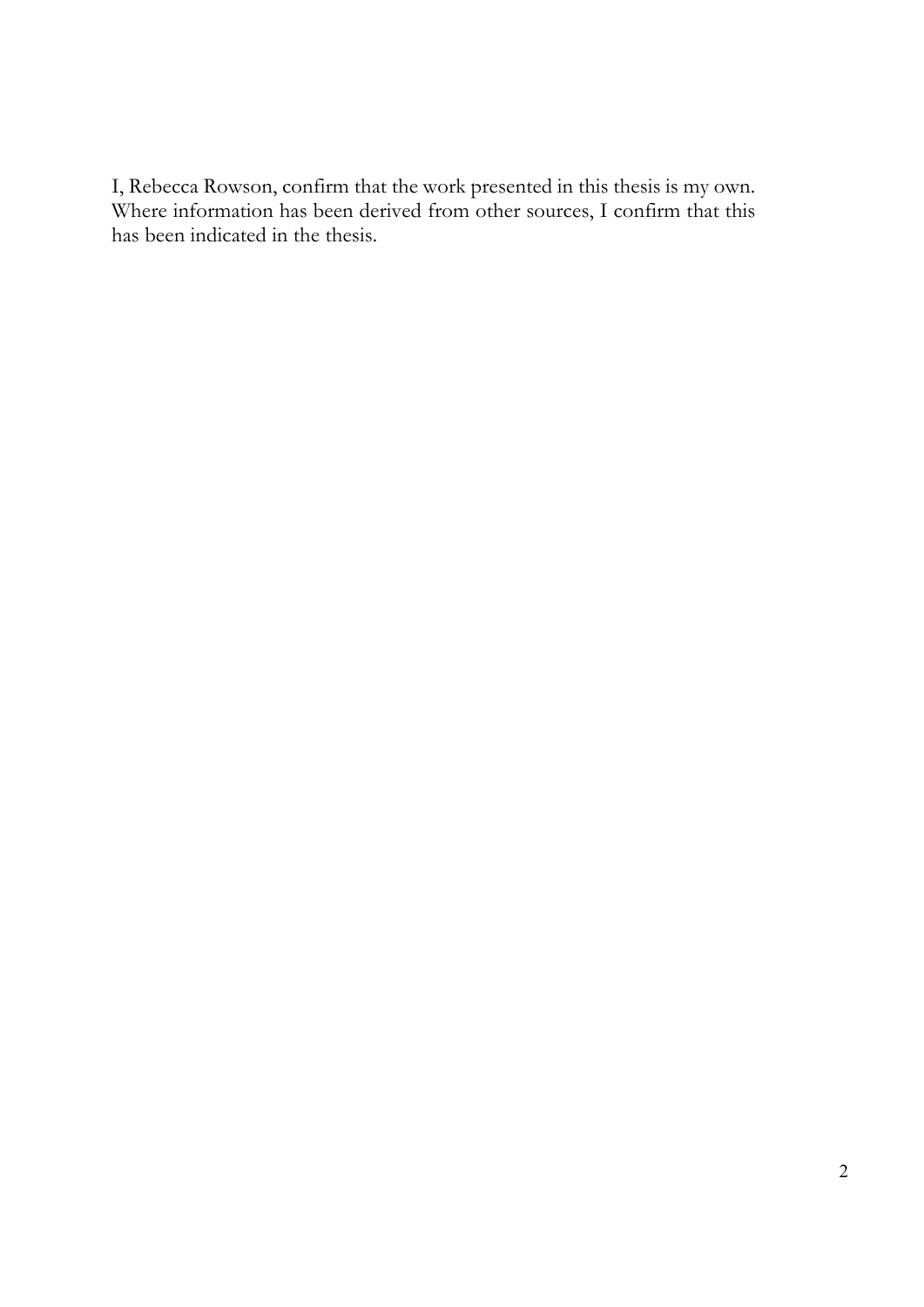I, Rebecca Rowson, confirm that the work presented in this thesis is my own. Where information has been derived from other sources, I confirm that this has been indicated in the thesis.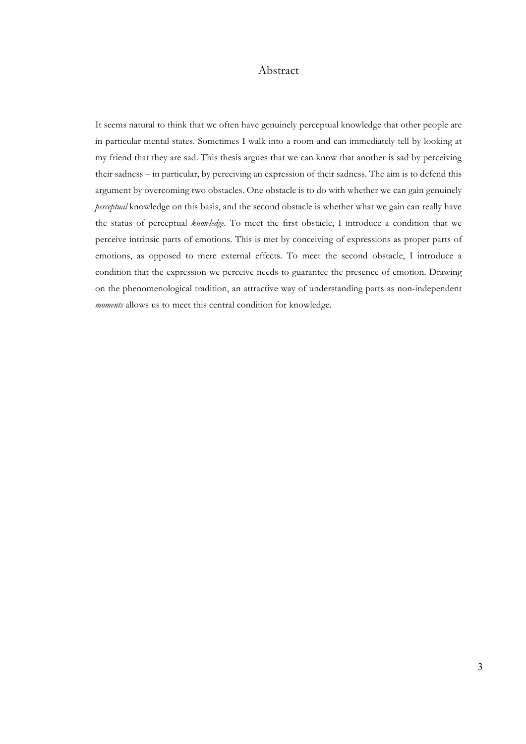# Abstract

It seems natural to think that we often have genuinely perceptual knowledge that other people are in particular mental states. Sometimes I walk into a room and can immediately tell by looking at my friend that they are sad. This thesis argues that we can know that another is sad by perceiving their sadness – in particular, by perceiving an expression of their sadness. The aim is to defend this argument by overcoming two obstacles. One obstacle is to do with whether we can gain genuinely *perceptual* knowledge on this basis, and the second obstacle is whether what we gain can really have the status of perceptual *knowledge*. To meet the first obstacle, I introduce a condition that we perceive intrinsic parts of emotions. This is met by conceiving of expressions as proper parts of emotions, as opposed to mere external effects. To meet the second obstacle, I introduce a condition that the expression we perceive needs to guarantee the presence of emotion. Drawing on the phenomenological tradition, an attractive way of understanding parts as non-independent *moments* allows us to meet this central condition for knowledge.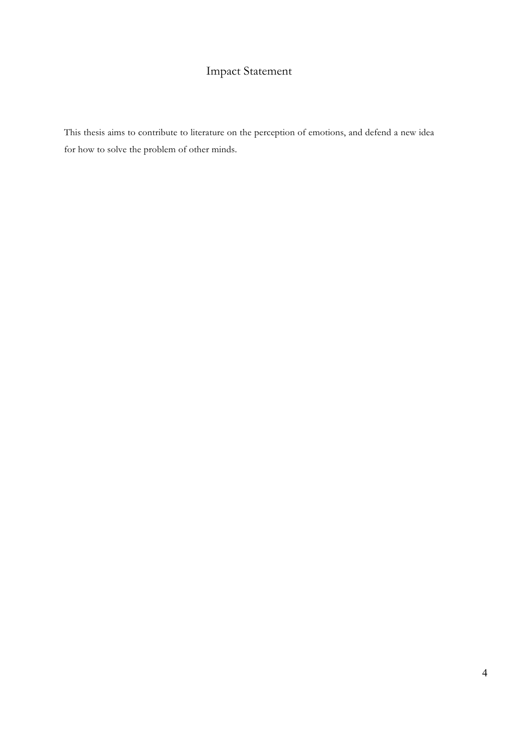# Impact Statement

This thesis aims to contribute to literature on the perception of emotions, and defend a new idea for how to solve the problem of other minds.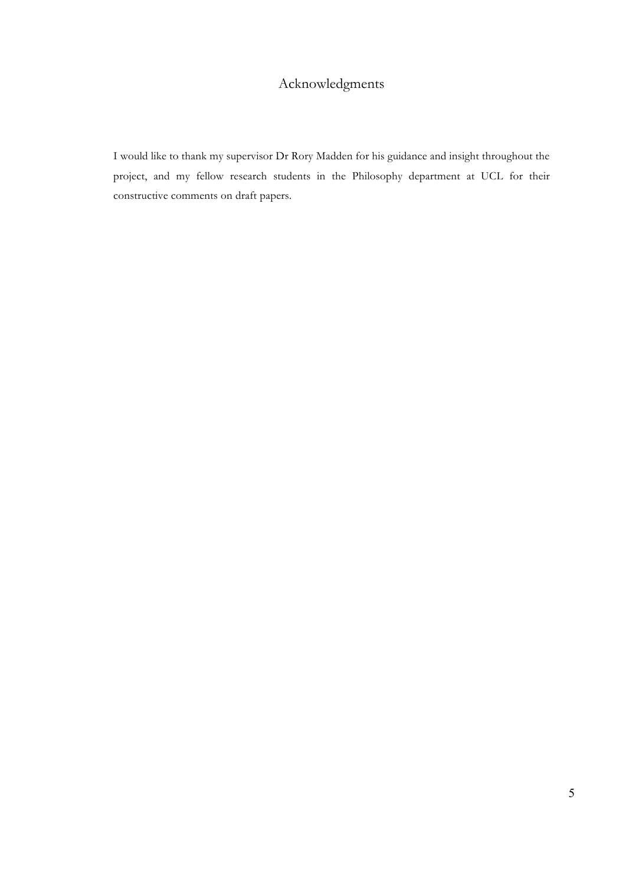# Acknowledgments

I would like to thank my supervisor Dr Rory Madden for his guidance and insight throughout the project, and my fellow research students in the Philosophy department at UCL for their constructive comments on draft papers.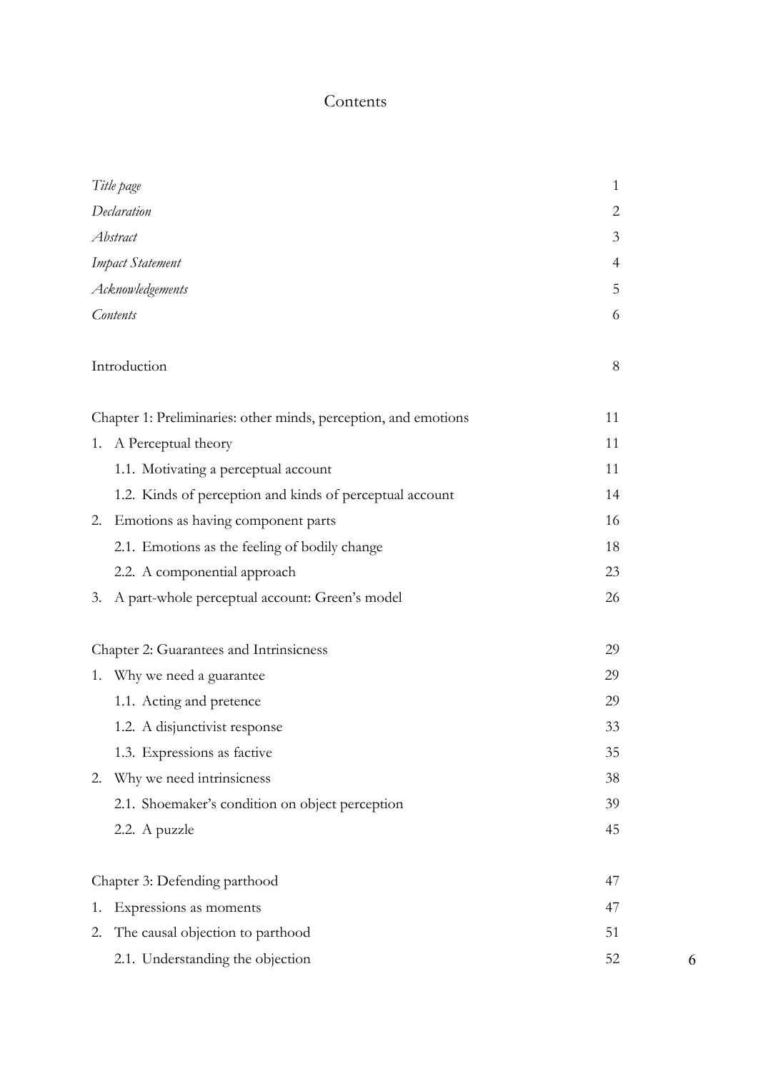# Contents

| | |
|---|---|
| *Title page* | 1 |
| *Declaration* | 2 |
| *Abstract* | 3 |
| *Impact Statement* | 4 |
| *Acknowledgements* | 5 |
| *Contents* | 6 |
| | |
| Introduction | 8 |
| | |
| Chapter 1: Preliminaries: other minds, perception, and emotions | 11 |
| 1. A Perceptual theory | 11 |
| 1.1. Motivating a perceptual account | 11 |
| 1.2. Kinds of perception and kinds of perceptual account | 14 |
| 2. Emotions as having component parts | 16 |
| 2.1. Emotions as the feeling of bodily change | 18 |
| 2.2. A componential approach | 23 |
| 3. A part-whole perceptual account: Green's model | 26 |
| | |
| Chapter 2: Guarantees and Intrinsicness | 29 |
| 1. Why we need a guarantee | 29 |
| 1.1. Acting and pretence | 29 |
| 1.2. A disjunctivist response | 33 |
| 1.3. Expressions as factive | 35 |
| 2. Why we need intrinsicness | 38 |
| 2.1. Shoemaker's condition on object perception | 39 |
| 2.2. A puzzle | 45 |
| | |
| Chapter 3: Defending parthood | 47 |
| 1. Expressions as moments | 47 |
| 2. The causal objection to parthood | 51 |
| 2.1. Understanding the objection | 52 |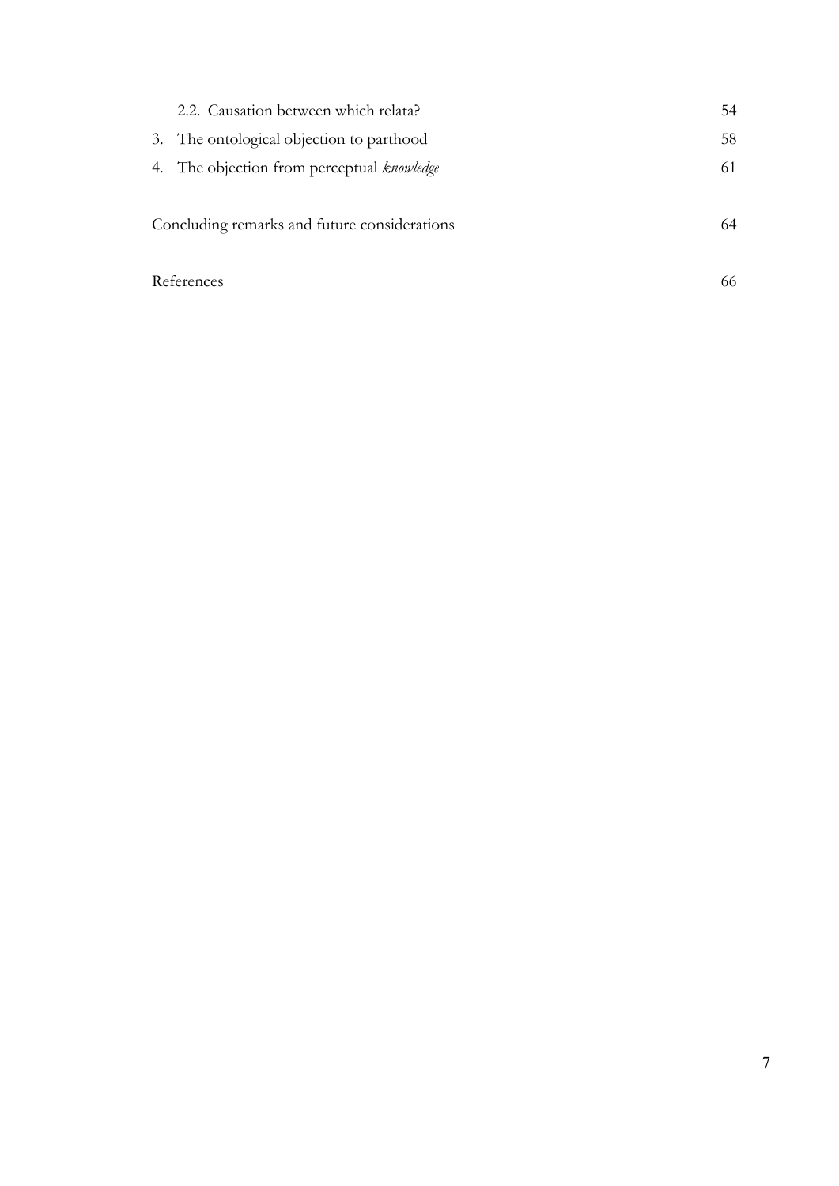2.2. Causation between which relata? 54

3. The ontological objection to parthood 58

4. The objection from perceptual *knowledge* 61

Concluding remarks and future considerations 64

References 66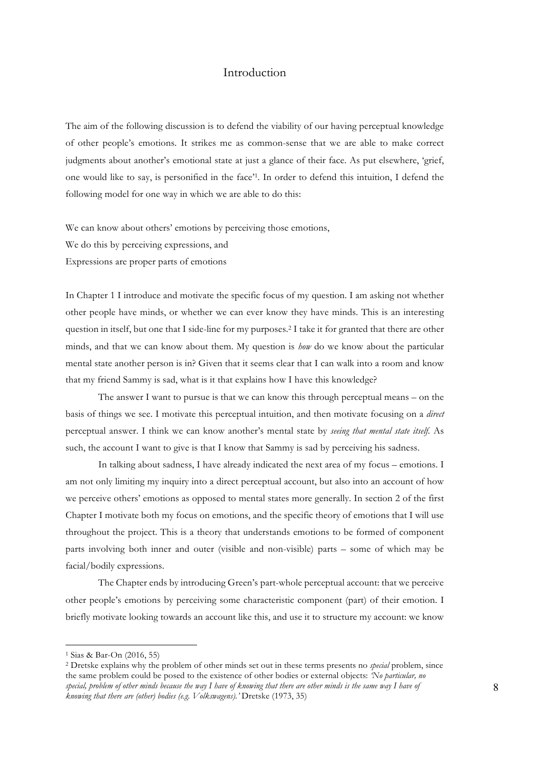# Introduction

The aim of the following discussion is to defend the viability of our having perceptual knowledge of other people's emotions. It strikes me as common-sense that we are able to make correct judgments about another's emotional state at just a glance of their face. As put elsewhere, 'grief, one would like to say, is personified in the face'[1]. In order to defend this intuition, I defend the following model for one way in which we are able to do this:

We can know about others' emotions by perceiving those emotions,
We do this by perceiving expressions, and
Expressions are proper parts of emotions

In Chapter 1 I introduce and motivate the specific focus of my question. I am asking not whether other people have minds, or whether we can ever know they have minds. This is an interesting question in itself, but one that I side-line for my purposes.[2] I take it for granted that there are other minds, and that we can know about them. My question is *how* do we know about the particular mental state another person is in? Given that it seems clear that I can walk into a room and know that my friend Sammy is sad, what is it that explains how I have this knowledge?

The answer I want to pursue is that we can know this through perceptual means – on the basis of things we see. I motivate this perceptual intuition, and then motivate focusing on a *direct* perceptual answer. I think we can know another's mental state by *seeing that mental state itself*. As such, the account I want to give is that I know that Sammy is sad by perceiving his sadness.

In talking about sadness, I have already indicated the next area of my focus – emotions. I am not only limiting my inquiry into a direct perceptual account, but also into an account of how we perceive others' emotions as opposed to mental states more generally. In section 2 of the first Chapter I motivate both my focus on emotions, and the specific theory of emotions that I will use throughout the project. This is a theory that understands emotions to be formed of component parts involving both inner and outer (visible and non-visible) parts – some of which may be facial/bodily expressions.

The Chapter ends by introducing Green's part-whole perceptual account: that we perceive other people's emotions by perceiving some characteristic component (part) of their emotion. I briefly motivate looking towards an account like this, and use it to structure my account: we know

---

[1] Sias & Bar-On (2016, 55)

[2] Dretske explains why the problem of other minds set out in these terms presents no *special* problem, since the same problem could be posed to the existence of other bodies or external objects: *'No particular, no special, problem of other minds because the way I have of knowing that there are other minds is the same way I have of knowing that there are (other) bodies (e.g. Volkswagens).'* Dretske (1973, 35)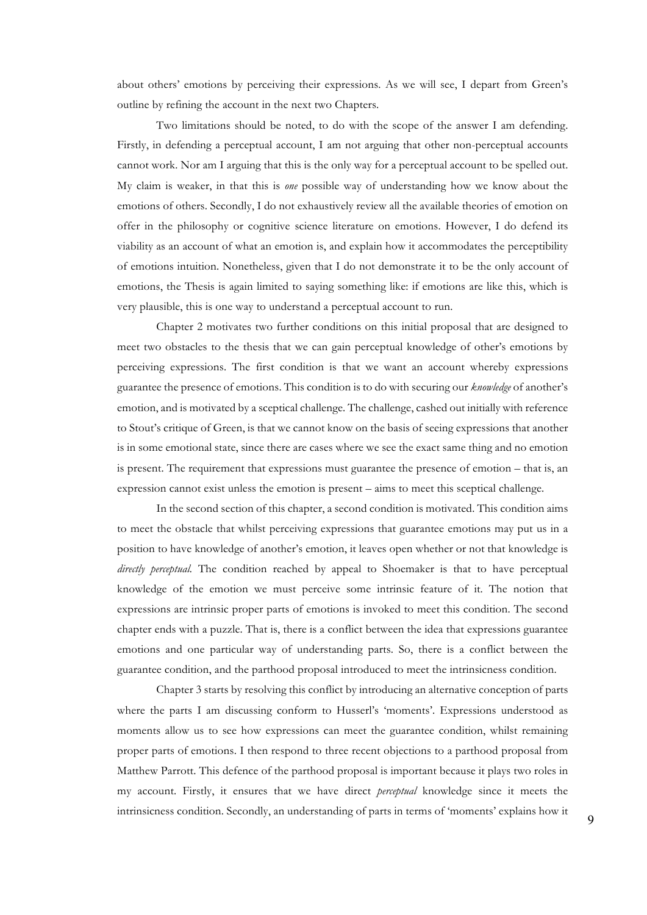about others' emotions by perceiving their expressions. As we will see, I depart from Green's outline by refining the account in the next two Chapters.

Two limitations should be noted, to do with the scope of the answer I am defending. Firstly, in defending a perceptual account, I am not arguing that other non-perceptual accounts cannot work. Nor am I arguing that this is the only way for a perceptual account to be spelled out. My claim is weaker, in that this is *one* possible way of understanding how we know about the emotions of others. Secondly, I do not exhaustively review all the available theories of emotion on offer in the philosophy or cognitive science literature on emotions. However, I do defend its viability as an account of what an emotion is, and explain how it accommodates the perceptibility of emotions intuition. Nonetheless, given that I do not demonstrate it to be the only account of emotions, the Thesis is again limited to saying something like: if emotions are like this, which is very plausible, this is one way to understand a perceptual account to run.

Chapter 2 motivates two further conditions on this initial proposal that are designed to meet two obstacles to the thesis that we can gain perceptual knowledge of other's emotions by perceiving expressions. The first condition is that we want an account whereby expressions guarantee the presence of emotions. This condition is to do with securing our *knowledge* of another's emotion, and is motivated by a sceptical challenge. The challenge, cashed out initially with reference to Stout's critique of Green, is that we cannot know on the basis of seeing expressions that another is in some emotional state, since there are cases where we see the exact same thing and no emotion is present. The requirement that expressions must guarantee the presence of emotion – that is, an expression cannot exist unless the emotion is present – aims to meet this sceptical challenge.

In the second section of this chapter, a second condition is motivated. This condition aims to meet the obstacle that whilst perceiving expressions that guarantee emotions may put us in a position to have knowledge of another's emotion, it leaves open whether or not that knowledge is *directly perceptual.* The condition reached by appeal to Shoemaker is that to have perceptual knowledge of the emotion we must perceive some intrinsic feature of it. The notion that expressions are intrinsic proper parts of emotions is invoked to meet this condition. The second chapter ends with a puzzle. That is, there is a conflict between the idea that expressions guarantee emotions and one particular way of understanding parts. So, there is a conflict between the guarantee condition, and the parthood proposal introduced to meet the intrinsicness condition.

Chapter 3 starts by resolving this conflict by introducing an alternative conception of parts where the parts I am discussing conform to Husserl's 'moments'. Expressions understood as moments allow us to see how expressions can meet the guarantee condition, whilst remaining proper parts of emotions. I then respond to three recent objections to a parthood proposal from Matthew Parrott. This defence of the parthood proposal is important because it plays two roles in my account. Firstly, it ensures that we have direct *perceptual* knowledge since it meets the intrinsicness condition. Secondly, an understanding of parts in terms of 'moments' explains how it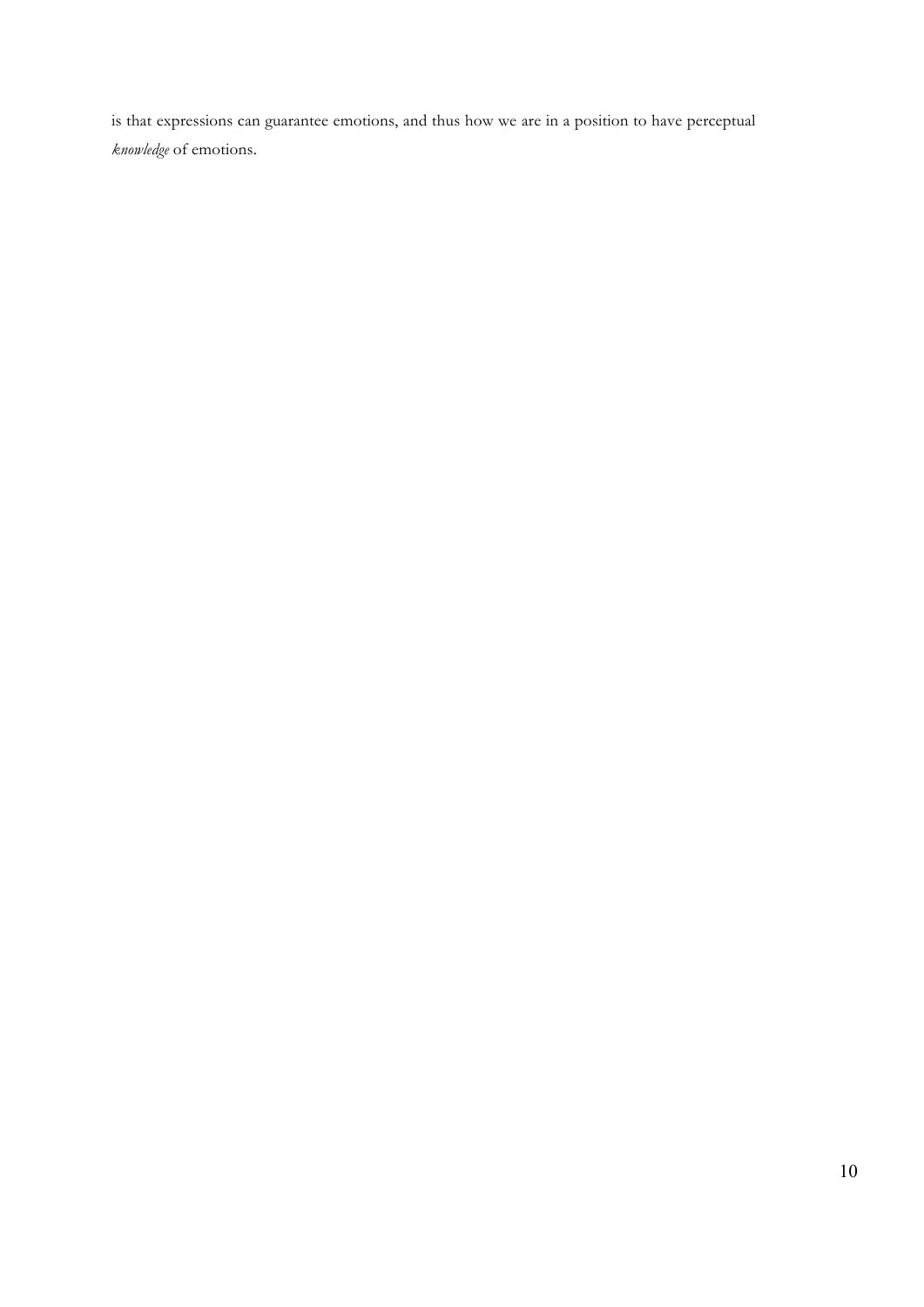is that expressions can guarantee emotions, and thus how we are in a position to have perceptual *knowledge* of emotions.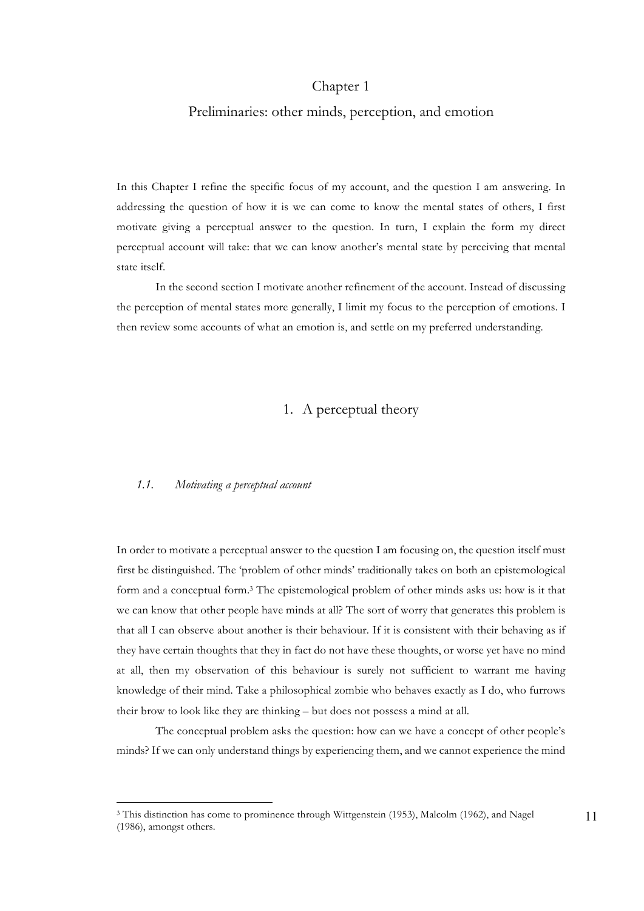# Chapter 1

# Preliminaries: other minds, perception, and emotion

In this Chapter I refine the specific focus of my account, and the question I am answering. In addressing the question of how it is we can come to know the mental states of others, I first motivate giving a perceptual answer to the question. In turn, I explain the form my direct perceptual account will take: that we can know another's mental state by perceiving that mental state itself.

In the second section I motivate another refinement of the account. Instead of discussing the perception of mental states more generally, I limit my focus to the perception of emotions. I then review some accounts of what an emotion is, and settle on my preferred understanding.

## 1. A perceptual theory

### *1.1. Motivating a perceptual account*

In order to motivate a perceptual answer to the question I am focusing on, the question itself must first be distinguished. The 'problem of other minds' traditionally takes on both an epistemological form and a conceptual form.[3] The epistemological problem of other minds asks us: how is it that we can know that other people have minds at all? The sort of worry that generates this problem is that all I can observe about another is their behaviour. If it is consistent with their behaving as if they have certain thoughts that they in fact do not have these thoughts, or worse yet have no mind at all, then my observation of this behaviour is surely not sufficient to warrant me having knowledge of their mind. Take a philosophical zombie who behaves exactly as I do, who furrows their brow to look like they are thinking – but does not possess a mind at all.

The conceptual problem asks the question: how can we have a concept of other people's minds? If we can only understand things by experiencing them, and we cannot experience the mind

[3] This distinction has come to prominence through Wittgenstein (1953), Malcolm (1962), and Nagel (1986), amongst others.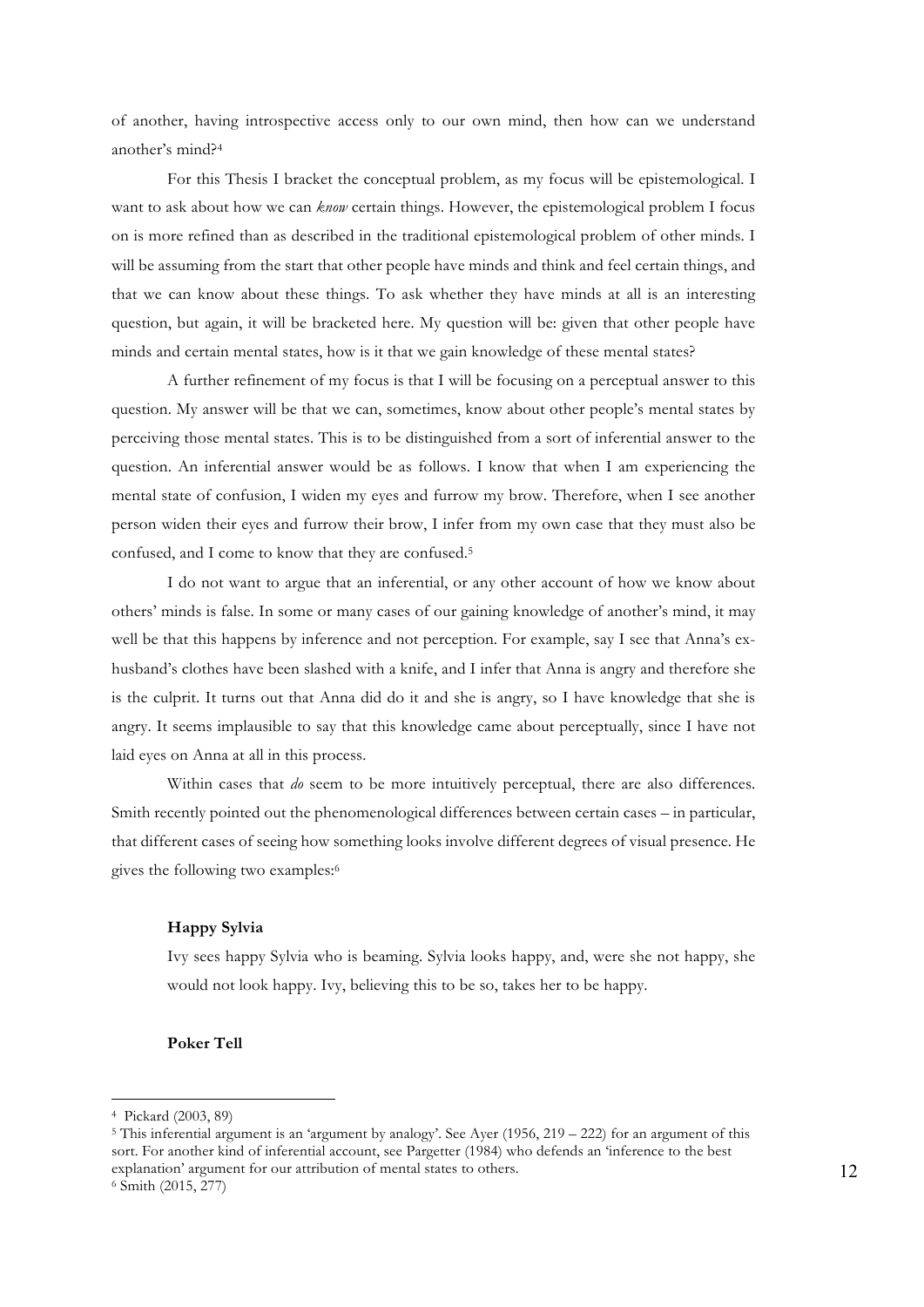of another, having introspective access only to our own mind, then how can we understand another's mind?[4]

For this Thesis I bracket the conceptual problem, as my focus will be epistemological. I want to ask about how we can *know* certain things. However, the epistemological problem I focus on is more refined than as described in the traditional epistemological problem of other minds. I will be assuming from the start that other people have minds and think and feel certain things, and that we can know about these things. To ask whether they have minds at all is an interesting question, but again, it will be bracketed here. My question will be: given that other people have minds and certain mental states, how is it that we gain knowledge of these mental states?

A further refinement of my focus is that I will be focusing on a perceptual answer to this question. My answer will be that we can, sometimes, know about other people's mental states by perceiving those mental states. This is to be distinguished from a sort of inferential answer to the question. An inferential answer would be as follows. I know that when I am experiencing the mental state of confusion, I widen my eyes and furrow my brow. Therefore, when I see another person widen their eyes and furrow their brow, I infer from my own case that they must also be confused, and I come to know that they are confused.[5]

I do not want to argue that an inferential, or any other account of how we know about others' minds is false. In some or many cases of our gaining knowledge of another's mind, it may well be that this happens by inference and not perception. For example, say I see that Anna's ex-husband's clothes have been slashed with a knife, and I infer that Anna is angry and therefore she is the culprit. It turns out that Anna did do it and she is angry, so I have knowledge that she is angry. It seems implausible to say that this knowledge came about perceptually, since I have not laid eyes on Anna at all in this process.

Within cases that *do* seem to be more intuitively perceptual, there are also differences. Smith recently pointed out the phenomenological differences between certain cases – in particular, that different cases of seeing how something looks involve different degrees of visual presence. He gives the following two examples:[6]

> **Happy Sylvia**
>
> Ivy sees happy Sylvia who is beaming. Sylvia looks happy, and, were she not happy, she would not look happy. Ivy, believing this to be so, takes her to be happy.
>
> **Poker Tell**

---

[4] Pickard (2003, 89)

[5] This inferential argument is an 'argument by analogy'. See Ayer (1956, 219 – 222) for an argument of this sort. For another kind of inferential account, see Pargetter (1984) who defends an 'inference to the best explanation' argument for our attribution of mental states to others.

[6] Smith (2015, 277)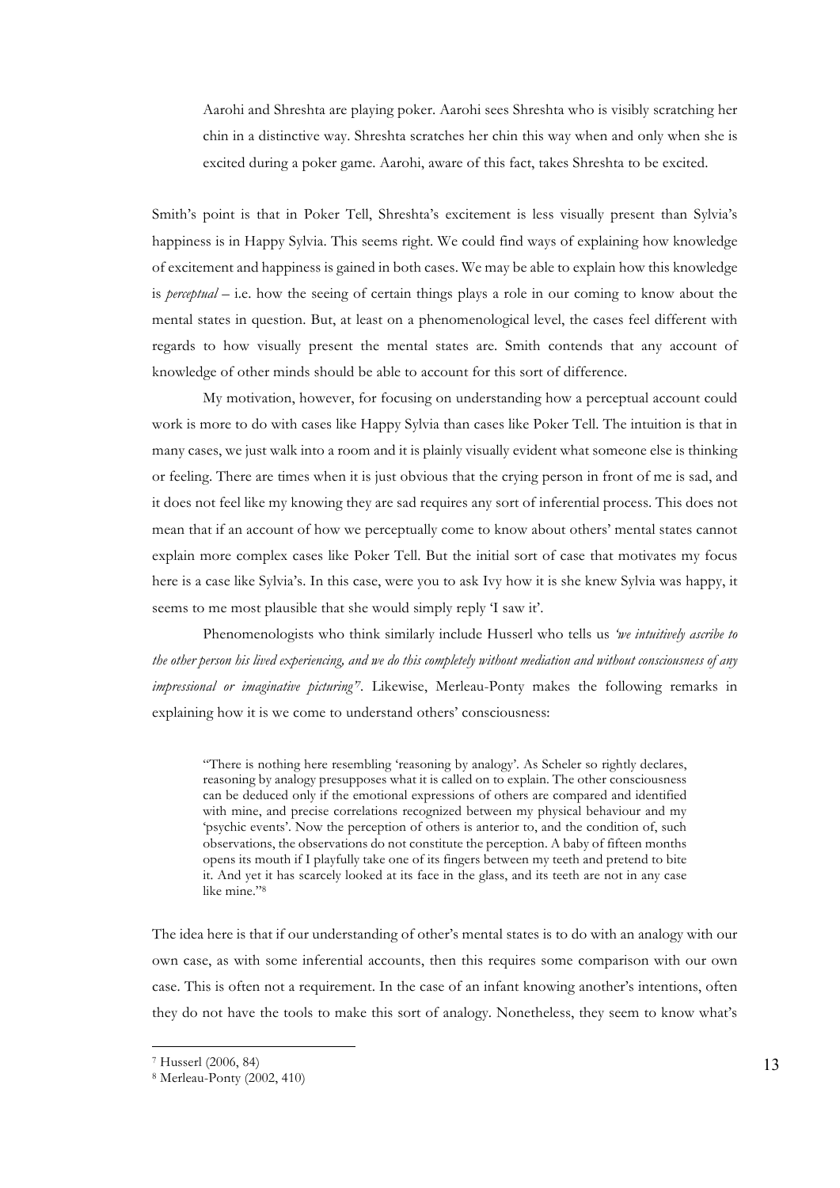> Aarohi and Shreshta are playing poker. Aarohi sees Shreshta who is visibly scratching her chin in a distinctive way. Shreshta scratches her chin this way when and only when she is excited during a poker game. Aarohi, aware of this fact, takes Shreshta to be excited.

Smith's point is that in Poker Tell, Shreshta's excitement is less visually present than Sylvia's happiness is in Happy Sylvia. This seems right. We could find ways of explaining how knowledge of excitement and happiness is gained in both cases. We may be able to explain how this knowledge is *perceptual* – i.e. how the seeing of certain things plays a role in our coming to know about the mental states in question. But, at least on a phenomenological level, the cases feel different with regards to how visually present the mental states are. Smith contends that any account of knowledge of other minds should be able to account for this sort of difference.

My motivation, however, for focusing on understanding how a perceptual account could work is more to do with cases like Happy Sylvia than cases like Poker Tell. The intuition is that in many cases, we just walk into a room and it is plainly visually evident what someone else is thinking or feeling. There are times when it is just obvious that the crying person in front of me is sad, and it does not feel like my knowing they are sad requires any sort of inferential process. This does not mean that if an account of how we perceptually come to know about others' mental states cannot explain more complex cases like Poker Tell. But the initial sort of case that motivates my focus here is a case like Sylvia's. In this case, were you to ask Ivy how it is she knew Sylvia was happy, it seems to me most plausible that she would simply reply 'I saw it'.

Phenomenologists who think similarly include Husserl who tells us *'we intuitively ascribe to the other person his lived experiencing, and we do this completely without mediation and without consciousness of any impressional or imaginative picturing'*[7]. Likewise, Merleau-Ponty makes the following remarks in explaining how it is we come to understand others' consciousness:

> "There is nothing here resembling 'reasoning by analogy'. As Scheler so rightly declares, reasoning by analogy presupposes what it is called on to explain. The other consciousness can be deduced only if the emotional expressions of others are compared and identified with mine, and precise correlations recognized between my physical behaviour and my 'psychic events'. Now the perception of others is anterior to, and the condition of, such observations, the observations do not constitute the perception. A baby of fifteen months opens its mouth if I playfully take one of its fingers between my teeth and pretend to bite it. And yet it has scarcely looked at its face in the glass, and its teeth are not in any case like mine."[8]

The idea here is that if our understanding of other's mental states is to do with an analogy with our own case, as with some inferential accounts, then this requires some comparison with our own case. This is often not a requirement. In the case of an infant knowing another's intentions, often they do not have the tools to make this sort of analogy. Nonetheless, they seem to know what's

[7] Husserl (2006, 84)

[8] Merleau-Ponty (2002, 410)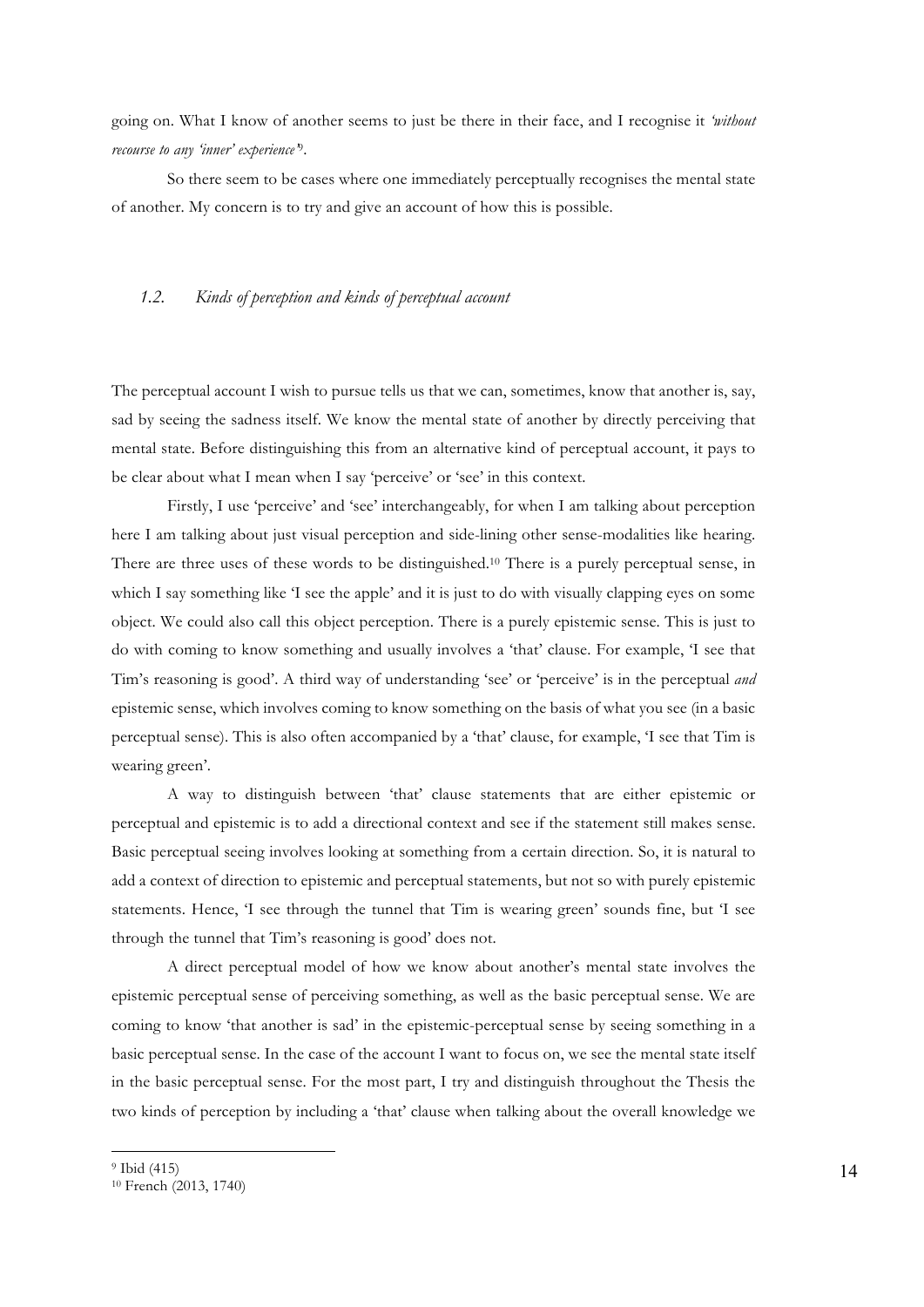going on. What I know of another seems to just be there in their face, and I recognise it *'without recourse to any 'inner' experience'*[9].

So there seem to be cases where one immediately perceptually recognises the mental state of another. My concern is to try and give an account of how this is possible.

### *1.2. Kinds of perception and kinds of perceptual account*

The perceptual account I wish to pursue tells us that we can, sometimes, know that another is, say, sad by seeing the sadness itself. We know the mental state of another by directly perceiving that mental state. Before distinguishing this from an alternative kind of perceptual account, it pays to be clear about what I mean when I say 'perceive' or 'see' in this context.

Firstly, I use 'perceive' and 'see' interchangeably, for when I am talking about perception here I am talking about just visual perception and side-lining other sense-modalities like hearing. There are three uses of these words to be distinguished.[10] There is a purely perceptual sense, in which I say something like 'I see the apple' and it is just to do with visually clapping eyes on some object. We could also call this object perception. There is a purely epistemic sense. This is just to do with coming to know something and usually involves a 'that' clause. For example, 'I see that Tim's reasoning is good'. A third way of understanding 'see' or 'perceive' is in the perceptual *and* epistemic sense, which involves coming to know something on the basis of what you see (in a basic perceptual sense). This is also often accompanied by a 'that' clause, for example, 'I see that Tim is wearing green'.

A way to distinguish between 'that' clause statements that are either epistemic or perceptual and epistemic is to add a directional context and see if the statement still makes sense. Basic perceptual seeing involves looking at something from a certain direction. So, it is natural to add a context of direction to epistemic and perceptual statements, but not so with purely epistemic statements. Hence, 'I see through the tunnel that Tim is wearing green' sounds fine, but 'I see through the tunnel that Tim's reasoning is good' does not.

A direct perceptual model of how we know about another's mental state involves the epistemic perceptual sense of perceiving something, as well as the basic perceptual sense. We are coming to know 'that another is sad' in the epistemic-perceptual sense by seeing something in a basic perceptual sense. In the case of the account I want to focus on, we see the mental state itself in the basic perceptual sense. For the most part, I try and distinguish throughout the Thesis the two kinds of perception by including a 'that' clause when talking about the overall knowledge we

---

[9] Ibid (415)

[10] French (2013, 1740)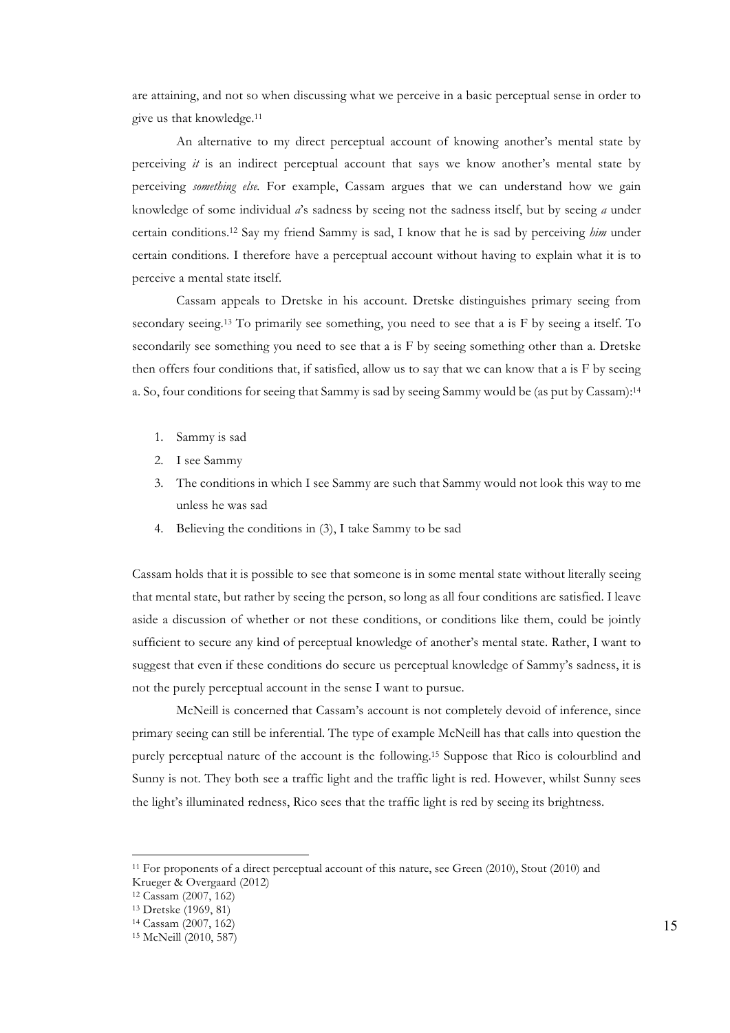are attaining, and not so when discussing what we perceive in a basic perceptual sense in order to give us that knowledge.[11]

An alternative to my direct perceptual account of knowing another's mental state by perceiving *it* is an indirect perceptual account that says we know another's mental state by perceiving *something else*. For example, Cassam argues that we can understand how we gain knowledge of some individual *a*'s sadness by seeing not the sadness itself, but by seeing *a* under certain conditions.[12] Say my friend Sammy is sad, I know that he is sad by perceiving *him* under certain conditions. I therefore have a perceptual account without having to explain what it is to perceive a mental state itself.

Cassam appeals to Dretske in his account. Dretske distinguishes primary seeing from secondary seeing.[13] To primarily see something, you need to see that a is F by seeing a itself. To secondarily see something you need to see that a is F by seeing something other than a. Dretske then offers four conditions that, if satisfied, allow us to say that we can know that a is F by seeing a. So, four conditions for seeing that Sammy is sad by seeing Sammy would be (as put by Cassam):[14]

1. Sammy is sad
2. I see Sammy
3. The conditions in which I see Sammy are such that Sammy would not look this way to me unless he was sad
4. Believing the conditions in (3), I take Sammy to be sad

Cassam holds that it is possible to see that someone is in some mental state without literally seeing that mental state, but rather by seeing the person, so long as all four conditions are satisfied. I leave aside a discussion of whether or not these conditions, or conditions like them, could be jointly sufficient to secure any kind of perceptual knowledge of another's mental state. Rather, I want to suggest that even if these conditions do secure us perceptual knowledge of Sammy's sadness, it is not the purely perceptual account in the sense I want to pursue.

McNeill is concerned that Cassam's account is not completely devoid of inference, since primary seeing can still be inferential. The type of example McNeill has that calls into question the purely perceptual nature of the account is the following.[15] Suppose that Rico is colourblind and Sunny is not. They both see a traffic light and the traffic light is red. However, whilst Sunny sees the light's illuminated redness, Rico sees that the traffic light is red by seeing its brightness.

---

[11] For proponents of a direct perceptual account of this nature, see Green (2010), Stout (2010) and Krueger & Overgaard (2012)

[12] Cassam (2007, 162)

[13] Dretske (1969, 81)

[14] Cassam (2007, 162)

[15] McNeill (2010, 587)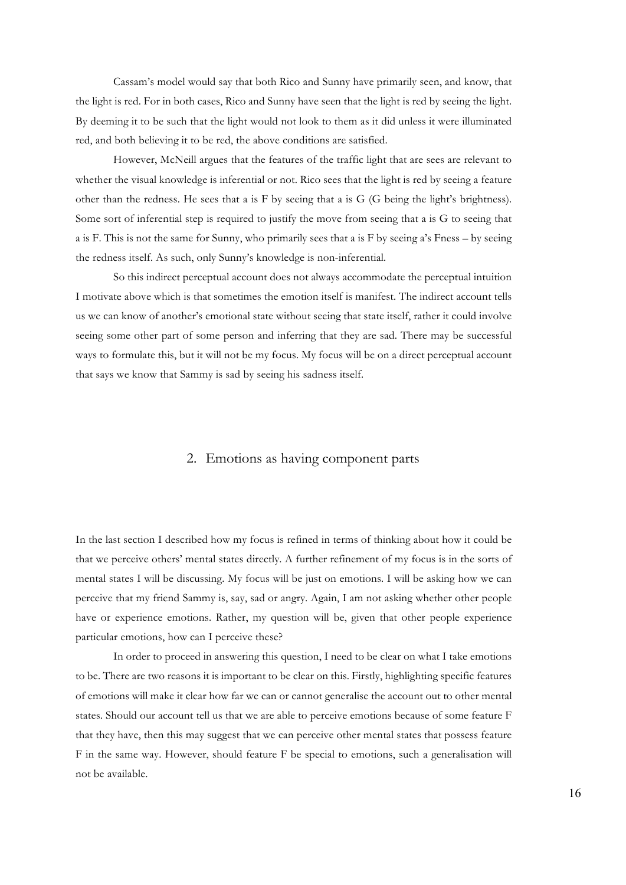Cassam's model would say that both Rico and Sunny have primarily seen, and know, that the light is red. For in both cases, Rico and Sunny have seen that the light is red by seeing the light. By deeming it to be such that the light would not look to them as it did unless it were illuminated red, and both believing it to be red, the above conditions are satisfied.

However, McNeill argues that the features of the traffic light that are sees are relevant to whether the visual knowledge is inferential or not. Rico sees that the light is red by seeing a feature other than the redness. He sees that a is F by seeing that a is G (G being the light's brightness). Some sort of inferential step is required to justify the move from seeing that a is G to seeing that a is F. This is not the same for Sunny, who primarily sees that a is F by seeing a's Fness – by seeing the redness itself. As such, only Sunny's knowledge is non-inferential.

So this indirect perceptual account does not always accommodate the perceptual intuition I motivate above which is that sometimes the emotion itself is manifest. The indirect account tells us we can know of another's emotional state without seeing that state itself, rather it could involve seeing some other part of some person and inferring that they are sad. There may be successful ways to formulate this, but it will not be my focus. My focus will be on a direct perceptual account that says we know that Sammy is sad by seeing his sadness itself.

## 2. Emotions as having component parts

In the last section I described how my focus is refined in terms of thinking about how it could be that we perceive others' mental states directly. A further refinement of my focus is in the sorts of mental states I will be discussing. My focus will be just on emotions. I will be asking how we can perceive that my friend Sammy is, say, sad or angry. Again, I am not asking whether other people have or experience emotions. Rather, my question will be, given that other people experience particular emotions, how can I perceive these?

In order to proceed in answering this question, I need to be clear on what I take emotions to be. There are two reasons it is important to be clear on this. Firstly, highlighting specific features of emotions will make it clear how far we can or cannot generalise the account out to other mental states. Should our account tell us that we are able to perceive emotions because of some feature F that they have, then this may suggest that we can perceive other mental states that possess feature F in the same way. However, should feature F be special to emotions, such a generalisation will not be available.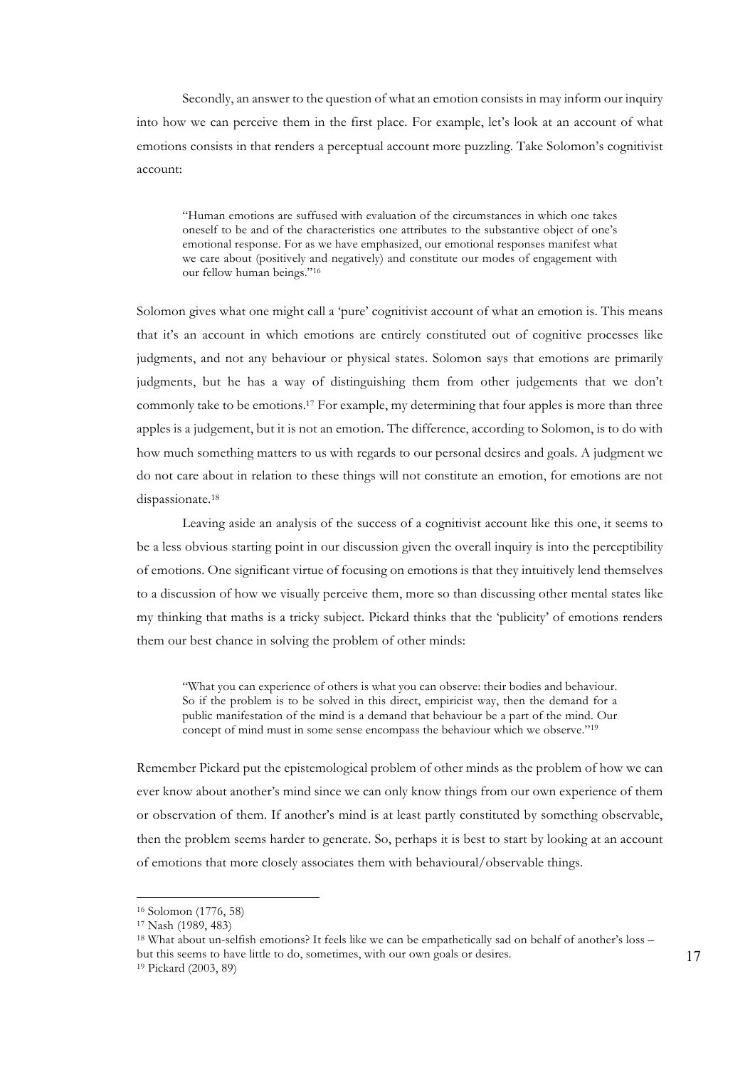Secondly, an answer to the question of what an emotion consists in may inform our inquiry into how we can perceive them in the first place. For example, let's look at an account of what emotions consists in that renders a perceptual account more puzzling. Take Solomon's cognitivist account:

> "Human emotions are suffused with evaluation of the circumstances in which one takes oneself to be and of the characteristics one attributes to the substantive object of one's emotional response. For as we have emphasized, our emotional responses manifest what we care about (positively and negatively) and constitute our modes of engagement with our fellow human beings."[16]

Solomon gives what one might call a 'pure' cognitivist account of what an emotion is. This means that it's an account in which emotions are entirely constituted out of cognitive processes like judgments, and not any behaviour or physical states. Solomon says that emotions are primarily judgments, but he has a way of distinguishing them from other judgements that we don't commonly take to be emotions.[17] For example, my determining that four apples is more than three apples is a judgement, but it is not an emotion. The difference, according to Solomon, is to do with how much something matters to us with regards to our personal desires and goals. A judgment we do not care about in relation to these things will not constitute an emotion, for emotions are not dispassionate.[18]

Leaving aside an analysis of the success of a cognitivist account like this one, it seems to be a less obvious starting point in our discussion given the overall inquiry is into the perceptibility of emotions. One significant virtue of focusing on emotions is that they intuitively lend themselves to a discussion of how we visually perceive them, more so than discussing other mental states like my thinking that maths is a tricky subject. Pickard thinks that the 'publicity' of emotions renders them our best chance in solving the problem of other minds:

> "What you can experience of others is what you can observe: their bodies and behaviour. So if the problem is to be solved in this direct, empiricist way, then the demand for a public manifestation of the mind is a demand that behaviour be a part of the mind. Our concept of mind must in some sense encompass the behaviour which we observe."[19]

Remember Pickard put the epistemological problem of other minds as the problem of how we can ever know about another's mind since we can only know things from our own experience of them or observation of them. If another's mind is at least partly constituted by something observable, then the problem seems harder to generate. So, perhaps it is best to start by looking at an account of emotions that more closely associates them with behavioural/observable things.

---

[16] Solomon (1776, 58)

[17] Nash (1989, 483)

[18] What about un-selfish emotions? It feels like we can be empathetically sad on behalf of another's loss – but this seems to have little to do, sometimes, with our own goals or desires.

[19] Pickard (2003, 89)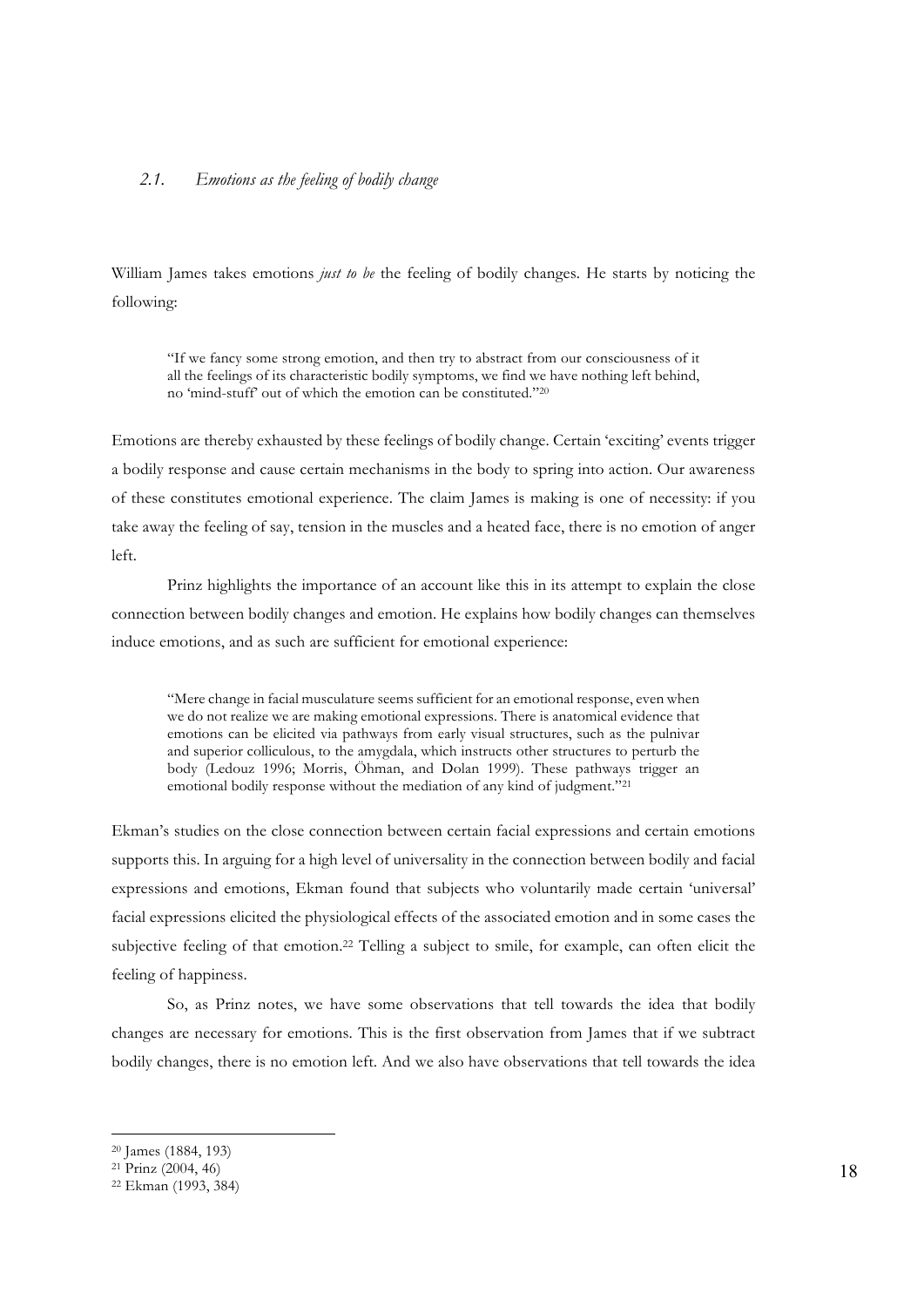### *2.1. Emotions as the feeling of bodily change*

William James takes emotions *just to be* the feeling of bodily changes. He starts by noticing the following:

> "If we fancy some strong emotion, and then try to abstract from our consciousness of it all the feelings of its characteristic bodily symptoms, we find we have nothing left behind, no 'mind-stuff' out of which the emotion can be constituted."[20]

Emotions are thereby exhausted by these feelings of bodily change. Certain 'exciting' events trigger a bodily response and cause certain mechanisms in the body to spring into action. Our awareness of these constitutes emotional experience. The claim James is making is one of necessity: if you take away the feeling of say, tension in the muscles and a heated face, there is no emotion of anger left.

Prinz highlights the importance of an account like this in its attempt to explain the close connection between bodily changes and emotion. He explains how bodily changes can themselves induce emotions, and as such are sufficient for emotional experience:

> "Mere change in facial musculature seems sufficient for an emotional response, even when we do not realize we are making emotional expressions. There is anatomical evidence that emotions can be elicited via pathways from early visual structures, such as the pulnivar and superior colliculous, to the amygdala, which instructs other structures to perturb the body (Ledouz 1996; Morris, Öhman, and Dolan 1999). These pathways trigger an emotional bodily response without the mediation of any kind of judgment."[21]

Ekman's studies on the close connection between certain facial expressions and certain emotions supports this. In arguing for a high level of universality in the connection between bodily and facial expressions and emotions, Ekman found that subjects who voluntarily made certain 'universal' facial expressions elicited the physiological effects of the associated emotion and in some cases the subjective feeling of that emotion.[22] Telling a subject to smile, for example, can often elicit the feeling of happiness.

So, as Prinz notes, we have some observations that tell towards the idea that bodily changes are necessary for emotions. This is the first observation from James that if we subtract bodily changes, there is no emotion left. And we also have observations that tell towards the idea

---

[20] James (1884, 193)

[21] Prinz (2004, 46)

[22] Ekman (1993, 384)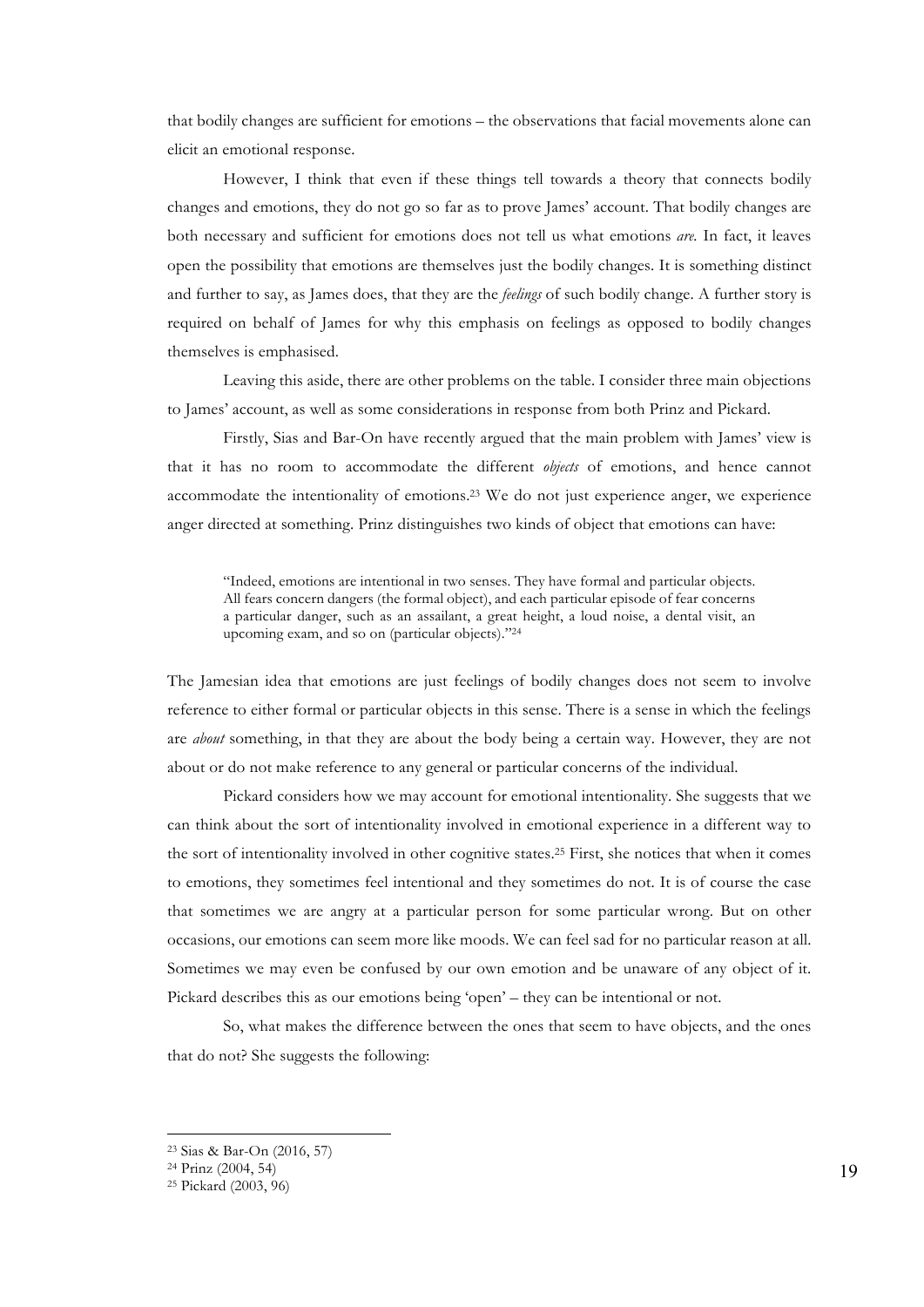that bodily changes are sufficient for emotions – the observations that facial movements alone can elicit an emotional response.

However, I think that even if these things tell towards a theory that connects bodily changes and emotions, they do not go so far as to prove James' account. That bodily changes are both necessary and sufficient for emotions does not tell us what emotions *are.* In fact, it leaves open the possibility that emotions are themselves just the bodily changes. It is something distinct and further to say, as James does, that they are the *feelings* of such bodily change. A further story is required on behalf of James for why this emphasis on feelings as opposed to bodily changes themselves is emphasised.

Leaving this aside, there are other problems on the table. I consider three main objections to James' account, as well as some considerations in response from both Prinz and Pickard.

Firstly, Sias and Bar-On have recently argued that the main problem with James' view is that it has no room to accommodate the different *objects* of emotions, and hence cannot accommodate the intentionality of emotions.[23] We do not just experience anger, we experience anger directed at something. Prinz distinguishes two kinds of object that emotions can have:

> "Indeed, emotions are intentional in two senses. They have formal and particular objects. All fears concern dangers (the formal object), and each particular episode of fear concerns a particular danger, such as an assailant, a great height, a loud noise, a dental visit, an upcoming exam, and so on (particular objects)."[24]

The Jamesian idea that emotions are just feelings of bodily changes does not seem to involve reference to either formal or particular objects in this sense. There is a sense in which the feelings are *about* something, in that they are about the body being a certain way. However, they are not about or do not make reference to any general or particular concerns of the individual.

Pickard considers how we may account for emotional intentionality. She suggests that we can think about the sort of intentionality involved in emotional experience in a different way to the sort of intentionality involved in other cognitive states.[25] First, she notices that when it comes to emotions, they sometimes feel intentional and they sometimes do not. It is of course the case that sometimes we are angry at a particular person for some particular wrong. But on other occasions, our emotions can seem more like moods. We can feel sad for no particular reason at all. Sometimes we may even be confused by our own emotion and be unaware of any object of it. Pickard describes this as our emotions being 'open' – they can be intentional or not.

So, what makes the difference between the ones that seem to have objects, and the ones that do not? She suggests the following:

---

[23] Sias & Bar-On (2016, 57)

[24] Prinz (2004, 54)

[25] Pickard (2003, 96)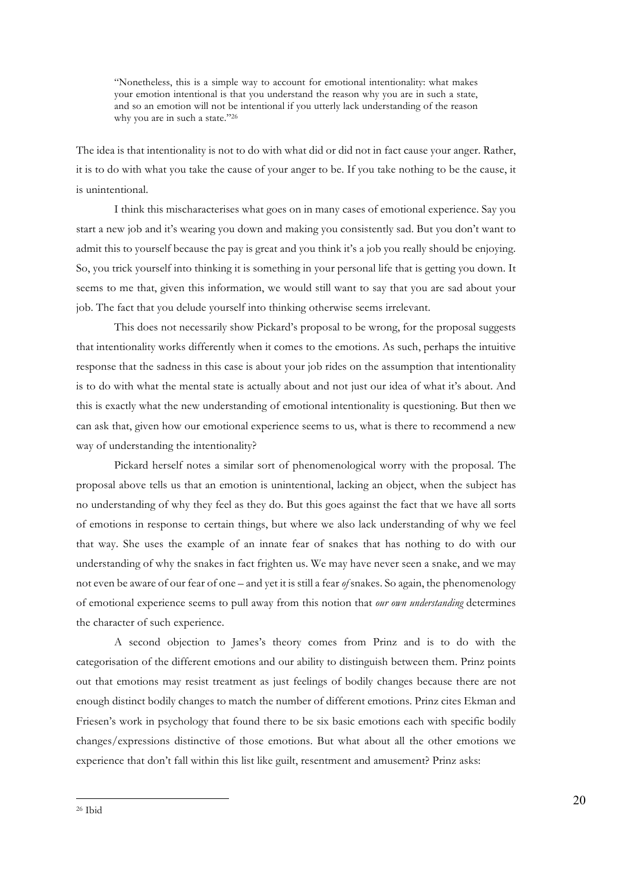> "Nonetheless, this is a simple way to account for emotional intentionality: what makes your emotion intentional is that you understand the reason why you are in such a state, and so an emotion will not be intentional if you utterly lack understanding of the reason why you are in such a state."[26]

The idea is that intentionality is not to do with what did or did not in fact cause your anger. Rather, it is to do with what you take the cause of your anger to be. If you take nothing to be the cause, it is unintentional.

I think this mischaracterises what goes on in many cases of emotional experience. Say you start a new job and it's wearing you down and making you consistently sad. But you don't want to admit this to yourself because the pay is great and you think it's a job you really should be enjoying. So, you trick yourself into thinking it is something in your personal life that is getting you down. It seems to me that, given this information, we would still want to say that you are sad about your job. The fact that you delude yourself into thinking otherwise seems irrelevant.

This does not necessarily show Pickard's proposal to be wrong, for the proposal suggests that intentionality works differently when it comes to the emotions. As such, perhaps the intuitive response that the sadness in this case is about your job rides on the assumption that intentionality is to do with what the mental state is actually about and not just our idea of what it's about. And this is exactly what the new understanding of emotional intentionality is questioning. But then we can ask that, given how our emotional experience seems to us, what is there to recommend a new way of understanding the intentionality?

Pickard herself notes a similar sort of phenomenological worry with the proposal. The proposal above tells us that an emotion is unintentional, lacking an object, when the subject has no understanding of why they feel as they do. But this goes against the fact that we have all sorts of emotions in response to certain things, but where we also lack understanding of why we feel that way. She uses the example of an innate fear of snakes that has nothing to do with our understanding of why the snakes in fact frighten us. We may have never seen a snake, and we may not even be aware of our fear of one – and yet it is still a fear *of* snakes. So again, the phenomenology of emotional experience seems to pull away from this notion that *our own understanding* determines the character of such experience.

A second objection to James's theory comes from Prinz and is to do with the categorisation of the different emotions and our ability to distinguish between them. Prinz points out that emotions may resist treatment as just feelings of bodily changes because there are not enough distinct bodily changes to match the number of different emotions. Prinz cites Ekman and Friesen's work in psychology that found there to be six basic emotions each with specific bodily changes/expressions distinctive of those emotions. But what about all the other emotions we experience that don't fall within this list like guilt, resentment and amusement? Prinz asks:

---

[26] Ibid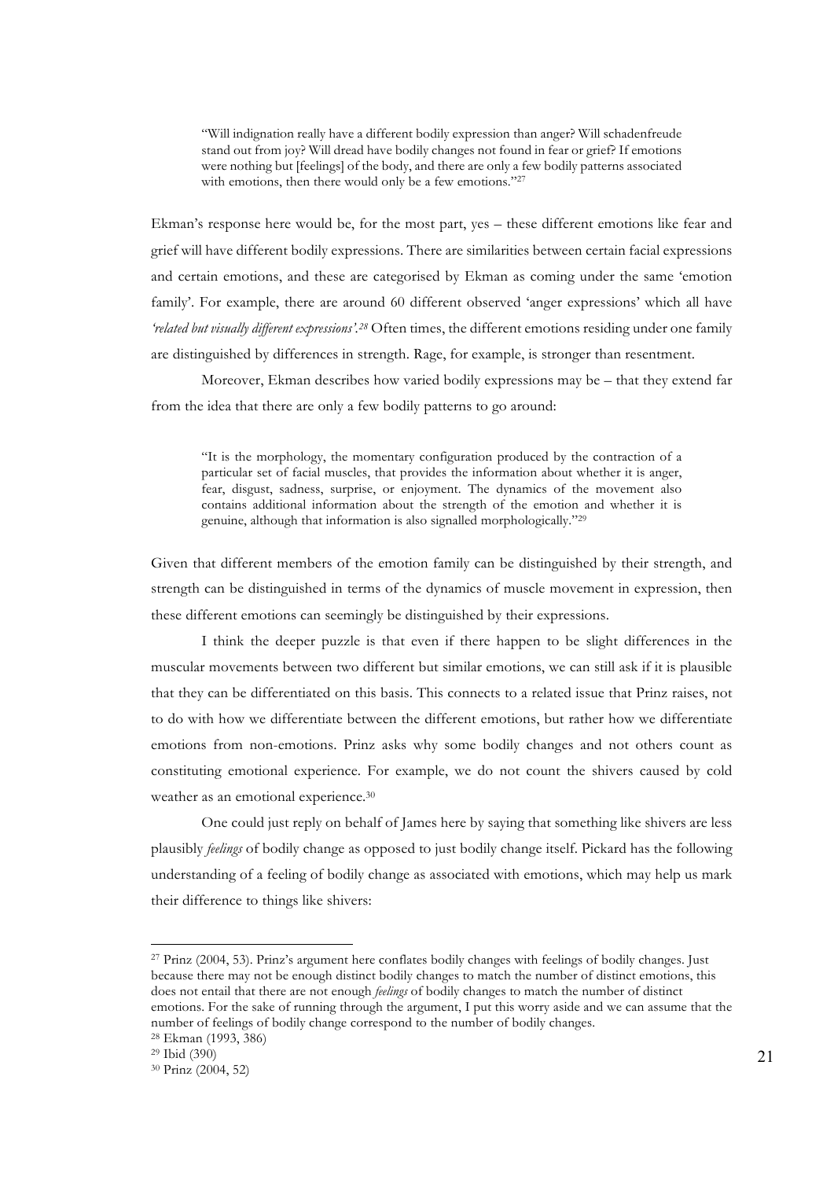> "Will indignation really have a different bodily expression than anger? Will schadenfreude stand out from joy? Will dread have bodily changes not found in fear or grief? If emotions were nothing but [feelings] of the body, and there are only a few bodily patterns associated with emotions, then there would only be a few emotions."[27]

Ekman's response here would be, for the most part, yes – these different emotions like fear and grief will have different bodily expressions. There are similarities between certain facial expressions and certain emotions, and these are categorised by Ekman as coming under the same 'emotion family'. For example, there are around 60 different observed 'anger expressions' which all have *'related but visually different expressions'.*[28] Often times, the different emotions residing under one family are distinguished by differences in strength. Rage, for example, is stronger than resentment.

Moreover, Ekman describes how varied bodily expressions may be – that they extend far from the idea that there are only a few bodily patterns to go around:

> "It is the morphology, the momentary configuration produced by the contraction of a particular set of facial muscles, that provides the information about whether it is anger, fear, disgust, sadness, surprise, or enjoyment. The dynamics of the movement also contains additional information about the strength of the emotion and whether it is genuine, although that information is also signalled morphologically."[29]

Given that different members of the emotion family can be distinguished by their strength, and strength can be distinguished in terms of the dynamics of muscle movement in expression, then these different emotions can seemingly be distinguished by their expressions.

I think the deeper puzzle is that even if there happen to be slight differences in the muscular movements between two different but similar emotions, we can still ask if it is plausible that they can be differentiated on this basis. This connects to a related issue that Prinz raises, not to do with how we differentiate between the different emotions, but rather how we differentiate emotions from non-emotions. Prinz asks why some bodily changes and not others count as constituting emotional experience. For example, we do not count the shivers caused by cold weather as an emotional experience.[30]

One could just reply on behalf of James here by saying that something like shivers are less plausibly *feelings* of bodily change as opposed to just bodily change itself. Pickard has the following understanding of a feeling of bodily change as associated with emotions, which may help us mark their difference to things like shivers:

---

[27] Prinz (2004, 53). Prinz's argument here conflates bodily changes with feelings of bodily changes. Just because there may not be enough distinct bodily changes to match the number of distinct emotions, this does not entail that there are not enough *feelings* of bodily changes to match the number of distinct emotions. For the sake of running through the argument, I put this worry aside and we can assume that the number of feelings of bodily change correspond to the number of bodily changes.

[28] Ekman (1993, 386)

[29] Ibid (390)

[30] Prinz (2004, 52)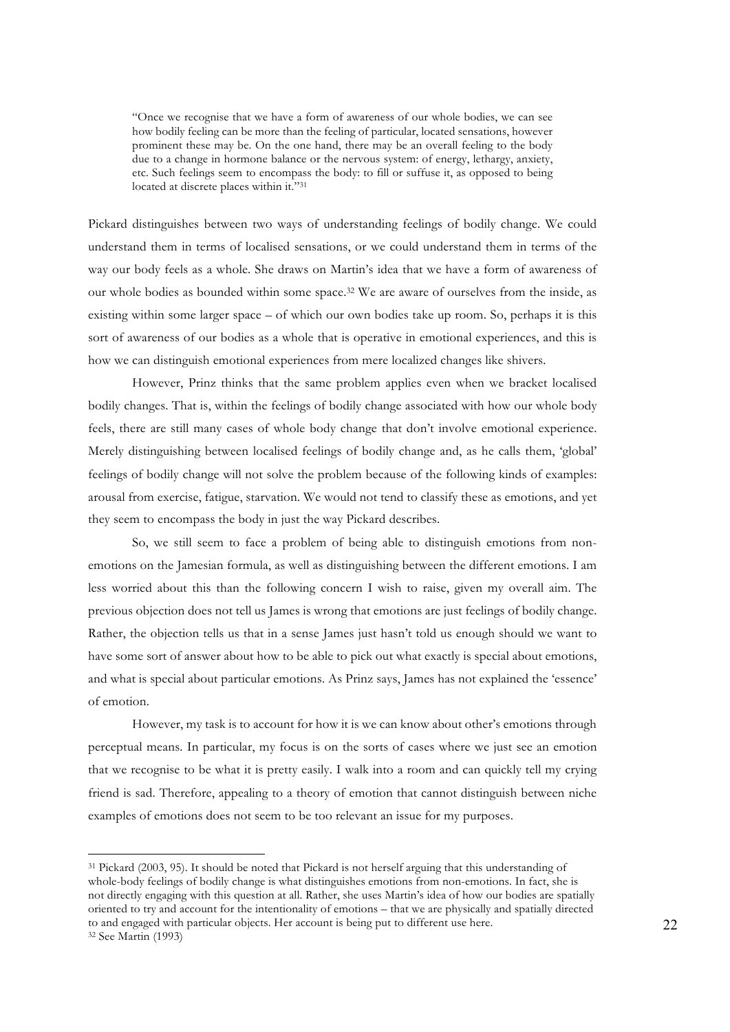> "Once we recognise that we have a form of awareness of our whole bodies, we can see how bodily feeling can be more than the feeling of particular, located sensations, however prominent these may be. On the one hand, there may be an overall feeling to the body due to a change in hormone balance or the nervous system: of energy, lethargy, anxiety, etc. Such feelings seem to encompass the body: to fill or suffuse it, as opposed to being located at discrete places within it."[31]

Pickard distinguishes between two ways of understanding feelings of bodily change. We could understand them in terms of localised sensations, or we could understand them in terms of the way our body feels as a whole. She draws on Martin's idea that we have a form of awareness of our whole bodies as bounded within some space.[32] We are aware of ourselves from the inside, as existing within some larger space – of which our own bodies take up room. So, perhaps it is this sort of awareness of our bodies as a whole that is operative in emotional experiences, and this is how we can distinguish emotional experiences from mere localized changes like shivers.

However, Prinz thinks that the same problem applies even when we bracket localised bodily changes. That is, within the feelings of bodily change associated with how our whole body feels, there are still many cases of whole body change that don't involve emotional experience. Merely distinguishing between localised feelings of bodily change and, as he calls them, 'global' feelings of bodily change will not solve the problem because of the following kinds of examples: arousal from exercise, fatigue, starvation. We would not tend to classify these as emotions, and yet they seem to encompass the body in just the way Pickard describes.

So, we still seem to face a problem of being able to distinguish emotions from non-emotions on the Jamesian formula, as well as distinguishing between the different emotions. I am less worried about this than the following concern I wish to raise, given my overall aim. The previous objection does not tell us James is wrong that emotions are just feelings of bodily change. Rather, the objection tells us that in a sense James just hasn't told us enough should we want to have some sort of answer about how to be able to pick out what exactly is special about emotions, and what is special about particular emotions. As Prinz says, James has not explained the 'essence' of emotion.

However, my task is to account for how it is we can know about other's emotions through perceptual means. In particular, my focus is on the sorts of cases where we just see an emotion that we recognise to be what it is pretty easily. I walk into a room and can quickly tell my crying friend is sad. Therefore, appealing to a theory of emotion that cannot distinguish between niche examples of emotions does not seem to be too relevant an issue for my purposes.

---

[31] Pickard (2003, 95). It should be noted that Pickard is not herself arguing that this understanding of whole-body feelings of bodily change is what distinguishes emotions from non-emotions. In fact, she is not directly engaging with this question at all. Rather, she uses Martin's idea of how our bodies are spatially oriented to try and account for the intentionality of emotions – that we are physically and spatially directed to and engaged with particular objects. Her account is being put to different use here.

[32] See Martin (1993)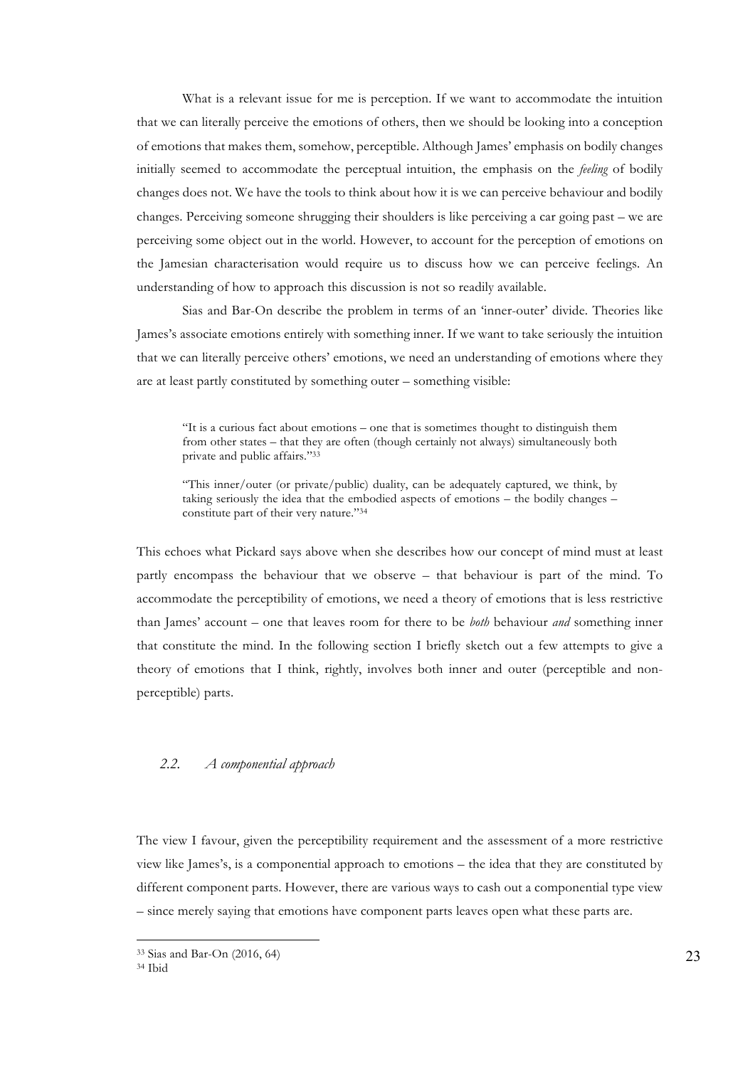What is a relevant issue for me is perception. If we want to accommodate the intuition that we can literally perceive the emotions of others, then we should be looking into a conception of emotions that makes them, somehow, perceptible. Although James' emphasis on bodily changes initially seemed to accommodate the perceptual intuition, the emphasis on the *feeling* of bodily changes does not. We have the tools to think about how it is we can perceive behaviour and bodily changes. Perceiving someone shrugging their shoulders is like perceiving a car going past – we are perceiving some object out in the world. However, to account for the perception of emotions on the Jamesian characterisation would require us to discuss how we can perceive feelings. An understanding of how to approach this discussion is not so readily available.

Sias and Bar-On describe the problem in terms of an 'inner-outer' divide. Theories like James's associate emotions entirely with something inner. If we want to take seriously the intuition that we can literally perceive others' emotions, we need an understanding of emotions where they are at least partly constituted by something outer – something visible:

> "It is a curious fact about emotions – one that is sometimes thought to distinguish them from other states – that they are often (though certainly not always) simultaneously both private and public affairs."[33]

> "This inner/outer (or private/public) duality, can be adequately captured, we think, by taking seriously the idea that the embodied aspects of emotions – the bodily changes – constitute part of their very nature."[34]

This echoes what Pickard says above when she describes how our concept of mind must at least partly encompass the behaviour that we observe – that behaviour is part of the mind. To accommodate the perceptibility of emotions, we need a theory of emotions that is less restrictive than James' account – one that leaves room for there to be *both* behaviour *and* something inner that constitute the mind. In the following section I briefly sketch out a few attempts to give a theory of emotions that I think, rightly, involves both inner and outer (perceptible and non-perceptible) parts.

### *2.2. A componential approach*

The view I favour, given the perceptibility requirement and the assessment of a more restrictive view like James's, is a componential approach to emotions – the idea that they are constituted by different component parts. However, there are various ways to cash out a componential type view – since merely saying that emotions have component parts leaves open what these parts are.

---

[33] Sias and Bar-On (2016, 64)

[34] Ibid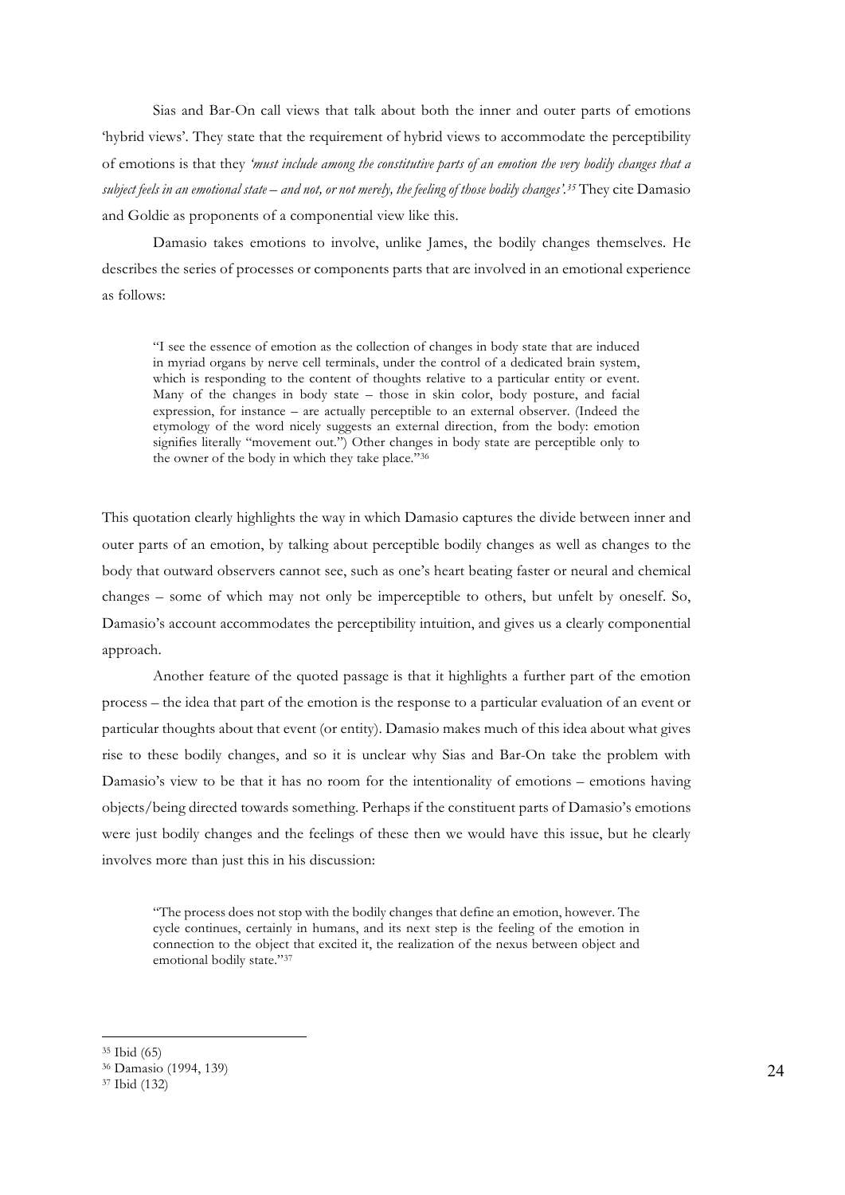Sias and Bar-On call views that talk about both the inner and outer parts of emotions 'hybrid views'. They state that the requirement of hybrid views to accommodate the perceptibility of emotions is that they *'must include among the constitutive parts of an emotion the very bodily changes that a subject feels in an emotional state – and not, or not merely, the feeling of those bodily changes'.*[35] They cite Damasio and Goldie as proponents of a componential view like this.

Damasio takes emotions to involve, unlike James, the bodily changes themselves. He describes the series of processes or components parts that are involved in an emotional experience as follows:

> "I see the essence of emotion as the collection of changes in body state that are induced in myriad organs by nerve cell terminals, under the control of a dedicated brain system, which is responding to the content of thoughts relative to a particular entity or event. Many of the changes in body state – those in skin color, body posture, and facial expression, for instance – are actually perceptible to an external observer. (Indeed the etymology of the word nicely suggests an external direction, from the body: emotion signifies literally "movement out.") Other changes in body state are perceptible only to the owner of the body in which they take place."[36]

This quotation clearly highlights the way in which Damasio captures the divide between inner and outer parts of an emotion, by talking about perceptible bodily changes as well as changes to the body that outward observers cannot see, such as one's heart beating faster or neural and chemical changes – some of which may not only be imperceptible to others, but unfelt by oneself. So, Damasio's account accommodates the perceptibility intuition, and gives us a clearly componential approach.

Another feature of the quoted passage is that it highlights a further part of the emotion process – the idea that part of the emotion is the response to a particular evaluation of an event or particular thoughts about that event (or entity). Damasio makes much of this idea about what gives rise to these bodily changes, and so it is unclear why Sias and Bar-On take the problem with Damasio's view to be that it has no room for the intentionality of emotions – emotions having objects/being directed towards something. Perhaps if the constituent parts of Damasio's emotions were just bodily changes and the feelings of these then we would have this issue, but he clearly involves more than just this in his discussion:

> "The process does not stop with the bodily changes that define an emotion, however. The cycle continues, certainly in humans, and its next step is the feeling of the emotion in connection to the object that excited it, the realization of the nexus between object and emotional bodily state."[37]

---

[35] Ibid (65)

[36] Damasio (1994, 139)

[37] Ibid (132)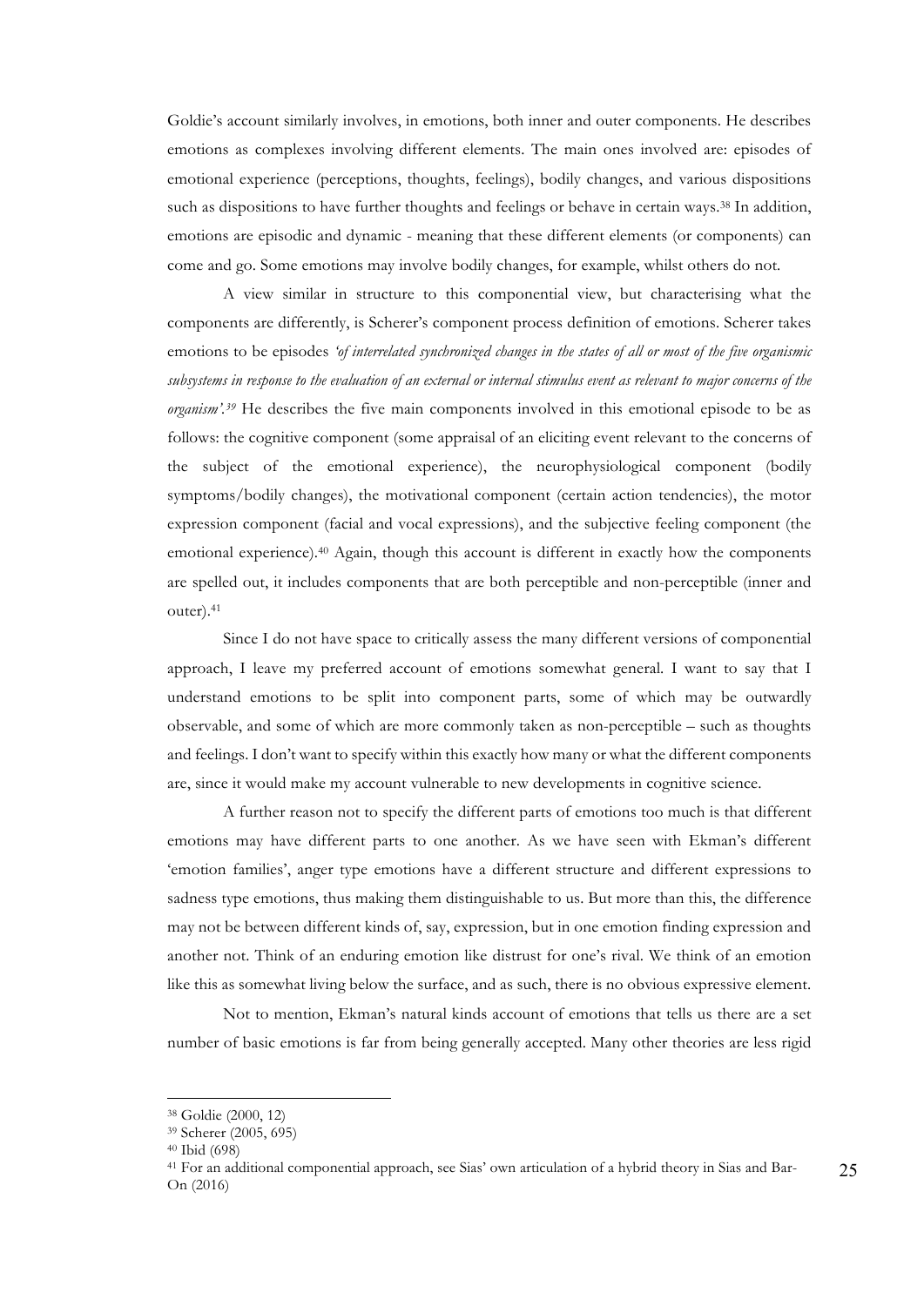Goldie's account similarly involves, in emotions, both inner and outer components. He describes emotions as complexes involving different elements. The main ones involved are: episodes of emotional experience (perceptions, thoughts, feelings), bodily changes, and various dispositions such as dispositions to have further thoughts and feelings or behave in certain ways.[38] In addition, emotions are episodic and dynamic - meaning that these different elements (or components) can come and go. Some emotions may involve bodily changes, for example, whilst others do not.

A view similar in structure to this componential view, but characterising what the components are differently, is Scherer's component process definition of emotions. Scherer takes emotions to be episodes *'of interrelated synchronized changes in the states of all or most of the five organismic subsystems in response to the evaluation of an external or internal stimulus event as relevant to major concerns of the organism'.*[39] He describes the five main components involved in this emotional episode to be as follows: the cognitive component (some appraisal of an eliciting event relevant to the concerns of the subject of the emotional experience), the neurophysiological component (bodily symptoms/bodily changes), the motivational component (certain action tendencies), the motor expression component (facial and vocal expressions), and the subjective feeling component (the emotional experience).[40] Again, though this account is different in exactly how the components are spelled out, it includes components that are both perceptible and non-perceptible (inner and outer).[41]

Since I do not have space to critically assess the many different versions of componential approach, I leave my preferred account of emotions somewhat general. I want to say that I understand emotions to be split into component parts, some of which may be outwardly observable, and some of which are more commonly taken as non-perceptible – such as thoughts and feelings. I don't want to specify within this exactly how many or what the different components are, since it would make my account vulnerable to new developments in cognitive science.

A further reason not to specify the different parts of emotions too much is that different emotions may have different parts to one another. As we have seen with Ekman's different 'emotion families', anger type emotions have a different structure and different expressions to sadness type emotions, thus making them distinguishable to us. But more than this, the difference may not be between different kinds of, say, expression, but in one emotion finding expression and another not. Think of an enduring emotion like distrust for one's rival. We think of an emotion like this as somewhat living below the surface, and as such, there is no obvious expressive element.

Not to mention, Ekman's natural kinds account of emotions that tells us there are a set number of basic emotions is far from being generally accepted. Many other theories are less rigid

---

[38] Goldie (2000, 12)

[39] Scherer (2005, 695)

[40] Ibid (698)

[41] For an additional componential approach, see Sias' own articulation of a hybrid theory in Sias and Bar-On (2016)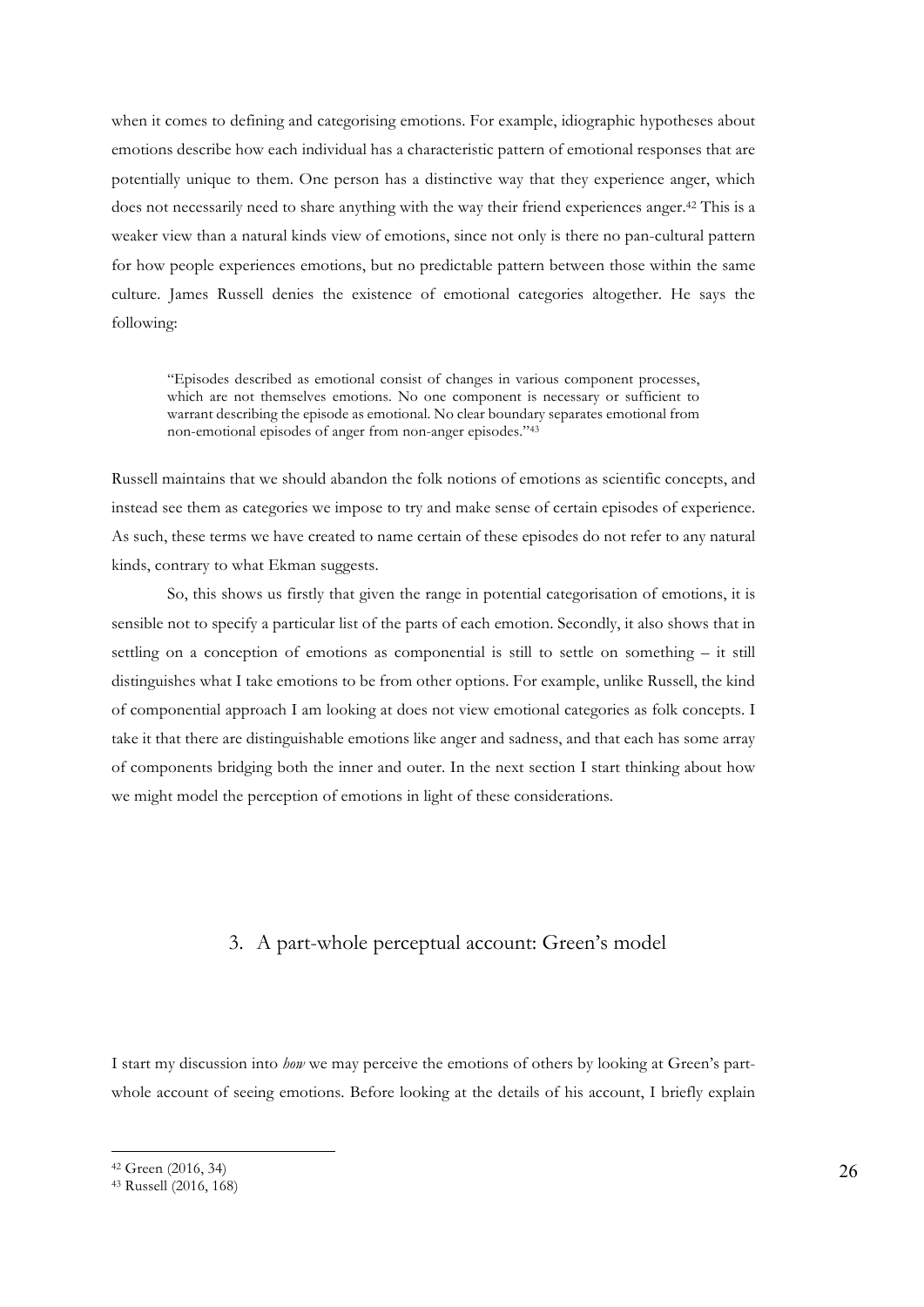when it comes to defining and categorising emotions. For example, idiographic hypotheses about emotions describe how each individual has a characteristic pattern of emotional responses that are potentially unique to them. One person has a distinctive way that they experience anger, which does not necessarily need to share anything with the way their friend experiences anger.[42] This is a weaker view than a natural kinds view of emotions, since not only is there no pan-cultural pattern for how people experiences emotions, but no predictable pattern between those within the same culture. James Russell denies the existence of emotional categories altogether. He says the following:

> "Episodes described as emotional consist of changes in various component processes, which are not themselves emotions. No one component is necessary or sufficient to warrant describing the episode as emotional. No clear boundary separates emotional from non-emotional episodes of anger from non-anger episodes."[43]

Russell maintains that we should abandon the folk notions of emotions as scientific concepts, and instead see them as categories we impose to try and make sense of certain episodes of experience. As such, these terms we have created to name certain of these episodes do not refer to any natural kinds, contrary to what Ekman suggests.

So, this shows us firstly that given the range in potential categorisation of emotions, it is sensible not to specify a particular list of the parts of each emotion. Secondly, it also shows that in settling on a conception of emotions as componential is still to settle on something – it still distinguishes what I take emotions to be from other options. For example, unlike Russell, the kind of componential approach I am looking at does not view emotional categories as folk concepts. I take it that there are distinguishable emotions like anger and sadness, and that each has some array of components bridging both the inner and outer. In the next section I start thinking about how we might model the perception of emotions in light of these considerations.

## 3. A part-whole perceptual account: Green's model

I start my discussion into *how* we may perceive the emotions of others by looking at Green's part-whole account of seeing emotions. Before looking at the details of his account, I briefly explain

[42] Green (2016, 34)

[43] Russell (2016, 168)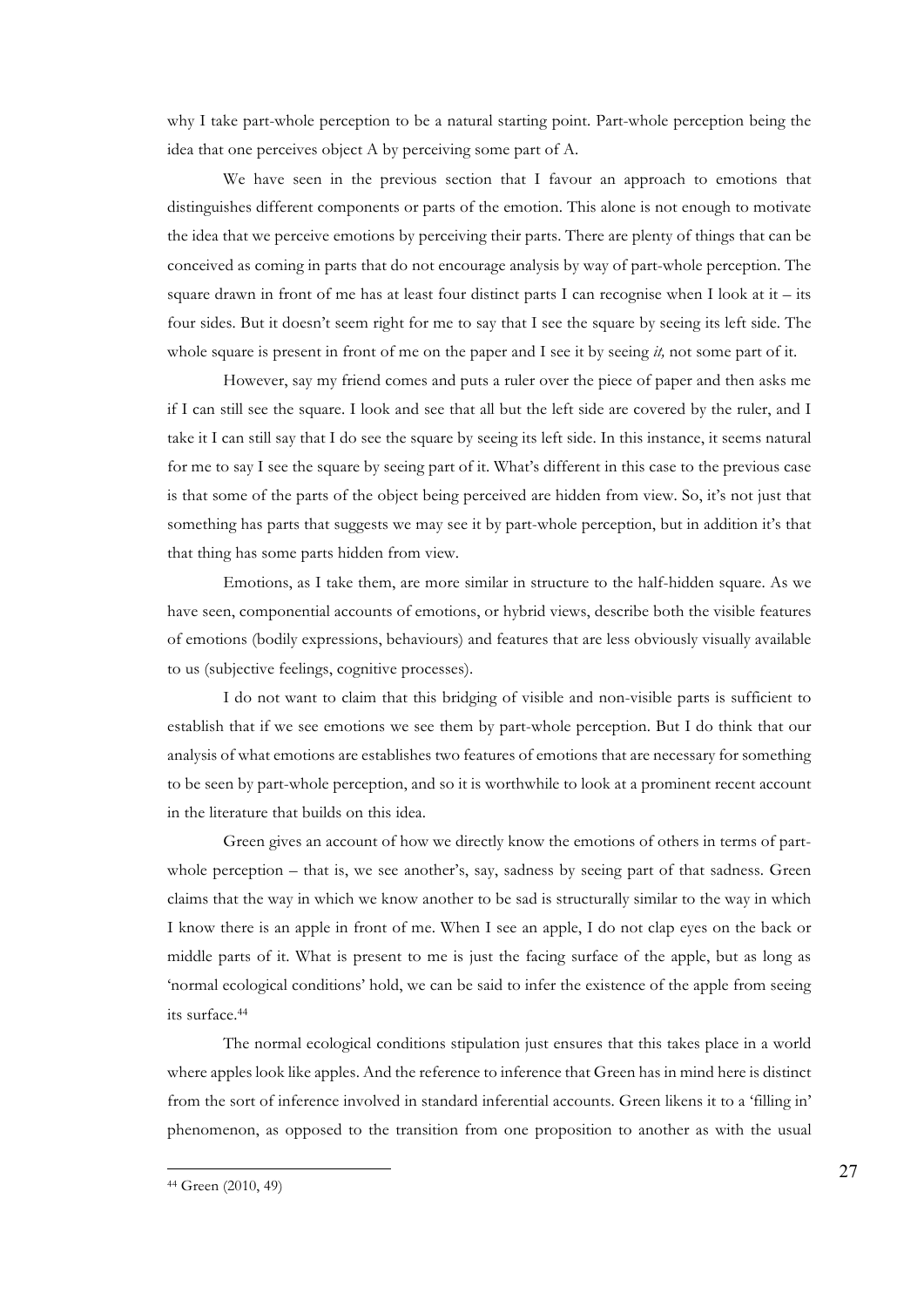why I take part-whole perception to be a natural starting point. Part-whole perception being the idea that one perceives object A by perceiving some part of A.

We have seen in the previous section that I favour an approach to emotions that distinguishes different components or parts of the emotion. This alone is not enough to motivate the idea that we perceive emotions by perceiving their parts. There are plenty of things that can be conceived as coming in parts that do not encourage analysis by way of part-whole perception. The square drawn in front of me has at least four distinct parts I can recognise when I look at it – its four sides. But it doesn't seem right for me to say that I see the square by seeing its left side. The whole square is present in front of me on the paper and I see it by seeing *it,* not some part of it.

However, say my friend comes and puts a ruler over the piece of paper and then asks me if I can still see the square. I look and see that all but the left side are covered by the ruler, and I take it I can still say that I do see the square by seeing its left side. In this instance, it seems natural for me to say I see the square by seeing part of it. What's different in this case to the previous case is that some of the parts of the object being perceived are hidden from view. So, it's not just that something has parts that suggests we may see it by part-whole perception, but in addition it's that that thing has some parts hidden from view.

Emotions, as I take them, are more similar in structure to the half-hidden square. As we have seen, componential accounts of emotions, or hybrid views, describe both the visible features of emotions (bodily expressions, behaviours) and features that are less obviously visually available to us (subjective feelings, cognitive processes).

I do not want to claim that this bridging of visible and non-visible parts is sufficient to establish that if we see emotions we see them by part-whole perception. But I do think that our analysis of what emotions are establishes two features of emotions that are necessary for something to be seen by part-whole perception, and so it is worthwhile to look at a prominent recent account in the literature that builds on this idea.

Green gives an account of how we directly know the emotions of others in terms of part-whole perception – that is, we see another's, say, sadness by seeing part of that sadness. Green claims that the way in which we know another to be sad is structurally similar to the way in which I know there is an apple in front of me. When I see an apple, I do not clap eyes on the back or middle parts of it. What is present to me is just the facing surface of the apple, but as long as 'normal ecological conditions' hold, we can be said to infer the existence of the apple from seeing its surface.[44]

The normal ecological conditions stipulation just ensures that this takes place in a world where apples look like apples. And the reference to inference that Green has in mind here is distinct from the sort of inference involved in standard inferential accounts. Green likens it to a 'filling in' phenomenon, as opposed to the transition from one proposition to another as with the usual

[44] Green (2010, 49)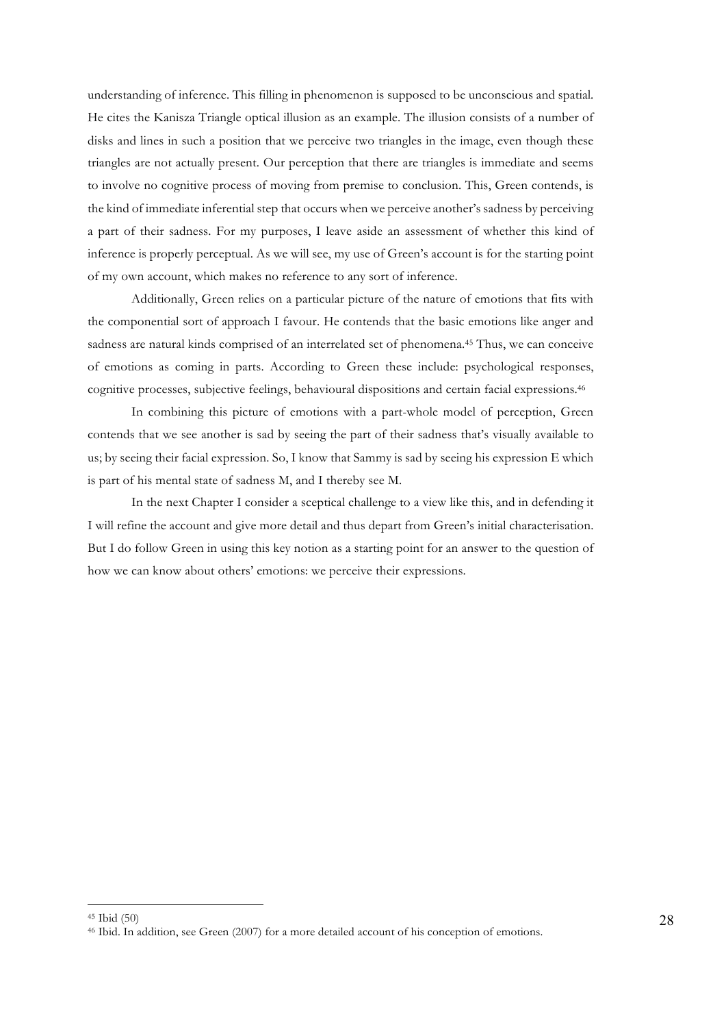understanding of inference. This filling in phenomenon is supposed to be unconscious and spatial. He cites the Kanisza Triangle optical illusion as an example. The illusion consists of a number of disks and lines in such a position that we perceive two triangles in the image, even though these triangles are not actually present. Our perception that there are triangles is immediate and seems to involve no cognitive process of moving from premise to conclusion. This, Green contends, is the kind of immediate inferential step that occurs when we perceive another's sadness by perceiving a part of their sadness. For my purposes, I leave aside an assessment of whether this kind of inference is properly perceptual. As we will see, my use of Green's account is for the starting point of my own account, which makes no reference to any sort of inference.

Additionally, Green relies on a particular picture of the nature of emotions that fits with the componential sort of approach I favour. He contends that the basic emotions like anger and sadness are natural kinds comprised of an interrelated set of phenomena.[45] Thus, we can conceive of emotions as coming in parts. According to Green these include: psychological responses, cognitive processes, subjective feelings, behavioural dispositions and certain facial expressions.[46]

In combining this picture of emotions with a part-whole model of perception, Green contends that we see another is sad by seeing the part of their sadness that's visually available to us; by seeing their facial expression. So, I know that Sammy is sad by seeing his expression E which is part of his mental state of sadness M, and I thereby see M.

In the next Chapter I consider a sceptical challenge to a view like this, and in defending it I will refine the account and give more detail and thus depart from Green's initial characterisation. But I do follow Green in using this key notion as a starting point for an answer to the question of how we can know about others' emotions: we perceive their expressions.

---

[45] Ibid (50)

[46] Ibid. In addition, see Green (2007) for a more detailed account of his conception of emotions.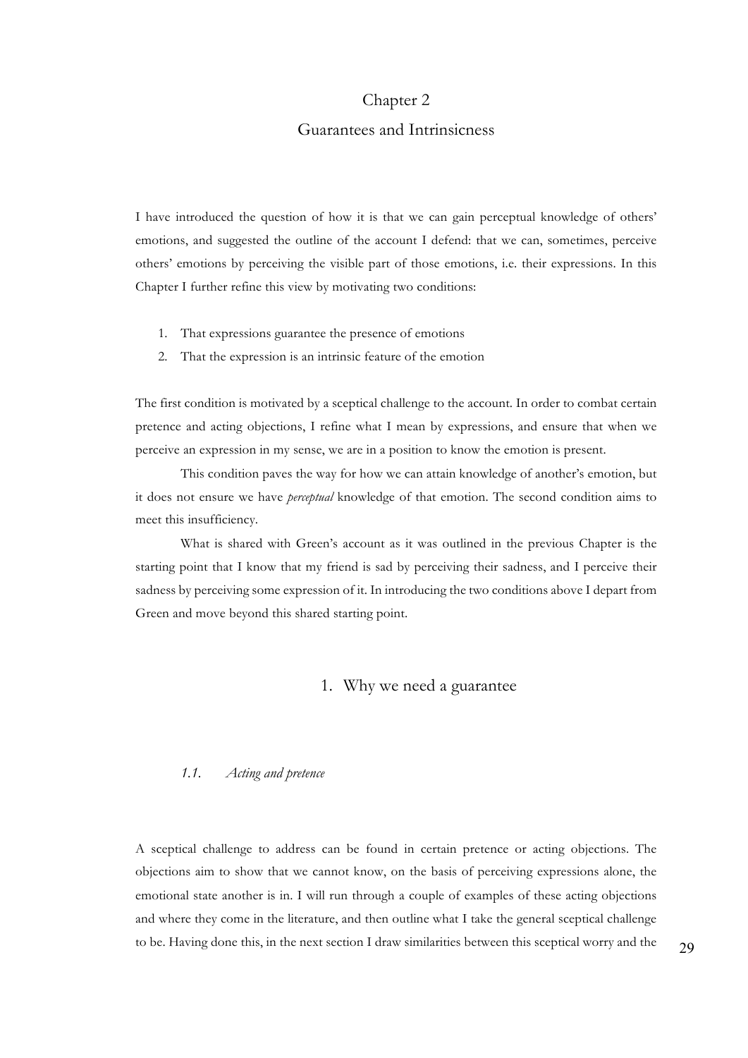# Chapter 2

# Guarantees and Intrinsicness

I have introduced the question of how it is that we can gain perceptual knowledge of others' emotions, and suggested the outline of the account I defend: that we can, sometimes, perceive others' emotions by perceiving the visible part of those emotions, i.e. their expressions. In this Chapter I further refine this view by motivating two conditions:

1. That expressions guarantee the presence of emotions
2. That the expression is an intrinsic feature of the emotion

The first condition is motivated by a sceptical challenge to the account. In order to combat certain pretence and acting objections, I refine what I mean by expressions, and ensure that when we perceive an expression in my sense, we are in a position to know the emotion is present.

This condition paves the way for how we can attain knowledge of another's emotion, but it does not ensure we have *perceptual* knowledge of that emotion. The second condition aims to meet this insufficiency.

What is shared with Green's account as it was outlined in the previous Chapter is the starting point that I know that my friend is sad by perceiving their sadness, and I perceive their sadness by perceiving some expression of it. In introducing the two conditions above I depart from Green and move beyond this shared starting point.

## 1. Why we need a guarantee

### *1.1. Acting and pretence*

A sceptical challenge to address can be found in certain pretence or acting objections. The objections aim to show that we cannot know, on the basis of perceiving expressions alone, the emotional state another is in. I will run through a couple of examples of these acting objections and where they come in the literature, and then outline what I take the general sceptical challenge to be. Having done this, in the next section I draw similarities between this sceptical worry and the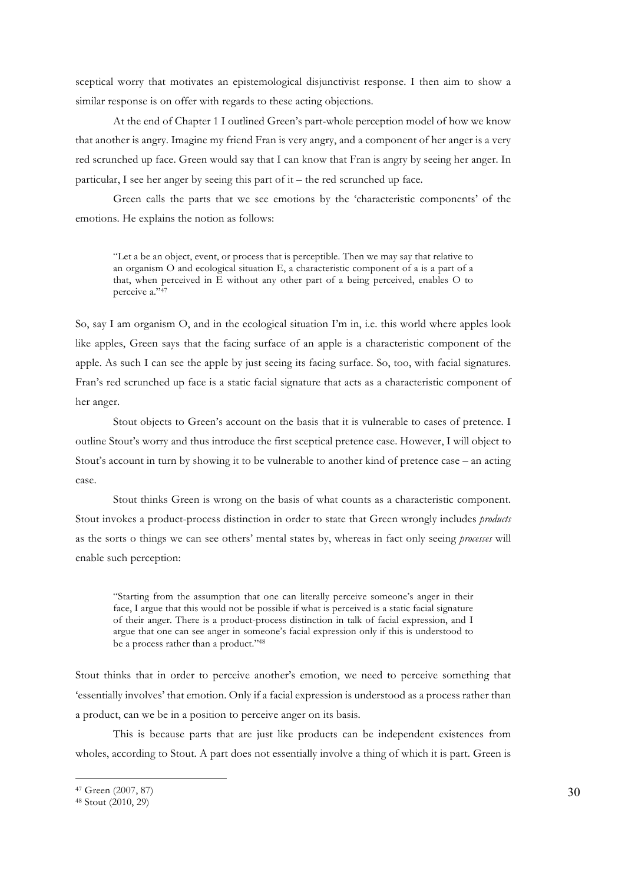sceptical worry that motivates an epistemological disjunctivist response. I then aim to show a similar response is on offer with regards to these acting objections.

At the end of Chapter 1 I outlined Green's part-whole perception model of how we know that another is angry. Imagine my friend Fran is very angry, and a component of her anger is a very red scrunched up face. Green would say that I can know that Fran is angry by seeing her anger. In particular, I see her anger by seeing this part of it – the red scrunched up face.

Green calls the parts that we see emotions by the 'characteristic components' of the emotions. He explains the notion as follows:

> "Let a be an object, event, or process that is perceptible. Then we may say that relative to an organism O and ecological situation E, a characteristic component of a is a part of a that, when perceived in E without any other part of a being perceived, enables O to perceive a."[47]

So, say I am organism O, and in the ecological situation I'm in, i.e. this world where apples look like apples, Green says that the facing surface of an apple is a characteristic component of the apple. As such I can see the apple by just seeing its facing surface. So, too, with facial signatures. Fran's red scrunched up face is a static facial signature that acts as a characteristic component of her anger.

Stout objects to Green's account on the basis that it is vulnerable to cases of pretence. I outline Stout's worry and thus introduce the first sceptical pretence case. However, I will object to Stout's account in turn by showing it to be vulnerable to another kind of pretence case – an acting case.

Stout thinks Green is wrong on the basis of what counts as a characteristic component. Stout invokes a product-process distinction in order to state that Green wrongly includes *products* as the sorts o things we can see others' mental states by, whereas in fact only seeing *processes* will enable such perception:

> "Starting from the assumption that one can literally perceive someone's anger in their face, I argue that this would not be possible if what is perceived is a static facial signature of their anger. There is a product-process distinction in talk of facial expression, and I argue that one can see anger in someone's facial expression only if this is understood to be a process rather than a product."[48]

Stout thinks that in order to perceive another's emotion, we need to perceive something that 'essentially involves' that emotion. Only if a facial expression is understood as a process rather than a product, can we be in a position to perceive anger on its basis.

This is because parts that are just like products can be independent existences from wholes, according to Stout. A part does not essentially involve a thing of which it is part. Green is

[47] Green (2007, 87)

[48] Stout (2010, 29)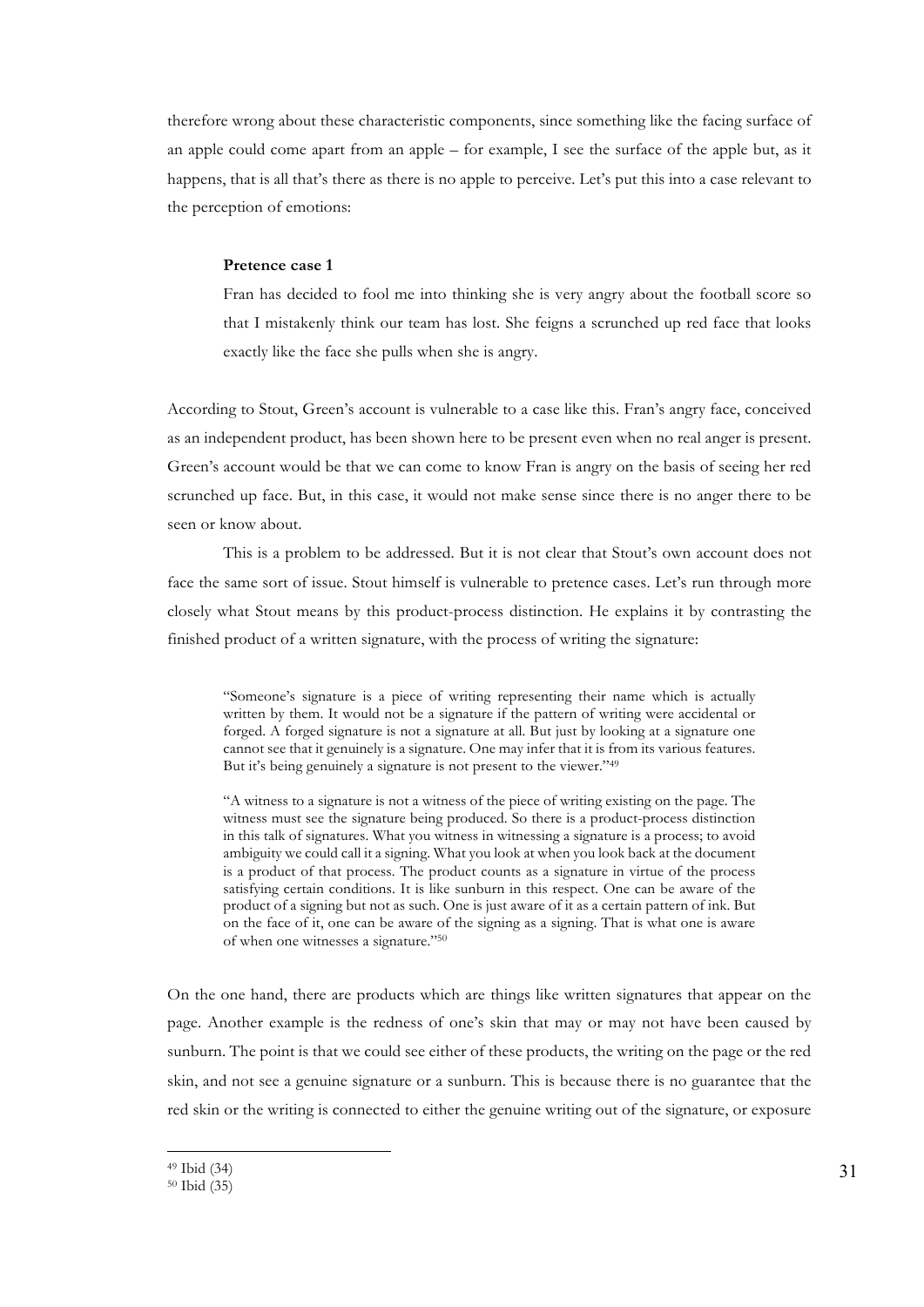therefore wrong about these characteristic components, since something like the facing surface of an apple could come apart from an apple – for example, I see the surface of the apple but, as it happens, that is all that's there as there is no apple to perceive. Let's put this into a case relevant to the perception of emotions:

> **Pretence case 1**
>
> Fran has decided to fool me into thinking she is very angry about the football score so that I mistakenly think our team has lost. She feigns a scrunched up red face that looks exactly like the face she pulls when she is angry.

According to Stout, Green's account is vulnerable to a case like this. Fran's angry face, conceived as an independent product, has been shown here to be present even when no real anger is present. Green's account would be that we can come to know Fran is angry on the basis of seeing her red scrunched up face. But, in this case, it would not make sense since there is no anger there to be seen or know about.

This is a problem to be addressed. But it is not clear that Stout's own account does not face the same sort of issue. Stout himself is vulnerable to pretence cases. Let's run through more closely what Stout means by this product-process distinction. He explains it by contrasting the finished product of a written signature, with the process of writing the signature:

> "Someone's signature is a piece of writing representing their name which is actually written by them. It would not be a signature if the pattern of writing were accidental or forged. A forged signature is not a signature at all. But just by looking at a signature one cannot see that it genuinely is a signature. One may infer that it is from its various features. But it's being genuinely a signature is not present to the viewer."[49]

> "A witness to a signature is not a witness of the piece of writing existing on the page. The witness must see the signature being produced. So there is a product-process distinction in this talk of signatures. What you witness in witnessing a signature is a process; to avoid ambiguity we could call it a signing. What you look at when you look back at the document is a product of that process. The product counts as a signature in virtue of the process satisfying certain conditions. It is like sunburn in this respect. One can be aware of the product of a signing but not as such. One is just aware of it as a certain pattern of ink. But on the face of it, one can be aware of the signing as a signing. That is what one is aware of when one witnesses a signature."[50]

On the one hand, there are products which are things like written signatures that appear on the page. Another example is the redness of one's skin that may or may not have been caused by sunburn. The point is that we could see either of these products, the writing on the page or the red skin, and not see a genuine signature or a sunburn. This is because there is no guarantee that the red skin or the writing is connected to either the genuine writing out of the signature, or exposure

---

[49] Ibid (34)

[50] Ibid (35)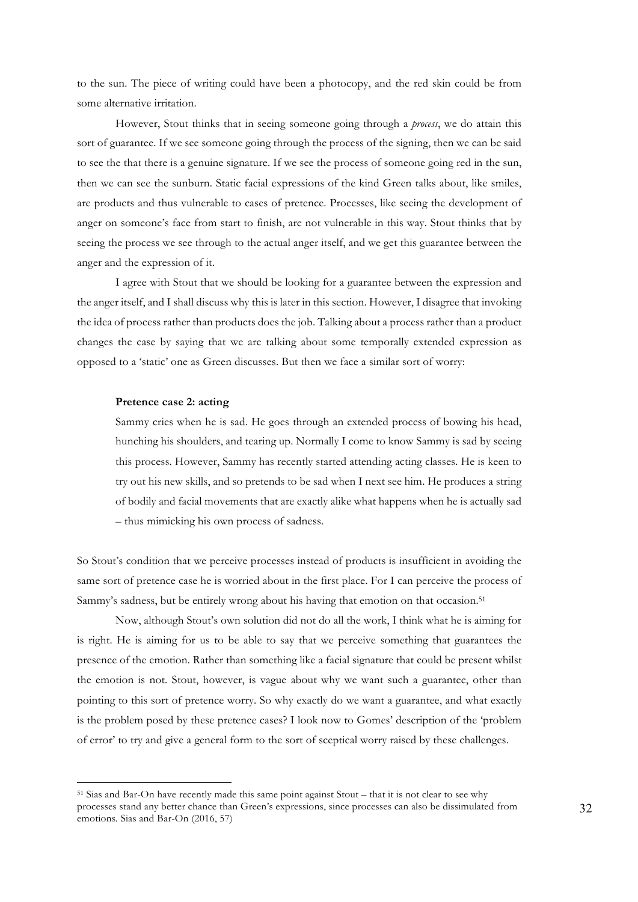to the sun. The piece of writing could have been a photocopy, and the red skin could be from some alternative irritation.

However, Stout thinks that in seeing someone going through a *process*, we do attain this sort of guarantee. If we see someone going through the process of the signing, then we can be said to see the that there is a genuine signature. If we see the process of someone going red in the sun, then we can see the sunburn. Static facial expressions of the kind Green talks about, like smiles, are products and thus vulnerable to cases of pretence. Processes, like seeing the development of anger on someone's face from start to finish, are not vulnerable in this way. Stout thinks that by seeing the process we see through to the actual anger itself, and we get this guarantee between the anger and the expression of it.

I agree with Stout that we should be looking for a guarantee between the expression and the anger itself, and I shall discuss why this is later in this section. However, I disagree that invoking the idea of process rather than products does the job. Talking about a process rather than a product changes the case by saying that we are talking about some temporally extended expression as opposed to a 'static' one as Green discusses. But then we face a similar sort of worry:

> **Pretence case 2: acting**
>
> Sammy cries when he is sad. He goes through an extended process of bowing his head, hunching his shoulders, and tearing up. Normally I come to know Sammy is sad by seeing this process. However, Sammy has recently started attending acting classes. He is keen to try out his new skills, and so pretends to be sad when I next see him. He produces a string of bodily and facial movements that are exactly alike what happens when he is actually sad – thus mimicking his own process of sadness.

So Stout's condition that we perceive processes instead of products is insufficient in avoiding the same sort of pretence case he is worried about in the first place. For I can perceive the process of Sammy's sadness, but be entirely wrong about his having that emotion on that occasion.[51]

Now, although Stout's own solution did not do all the work, I think what he is aiming for is right. He is aiming for us to be able to say that we perceive something that guarantees the presence of the emotion. Rather than something like a facial signature that could be present whilst the emotion is not. Stout, however, is vague about why we want such a guarantee, other than pointing to this sort of pretence worry. So why exactly do we want a guarantee, and what exactly is the problem posed by these pretence cases? I look now to Gomes' description of the 'problem of error' to try and give a general form to the sort of sceptical worry raised by these challenges.

---

[51] Sias and Bar-On have recently made this same point against Stout – that it is not clear to see why processes stand any better chance than Green's expressions, since processes can also be dissimulated from emotions. Sias and Bar-On (2016, 57)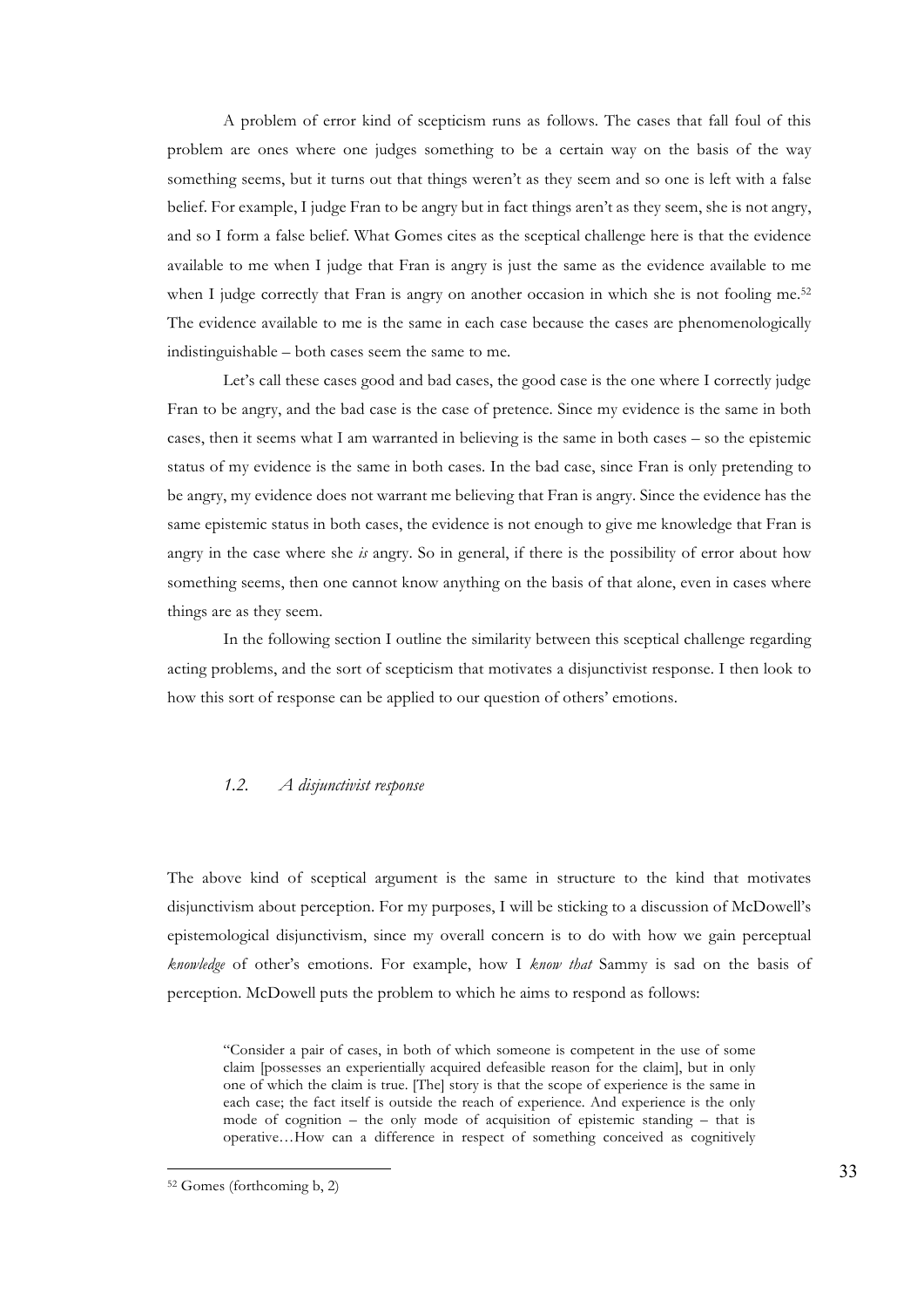A problem of error kind of scepticism runs as follows. The cases that fall foul of this problem are ones where one judges something to be a certain way on the basis of the way something seems, but it turns out that things weren't as they seem and so one is left with a false belief. For example, I judge Fran to be angry but in fact things aren't as they seem, she is not angry, and so I form a false belief. What Gomes cites as the sceptical challenge here is that the evidence available to me when I judge that Fran is angry is just the same as the evidence available to me when I judge correctly that Fran is angry on another occasion in which she is not fooling me.[52] The evidence available to me is the same in each case because the cases are phenomenologically indistinguishable – both cases seem the same to me.

Let's call these cases good and bad cases, the good case is the one where I correctly judge Fran to be angry, and the bad case is the case of pretence. Since my evidence is the same in both cases, then it seems what I am warranted in believing is the same in both cases – so the epistemic status of my evidence is the same in both cases. In the bad case, since Fran is only pretending to be angry, my evidence does not warrant me believing that Fran is angry. Since the evidence has the same epistemic status in both cases, the evidence is not enough to give me knowledge that Fran is angry in the case where she *is* angry. So in general, if there is the possibility of error about how something seems, then one cannot know anything on the basis of that alone, even in cases where things are as they seem.

In the following section I outline the similarity between this sceptical challenge regarding acting problems, and the sort of scepticism that motivates a disjunctivist response. I then look to how this sort of response can be applied to our question of others' emotions.

### *1.2. A disjunctivist response*

The above kind of sceptical argument is the same in structure to the kind that motivates disjunctivism about perception. For my purposes, I will be sticking to a discussion of McDowell's epistemological disjunctivism, since my overall concern is to do with how we gain perceptual *knowledge* of other's emotions. For example, how I *know that* Sammy is sad on the basis of perception. McDowell puts the problem to which he aims to respond as follows:

> "Consider a pair of cases, in both of which someone is competent in the use of some claim [possesses an experientially acquired defeasible reason for the claim], but in only one of which the claim is true. [The] story is that the scope of experience is the same in each case; the fact itself is outside the reach of experience. And experience is the only mode of cognition – the only mode of acquisition of epistemic standing – that is operative…How can a difference in respect of something conceived as cognitively

[52] Gomes (forthcoming b, 2)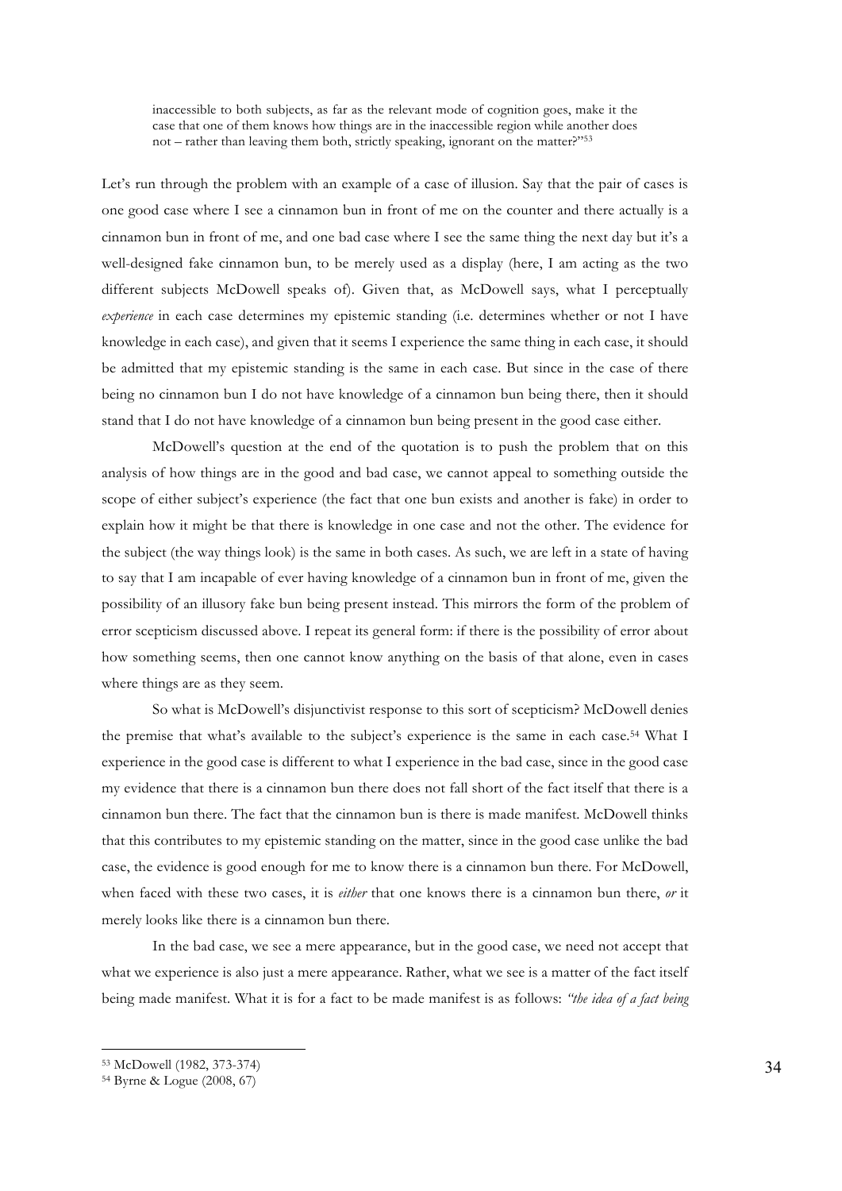> inaccessible to both subjects, as far as the relevant mode of cognition goes, make it the case that one of them knows how things are in the inaccessible region while another does not – rather than leaving them both, strictly speaking, ignorant on the matter?"[53]

Let's run through the problem with an example of a case of illusion. Say that the pair of cases is one good case where I see a cinnamon bun in front of me on the counter and there actually is a cinnamon bun in front of me, and one bad case where I see the same thing the next day but it's a well-designed fake cinnamon bun, to be merely used as a display (here, I am acting as the two different subjects McDowell speaks of). Given that, as McDowell says, what I perceptually *experience* in each case determines my epistemic standing (i.e. determines whether or not I have knowledge in each case), and given that it seems I experience the same thing in each case, it should be admitted that my epistemic standing is the same in each case. But since in the case of there being no cinnamon bun I do not have knowledge of a cinnamon bun being there, then it should stand that I do not have knowledge of a cinnamon bun being present in the good case either.

McDowell's question at the end of the quotation is to push the problem that on this analysis of how things are in the good and bad case, we cannot appeal to something outside the scope of either subject's experience (the fact that one bun exists and another is fake) in order to explain how it might be that there is knowledge in one case and not the other. The evidence for the subject (the way things look) is the same in both cases. As such, we are left in a state of having to say that I am incapable of ever having knowledge of a cinnamon bun in front of me, given the possibility of an illusory fake bun being present instead. This mirrors the form of the problem of error scepticism discussed above. I repeat its general form: if there is the possibility of error about how something seems, then one cannot know anything on the basis of that alone, even in cases where things are as they seem.

So what is McDowell's disjunctivist response to this sort of scepticism? McDowell denies the premise that what's available to the subject's experience is the same in each case.[54] What I experience in the good case is different to what I experience in the bad case, since in the good case my evidence that there is a cinnamon bun there does not fall short of the fact itself that there is a cinnamon bun there. The fact that the cinnamon bun is there is made manifest. McDowell thinks that this contributes to my epistemic standing on the matter, since in the good case unlike the bad case, the evidence is good enough for me to know there is a cinnamon bun there. For McDowell, when faced with these two cases, it is *either* that one knows there is a cinnamon bun there, *or* it merely looks like there is a cinnamon bun there.

In the bad case, we see a mere appearance, but in the good case, we need not accept that what we experience is also just a mere appearance. Rather, what we see is a matter of the fact itself being made manifest. What it is for a fact to be made manifest is as follows: *"the idea of a fact being*

---

[53] McDowell (1982, 373-374)

[54] Byrne & Logue (2008, 67)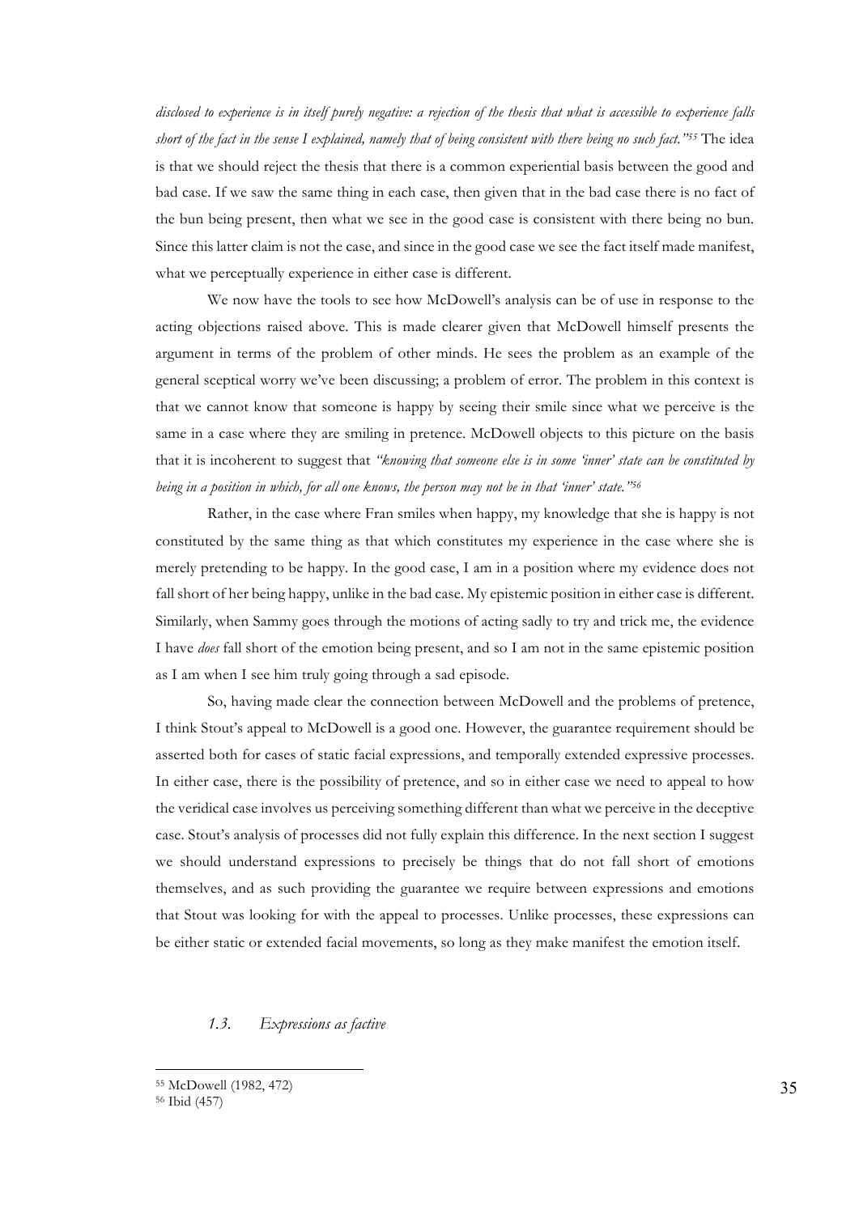*disclosed to experience is in itself purely negative: a rejection of the thesis that what is accessible to experience falls short of the fact in the sense I explained, namely that of being consistent with there being no such fact."*[55] The idea is that we should reject the thesis that there is a common experiential basis between the good and bad case. If we saw the same thing in each case, then given that in the bad case there is no fact of the bun being present, then what we see in the good case is consistent with there being no bun. Since this latter claim is not the case, and since in the good case we see the fact itself made manifest, what we perceptually experience in either case is different.

We now have the tools to see how McDowell's analysis can be of use in response to the acting objections raised above. This is made clearer given that McDowell himself presents the argument in terms of the problem of other minds. He sees the problem as an example of the general sceptical worry we've been discussing; a problem of error. The problem in this context is that we cannot know that someone is happy by seeing their smile since what we perceive is the same in a case where they are smiling in pretence. McDowell objects to this picture on the basis that it is incoherent to suggest that *"knowing that someone else is in some 'inner' state can be constituted by being in a position in which, for all one knows, the person may not be in that 'inner' state."*[56]

Rather, in the case where Fran smiles when happy, my knowledge that she is happy is not constituted by the same thing as that which constitutes my experience in the case where she is merely pretending to be happy. In the good case, I am in a position where my evidence does not fall short of her being happy, unlike in the bad case. My epistemic position in either case is different. Similarly, when Sammy goes through the motions of acting sadly to try and trick me, the evidence I have *does* fall short of the emotion being present, and so I am not in the same epistemic position as I am when I see him truly going through a sad episode.

So, having made clear the connection between McDowell and the problems of pretence, I think Stout's appeal to McDowell is a good one. However, the guarantee requirement should be asserted both for cases of static facial expressions, and temporally extended expressive processes. In either case, there is the possibility of pretence, and so in either case we need to appeal to how the veridical case involves us perceiving something different than what we perceive in the deceptive case. Stout's analysis of processes did not fully explain this difference. In the next section I suggest we should understand expressions to precisely be things that do not fall short of emotions themselves, and as such providing the guarantee we require between expressions and emotions that Stout was looking for with the appeal to processes. Unlike processes, these expressions can be either static or extended facial movements, so long as they make manifest the emotion itself.

### 1.3. *Expressions as factive*

---

[55] McDowell (1982, 472)

[56] Ibid (457)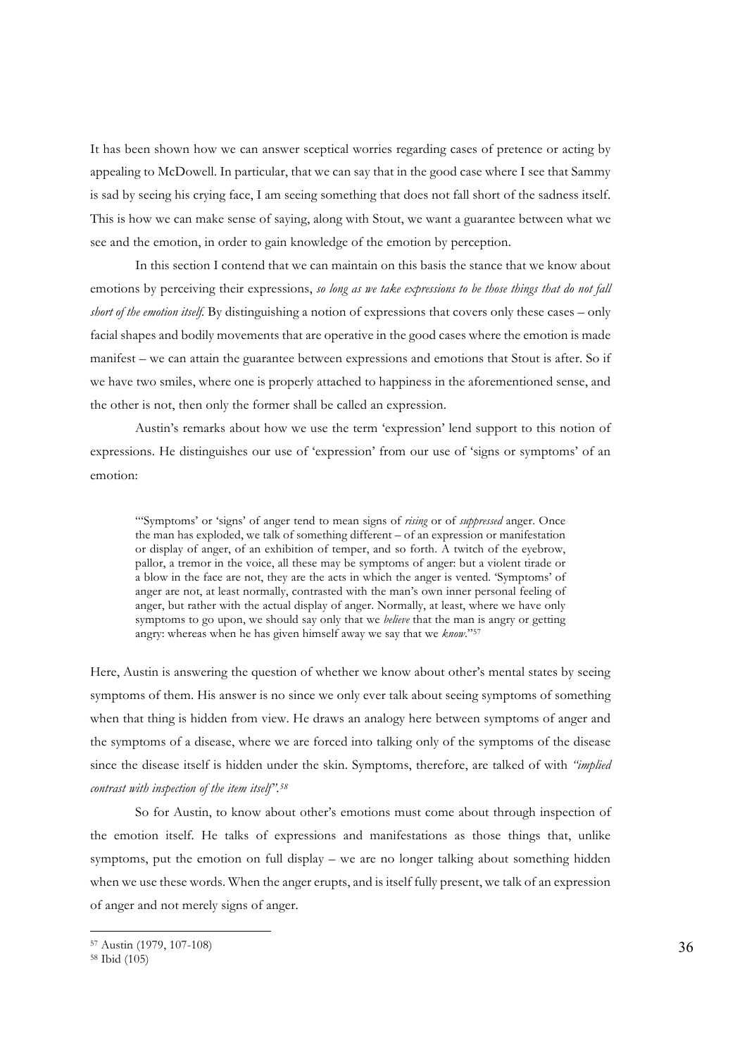It has been shown how we can answer sceptical worries regarding cases of pretence or acting by appealing to McDowell. In particular, that we can say that in the good case where I see that Sammy is sad by seeing his crying face, I am seeing something that does not fall short of the sadness itself. This is how we can make sense of saying, along with Stout, we want a guarantee between what we see and the emotion, in order to gain knowledge of the emotion by perception.

In this section I contend that we can maintain on this basis the stance that we know about emotions by perceiving their expressions, *so long as we take expressions to be those things that do not fall short of the emotion itself.* By distinguishing a notion of expressions that covers only these cases – only facial shapes and bodily movements that are operative in the good cases where the emotion is made manifest – we can attain the guarantee between expressions and emotions that Stout is after. So if we have two smiles, where one is properly attached to happiness in the aforementioned sense, and the other is not, then only the former shall be called an expression.

Austin's remarks about how we use the term 'expression' lend support to this notion of expressions. He distinguishes our use of 'expression' from our use of 'signs or symptoms' of an emotion:

> "'Symptoms' or 'signs' of anger tend to mean signs of *rising* or of *suppressed* anger. Once the man has exploded, we talk of something different – of an expression or manifestation or display of anger, of an exhibition of temper, and so forth. A twitch of the eyebrow, pallor, a tremor in the voice, all these may be symptoms of anger: but a violent tirade or a blow in the face are not, they are the acts in which the anger is vented. 'Symptoms' of anger are not, at least normally, contrasted with the man's own inner personal feeling of anger, but rather with the actual display of anger. Normally, at least, where we have only symptoms to go upon, we should say only that we *believe* that the man is angry or getting angry: whereas when he has given himself away we say that we *know*."[57]

Here, Austin is answering the question of whether we know about other's mental states by seeing symptoms of them. His answer is no since we only ever talk about seeing symptoms of something when that thing is hidden from view. He draws an analogy here between symptoms of anger and the symptoms of a disease, where we are forced into talking only of the symptoms of the disease since the disease itself is hidden under the skin. Symptoms, therefore, are talked of with *"implied contrast with inspection of the item itself"*.[58]

So for Austin, to know about other's emotions must come about through inspection of the emotion itself. He talks of expressions and manifestations as those things that, unlike symptoms, put the emotion on full display – we are no longer talking about something hidden when we use these words. When the anger erupts, and is itself fully present, we talk of an expression of anger and not merely signs of anger.

---

[57] Austin (1979, 107-108)

[58] Ibid (105)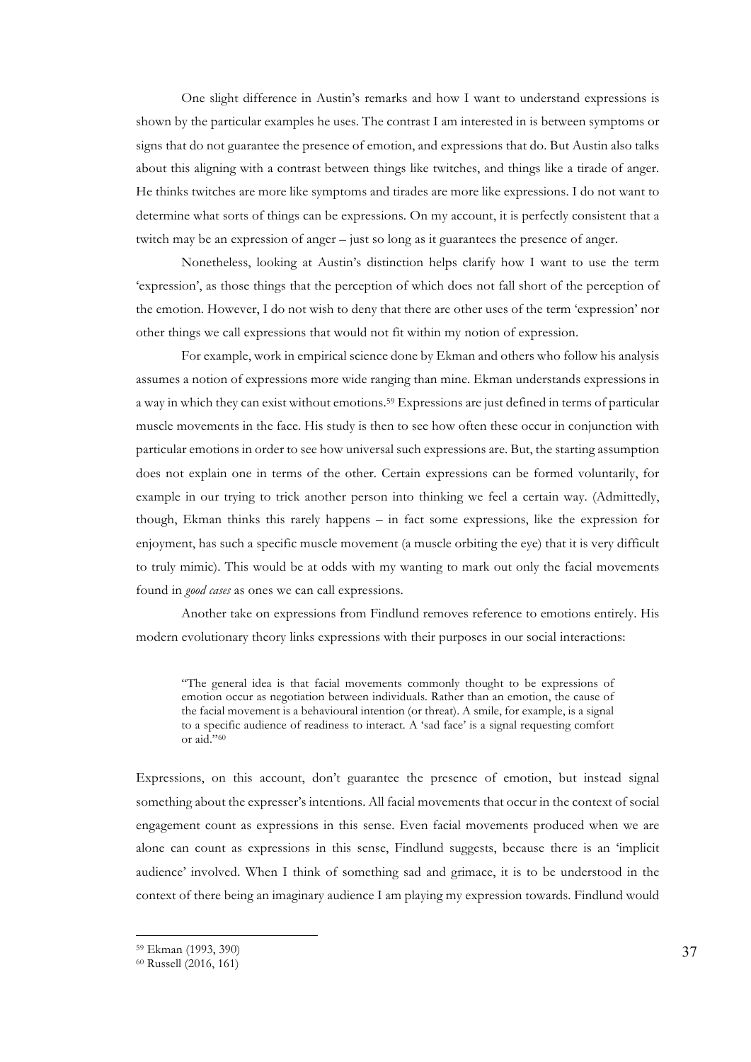One slight difference in Austin's remarks and how I want to understand expressions is shown by the particular examples he uses. The contrast I am interested in is between symptoms or signs that do not guarantee the presence of emotion, and expressions that do. But Austin also talks about this aligning with a contrast between things like twitches, and things like a tirade of anger. He thinks twitches are more like symptoms and tirades are more like expressions. I do not want to determine what sorts of things can be expressions. On my account, it is perfectly consistent that a twitch may be an expression of anger – just so long as it guarantees the presence of anger.

Nonetheless, looking at Austin's distinction helps clarify how I want to use the term 'expression', as those things that the perception of which does not fall short of the perception of the emotion. However, I do not wish to deny that there are other uses of the term 'expression' nor other things we call expressions that would not fit within my notion of expression.

For example, work in empirical science done by Ekman and others who follow his analysis assumes a notion of expressions more wide ranging than mine. Ekman understands expressions in a way in which they can exist without emotions.[59] Expressions are just defined in terms of particular muscle movements in the face. His study is then to see how often these occur in conjunction with particular emotions in order to see how universal such expressions are. But, the starting assumption does not explain one in terms of the other. Certain expressions can be formed voluntarily, for example in our trying to trick another person into thinking we feel a certain way. (Admittedly, though, Ekman thinks this rarely happens – in fact some expressions, like the expression for enjoyment, has such a specific muscle movement (a muscle orbiting the eye) that it is very difficult to truly mimic). This would be at odds with my wanting to mark out only the facial movements found in *good cases* as ones we can call expressions.

Another take on expressions from Findlund removes reference to emotions entirely. His modern evolutionary theory links expressions with their purposes in our social interactions:

> "The general idea is that facial movements commonly thought to be expressions of emotion occur as negotiation between individuals. Rather than an emotion, the cause of the facial movement is a behavioural intention (or threat). A smile, for example, is a signal to a specific audience of readiness to interact. A 'sad face' is a signal requesting comfort or aid."[60]

Expressions, on this account, don't guarantee the presence of emotion, but instead signal something about the expresser's intentions. All facial movements that occur in the context of social engagement count as expressions in this sense. Even facial movements produced when we are alone can count as expressions in this sense, Findlund suggests, because there is an 'implicit audience' involved. When I think of something sad and grimace, it is to be understood in the context of there being an imaginary audience I am playing my expression towards. Findlund would

[59] Ekman (1993, 390)

[60] Russell (2016, 161)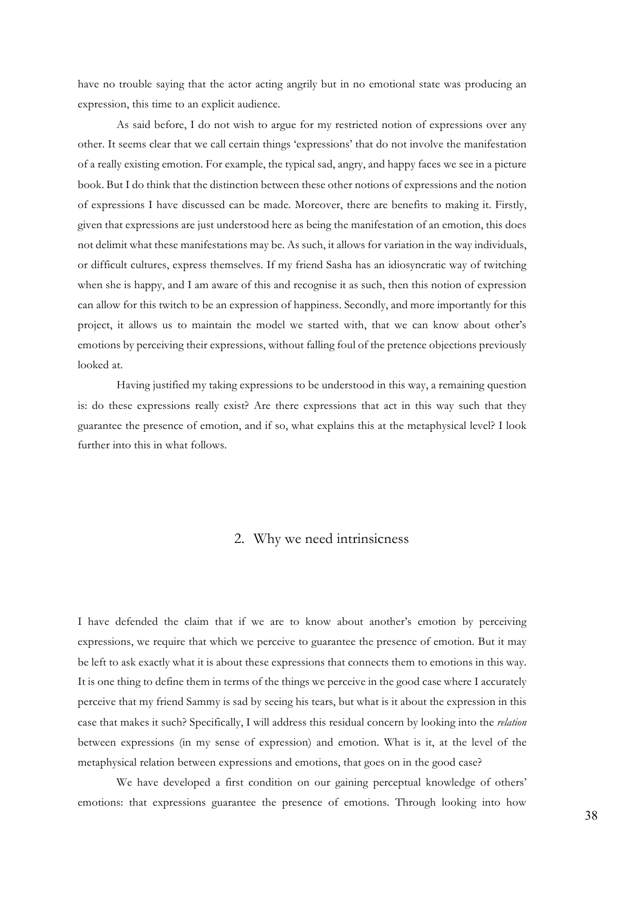have no trouble saying that the actor acting angrily but in no emotional state was producing an expression, this time to an explicit audience.

As said before, I do not wish to argue for my restricted notion of expressions over any other. It seems clear that we call certain things 'expressions' that do not involve the manifestation of a really existing emotion. For example, the typical sad, angry, and happy faces we see in a picture book. But I do think that the distinction between these other notions of expressions and the notion of expressions I have discussed can be made. Moreover, there are benefits to making it. Firstly, given that expressions are just understood here as being the manifestation of an emotion, this does not delimit what these manifestations may be. As such, it allows for variation in the way individuals, or difficult cultures, express themselves. If my friend Sasha has an idiosyncratic way of twitching when she is happy, and I am aware of this and recognise it as such, then this notion of expression can allow for this twitch to be an expression of happiness. Secondly, and more importantly for this project, it allows us to maintain the model we started with, that we can know about other's emotions by perceiving their expressions, without falling foul of the pretence objections previously looked at.

Having justified my taking expressions to be understood in this way, a remaining question is: do these expressions really exist? Are there expressions that act in this way such that they guarantee the presence of emotion, and if so, what explains this at the metaphysical level? I look further into this in what follows.

## 2. Why we need intrinsicness

I have defended the claim that if we are to know about another's emotion by perceiving expressions, we require that which we perceive to guarantee the presence of emotion. But it may be left to ask exactly what it is about these expressions that connects them to emotions in this way. It is one thing to define them in terms of the things we perceive in the good case where I accurately perceive that my friend Sammy is sad by seeing his tears, but what is it about the expression in this case that makes it such? Specifically, I will address this residual concern by looking into the *relation* between expressions (in my sense of expression) and emotion. What is it, at the level of the metaphysical relation between expressions and emotions, that goes on in the good case?

We have developed a first condition on our gaining perceptual knowledge of others' emotions: that expressions guarantee the presence of emotions. Through looking into how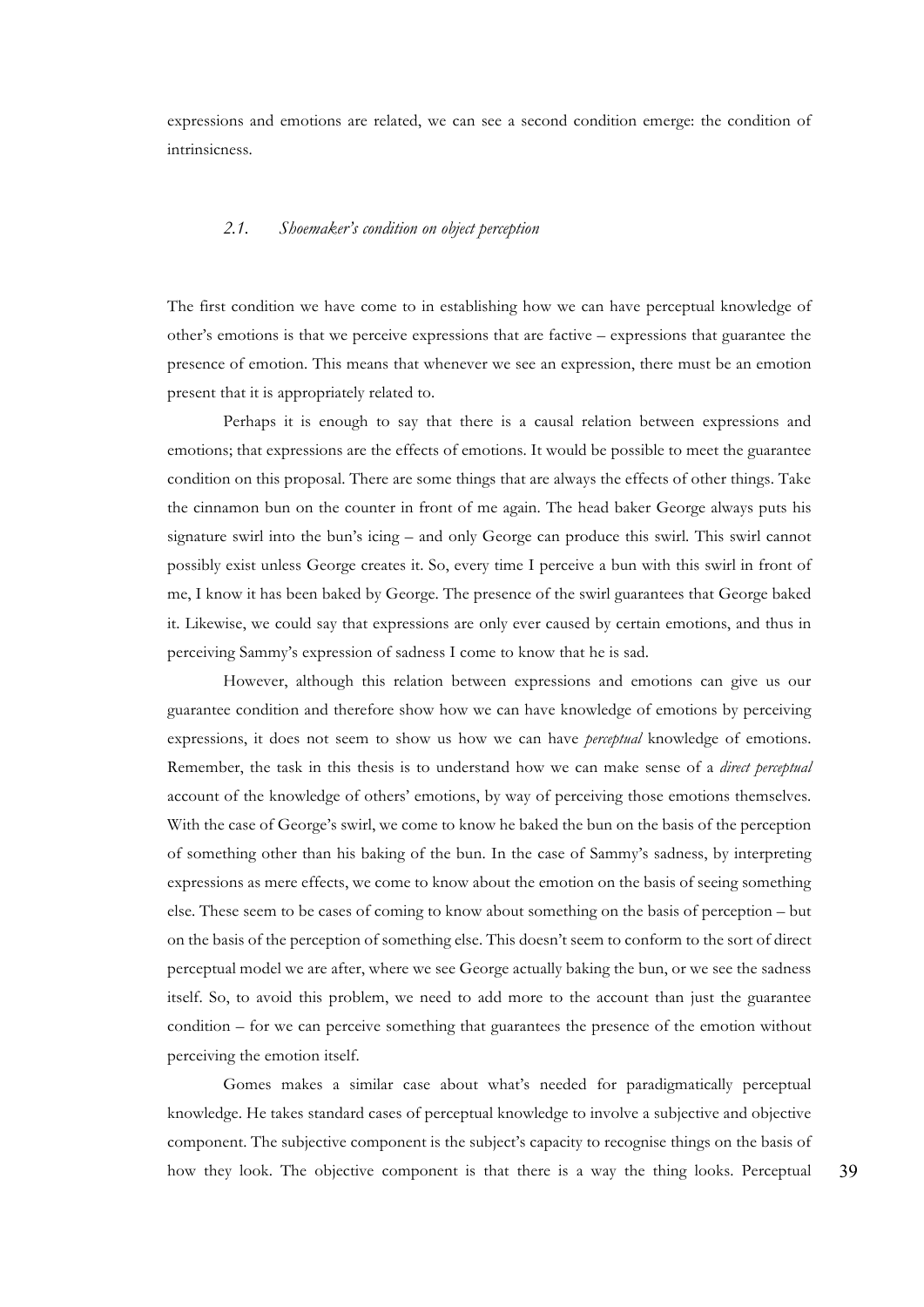expressions and emotions are related, we can see a second condition emerge: the condition of intrinsicness.

### *2.1. Shoemaker's condition on object perception*

The first condition we have come to in establishing how we can have perceptual knowledge of other's emotions is that we perceive expressions that are factive – expressions that guarantee the presence of emotion. This means that whenever we see an expression, there must be an emotion present that it is appropriately related to.

Perhaps it is enough to say that there is a causal relation between expressions and emotions; that expressions are the effects of emotions. It would be possible to meet the guarantee condition on this proposal. There are some things that are always the effects of other things. Take the cinnamon bun on the counter in front of me again. The head baker George always puts his signature swirl into the bun's icing – and only George can produce this swirl. This swirl cannot possibly exist unless George creates it. So, every time I perceive a bun with this swirl in front of me, I know it has been baked by George. The presence of the swirl guarantees that George baked it. Likewise, we could say that expressions are only ever caused by certain emotions, and thus in perceiving Sammy's expression of sadness I come to know that he is sad.

However, although this relation between expressions and emotions can give us our guarantee condition and therefore show how we can have knowledge of emotions by perceiving expressions, it does not seem to show us how we can have *perceptual* knowledge of emotions. Remember, the task in this thesis is to understand how we can make sense of a *direct perceptual* account of the knowledge of others' emotions, by way of perceiving those emotions themselves. With the case of George's swirl, we come to know he baked the bun on the basis of the perception of something other than his baking of the bun. In the case of Sammy's sadness, by interpreting expressions as mere effects, we come to know about the emotion on the basis of seeing something else. These seem to be cases of coming to know about something on the basis of perception – but on the basis of the perception of something else. This doesn't seem to conform to the sort of direct perceptual model we are after, where we see George actually baking the bun, or we see the sadness itself. So, to avoid this problem, we need to add more to the account than just the guarantee condition – for we can perceive something that guarantees the presence of the emotion without perceiving the emotion itself.

Gomes makes a similar case about what's needed for paradigmatically perceptual knowledge. He takes standard cases of perceptual knowledge to involve a subjective and objective component. The subjective component is the subject's capacity to recognise things on the basis of how they look. The objective component is that there is a way the thing looks. Perceptual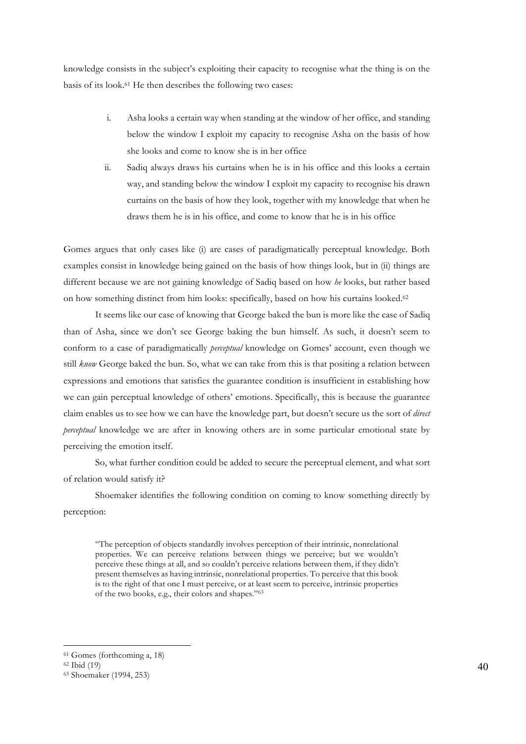knowledge consists in the subject's exploiting their capacity to recognise what the thing is on the basis of its look.[61] He then describes the following two cases:

i. Asha looks a certain way when standing at the window of her office, and standing below the window I exploit my capacity to recognise Asha on the basis of how she looks and come to know she is in her office

ii. Sadiq always draws his curtains when he is in his office and this looks a certain way, and standing below the window I exploit my capacity to recognise his drawn curtains on the basis of how they look, together with my knowledge that when he draws them he is in his office, and come to know that he is in his office

Gomes argues that only cases like (i) are cases of paradigmatically perceptual knowledge. Both examples consist in knowledge being gained on the basis of how things look, but in (ii) things are different because we are not gaining knowledge of Sadiq based on how *he* looks, but rather based on how something distinct from him looks: specifically, based on how his curtains looked.[62]

It seems like our case of knowing that George baked the bun is more like the case of Sadiq than of Asha, since we don't see George baking the bun himself. As such, it doesn't seem to conform to a case of paradigmatically *perceptual* knowledge on Gomes' account, even though we still *know* George baked the bun. So, what we can take from this is that positing a relation between expressions and emotions that satisfies the guarantee condition is insufficient in establishing how we can gain perceptual knowledge of others' emotions. Specifically, this is because the guarantee claim enables us to see how we can have the knowledge part, but doesn't secure us the sort of *direct perceptual* knowledge we are after in knowing others are in some particular emotional state by perceiving the emotion itself.

So, what further condition could be added to secure the perceptual element, and what sort of relation would satisfy it?

Shoemaker identifies the following condition on coming to know something directly by perception:

> "The perception of objects standardly involves perception of their intrinsic, nonrelational properties. We can perceive relations between things we perceive; but we wouldn't perceive these things at all, and so couldn't perceive relations between them, if they didn't present themselves as having intrinsic, nonrelational properties. To perceive that this book is to the right of that one I must perceive, or at least seem to perceive, intrinsic properties of the two books, e.g., their colors and shapes."[63]

---

[61] Gomes (forthcoming a, 18)

[62] Ibid (19)

[63] Shoemaker (1994, 253)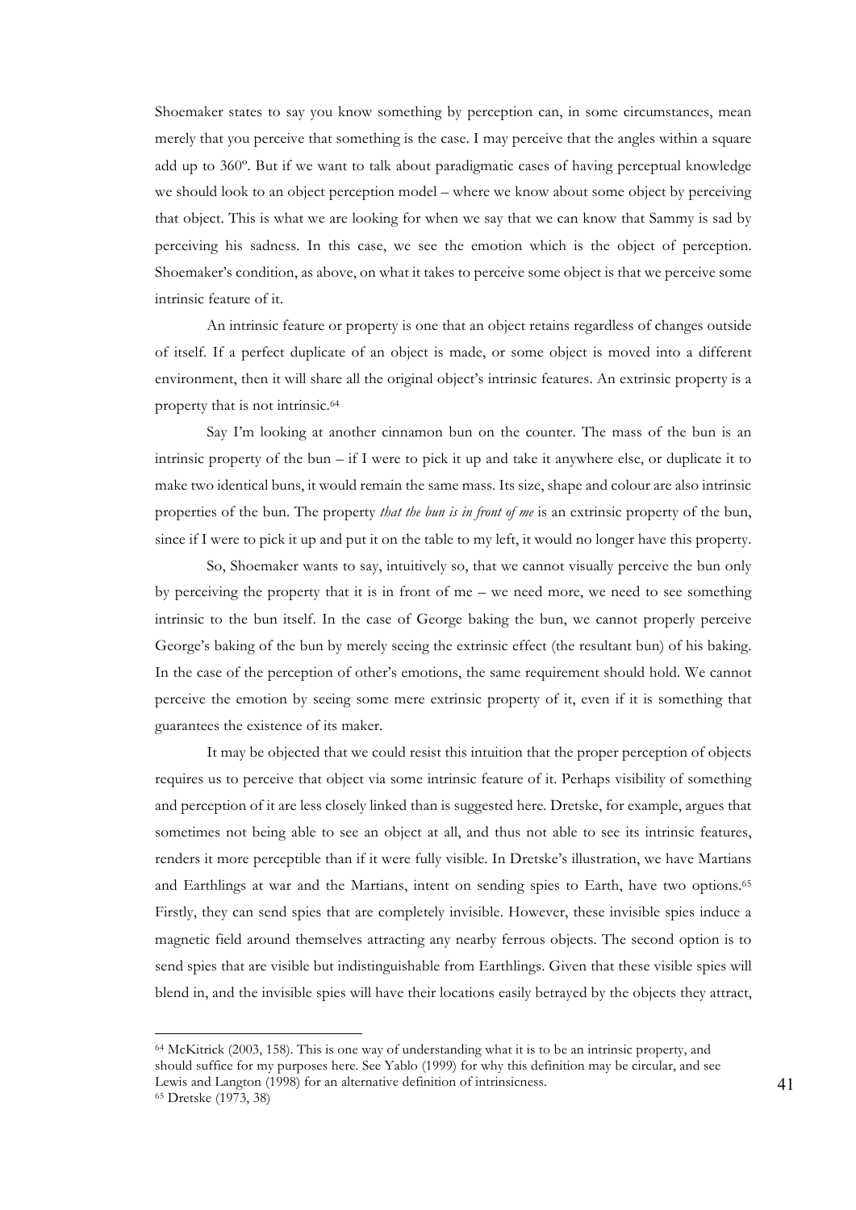Shoemaker states to say you know something by perception can, in some circumstances, mean merely that you perceive that something is the case. I may perceive that the angles within a square add up to 360º. But if we want to talk about paradigmatic cases of having perceptual knowledge we should look to an object perception model – where we know about some object by perceiving that object. This is what we are looking for when we say that we can know that Sammy is sad by perceiving his sadness. In this case, we see the emotion which is the object of perception. Shoemaker's condition, as above, on what it takes to perceive some object is that we perceive some intrinsic feature of it.

An intrinsic feature or property is one that an object retains regardless of changes outside of itself. If a perfect duplicate of an object is made, or some object is moved into a different environment, then it will share all the original object's intrinsic features. An extrinsic property is a property that is not intrinsic.[64]

Say I'm looking at another cinnamon bun on the counter. The mass of the bun is an intrinsic property of the bun – if I were to pick it up and take it anywhere else, or duplicate it to make two identical buns, it would remain the same mass. Its size, shape and colour are also intrinsic properties of the bun. The property *that the bun is in front of me* is an extrinsic property of the bun, since if I were to pick it up and put it on the table to my left, it would no longer have this property.

So, Shoemaker wants to say, intuitively so, that we cannot visually perceive the bun only by perceiving the property that it is in front of me – we need more, we need to see something intrinsic to the bun itself. In the case of George baking the bun, we cannot properly perceive George's baking of the bun by merely seeing the extrinsic effect (the resultant bun) of his baking. In the case of the perception of other's emotions, the same requirement should hold. We cannot perceive the emotion by seeing some mere extrinsic property of it, even if it is something that guarantees the existence of its maker.

It may be objected that we could resist this intuition that the proper perception of objects requires us to perceive that object via some intrinsic feature of it. Perhaps visibility of something and perception of it are less closely linked than is suggested here. Dretske, for example, argues that sometimes not being able to see an object at all, and thus not able to see its intrinsic features, renders it more perceptible than if it were fully visible. In Dretske's illustration, we have Martians and Earthlings at war and the Martians, intent on sending spies to Earth, have two options.[65] Firstly, they can send spies that are completely invisible. However, these invisible spies induce a magnetic field around themselves attracting any nearby ferrous objects. The second option is to send spies that are visible but indistinguishable from Earthlings. Given that these visible spies will blend in, and the invisible spies will have their locations easily betrayed by the objects they attract,

---

[64] McKitrick (2003, 158). This is one way of understanding what it is to be an intrinsic property, and should suffice for my purposes here. See Yablo (1999) for why this definition may be circular, and see Lewis and Langton (1998) for an alternative definition of intrinsicness.

[65] Dretske (1973, 38)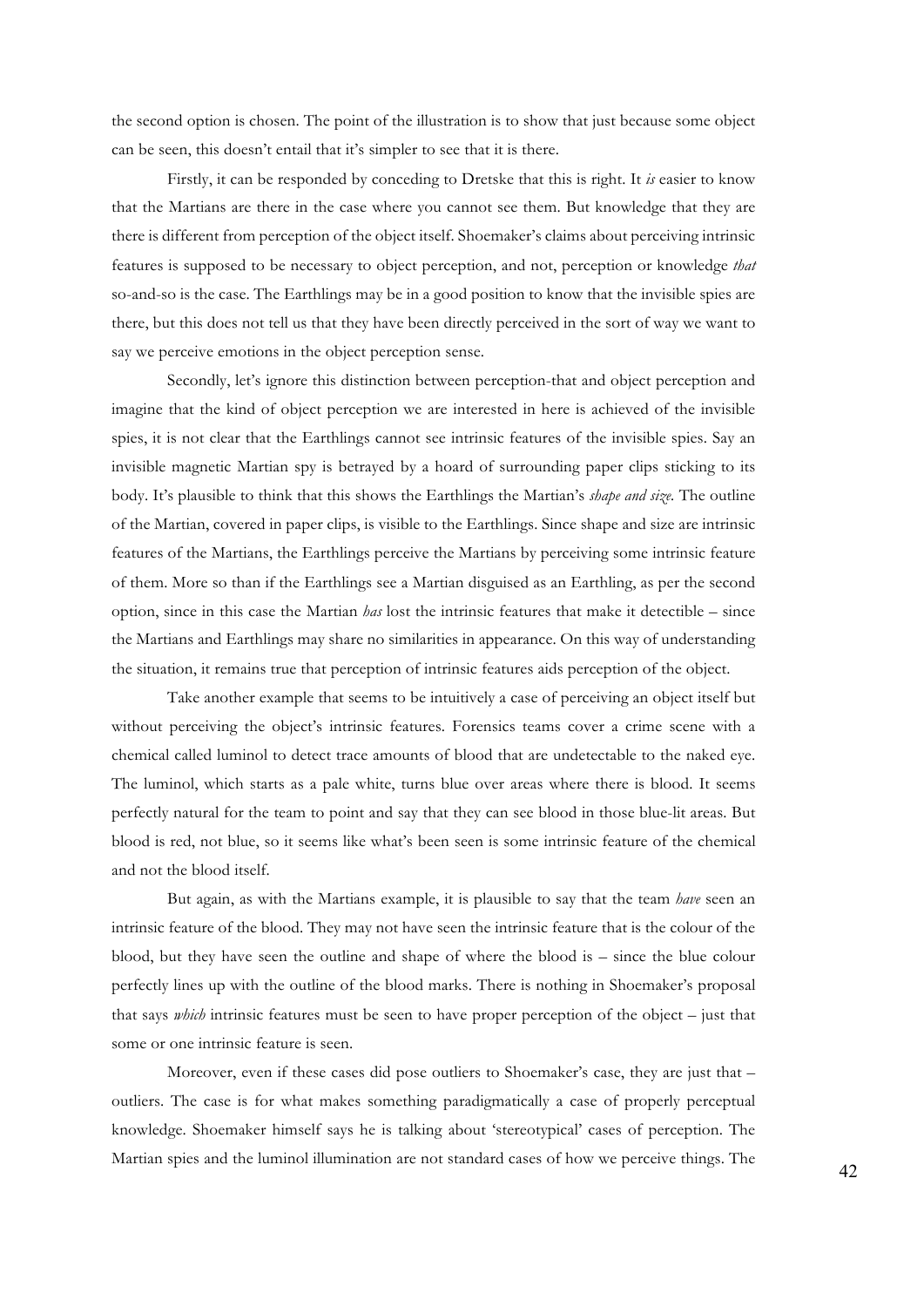the second option is chosen. The point of the illustration is to show that just because some object can be seen, this doesn't entail that it's simpler to see that it is there.

Firstly, it can be responded by conceding to Dretske that this is right. It *is* easier to know that the Martians are there in the case where you cannot see them. But knowledge that they are there is different from perception of the object itself. Shoemaker's claims about perceiving intrinsic features is supposed to be necessary to object perception, and not, perception or knowledge *that* so-and-so is the case. The Earthlings may be in a good position to know that the invisible spies are there, but this does not tell us that they have been directly perceived in the sort of way we want to say we perceive emotions in the object perception sense.

Secondly, let's ignore this distinction between perception-that and object perception and imagine that the kind of object perception we are interested in here is achieved of the invisible spies, it is not clear that the Earthlings cannot see intrinsic features of the invisible spies. Say an invisible magnetic Martian spy is betrayed by a hoard of surrounding paper clips sticking to its body. It's plausible to think that this shows the Earthlings the Martian's *shape and size*. The outline of the Martian, covered in paper clips, is visible to the Earthlings. Since shape and size are intrinsic features of the Martians, the Earthlings perceive the Martians by perceiving some intrinsic feature of them. More so than if the Earthlings see a Martian disguised as an Earthling, as per the second option, since in this case the Martian *has* lost the intrinsic features that make it detectible – since the Martians and Earthlings may share no similarities in appearance. On this way of understanding the situation, it remains true that perception of intrinsic features aids perception of the object.

Take another example that seems to be intuitively a case of perceiving an object itself but without perceiving the object's intrinsic features. Forensics teams cover a crime scene with a chemical called luminol to detect trace amounts of blood that are undetectable to the naked eye. The luminol, which starts as a pale white, turns blue over areas where there is blood. It seems perfectly natural for the team to point and say that they can see blood in those blue-lit areas. But blood is red, not blue, so it seems like what's been seen is some intrinsic feature of the chemical and not the blood itself.

But again, as with the Martians example, it is plausible to say that the team *have* seen an intrinsic feature of the blood. They may not have seen the intrinsic feature that is the colour of the blood, but they have seen the outline and shape of where the blood is – since the blue colour perfectly lines up with the outline of the blood marks. There is nothing in Shoemaker's proposal that says *which* intrinsic features must be seen to have proper perception of the object – just that some or one intrinsic feature is seen.

Moreover, even if these cases did pose outliers to Shoemaker's case, they are just that – outliers. The case is for what makes something paradigmatically a case of properly perceptual knowledge. Shoemaker himself says he is talking about 'stereotypical' cases of perception. The Martian spies and the luminol illumination are not standard cases of how we perceive things. The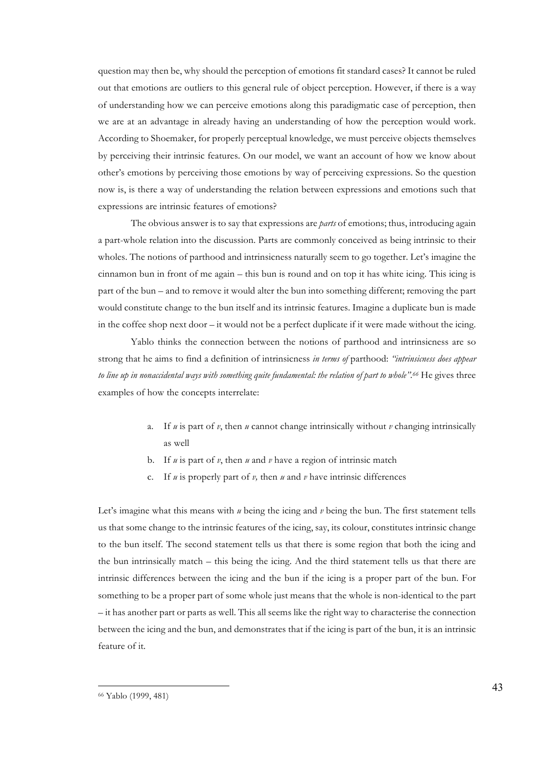question may then be, why should the perception of emotions fit standard cases? It cannot be ruled out that emotions are outliers to this general rule of object perception. However, if there is a way of understanding how we can perceive emotions along this paradigmatic case of perception, then we are at an advantage in already having an understanding of how the perception would work. According to Shoemaker, for properly perceptual knowledge, we must perceive objects themselves by perceiving their intrinsic features. On our model, we want an account of how we know about other's emotions by perceiving those emotions by way of perceiving expressions. So the question now is, is there a way of understanding the relation between expressions and emotions such that expressions are intrinsic features of emotions?

The obvious answer is to say that expressions are *parts* of emotions; thus, introducing again a part-whole relation into the discussion. Parts are commonly conceived as being intrinsic to their wholes. The notions of parthood and intrinsicness naturally seem to go together. Let's imagine the cinnamon bun in front of me again – this bun is round and on top it has white icing. This icing is part of the bun – and to remove it would alter the bun into something different; removing the part would constitute change to the bun itself and its intrinsic features. Imagine a duplicate bun is made in the coffee shop next door – it would not be a perfect duplicate if it were made without the icing.

Yablo thinks the connection between the notions of parthood and intrinsicness are so strong that he aims to find a definition of intrinsicness *in terms of* parthood: *"intrinsicness does appear to line up in nonaccidental ways with something quite fundamental: the relation of part to whole".*[66] He gives three examples of how the concepts interrelate:

a. If *u* is part of *v*, then *u* cannot change intrinsically without *v* changing intrinsically as well
b. If *u* is part of *v*, then *u* and *v* have a region of intrinsic match
c. If *u* is properly part of *v,* then *u* and *v* have intrinsic differences

Let's imagine what this means with *u* being the icing and *v* being the bun. The first statement tells us that some change to the intrinsic features of the icing, say, its colour, constitutes intrinsic change to the bun itself. The second statement tells us that there is some region that both the icing and the bun intrinsically match – this being the icing. And the third statement tells us that there are intrinsic differences between the icing and the bun if the icing is a proper part of the bun. For something to be a proper part of some whole just means that the whole is non-identical to the part – it has another part or parts as well. This all seems like the right way to characterise the connection between the icing and the bun, and demonstrates that if the icing is part of the bun, it is an intrinsic feature of it.

[66] Yablo (1999, 481)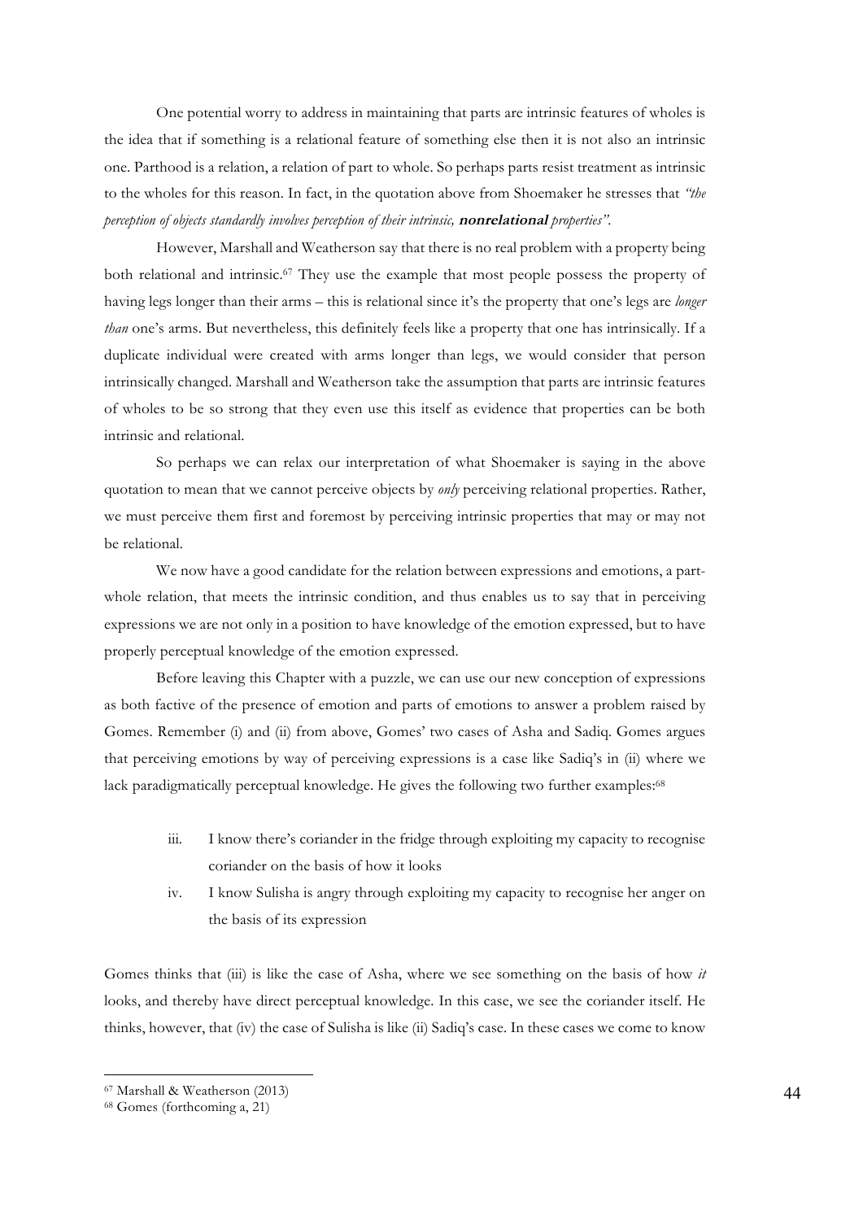One potential worry to address in maintaining that parts are intrinsic features of wholes is the idea that if something is a relational feature of something else then it is not also an intrinsic one. Parthood is a relation, a relation of part to whole. So perhaps parts resist treatment as intrinsic to the wholes for this reason. In fact, in the quotation above from Shoemaker he stresses that *"the perception of objects standardly involves perception of their intrinsic,* ***nonrelational*** *properties"*.

However, Marshall and Weatherson say that there is no real problem with a property being both relational and intrinsic.[67] They use the example that most people possess the property of having legs longer than their arms – this is relational since it's the property that one's legs are *longer than* one's arms. But nevertheless, this definitely feels like a property that one has intrinsically. If a duplicate individual were created with arms longer than legs, we would consider that person intrinsically changed. Marshall and Weatherson take the assumption that parts are intrinsic features of wholes to be so strong that they even use this itself as evidence that properties can be both intrinsic and relational.

So perhaps we can relax our interpretation of what Shoemaker is saying in the above quotation to mean that we cannot perceive objects by *only* perceiving relational properties. Rather, we must perceive them first and foremost by perceiving intrinsic properties that may or may not be relational.

We now have a good candidate for the relation between expressions and emotions, a part-whole relation, that meets the intrinsic condition, and thus enables us to say that in perceiving expressions we are not only in a position to have knowledge of the emotion expressed, but to have properly perceptual knowledge of the emotion expressed.

Before leaving this Chapter with a puzzle, we can use our new conception of expressions as both factive of the presence of emotion and parts of emotions to answer a problem raised by Gomes. Remember (i) and (ii) from above, Gomes' two cases of Asha and Sadiq. Gomes argues that perceiving emotions by way of perceiving expressions is a case like Sadiq's in (ii) where we lack paradigmatically perceptual knowledge. He gives the following two further examples:[68]

iii. I know there's coriander in the fridge through exploiting my capacity to recognise coriander on the basis of how it looks

iv. I know Sulisha is angry through exploiting my capacity to recognise her anger on the basis of its expression

Gomes thinks that (iii) is like the case of Asha, where we see something on the basis of how *it* looks, and thereby have direct perceptual knowledge. In this case, we see the coriander itself. He thinks, however, that (iv) the case of Sulisha is like (ii) Sadiq's case. In these cases we come to know

---

[67] Marshall & Weatherson (2013)

[68] Gomes (forthcoming a, 21)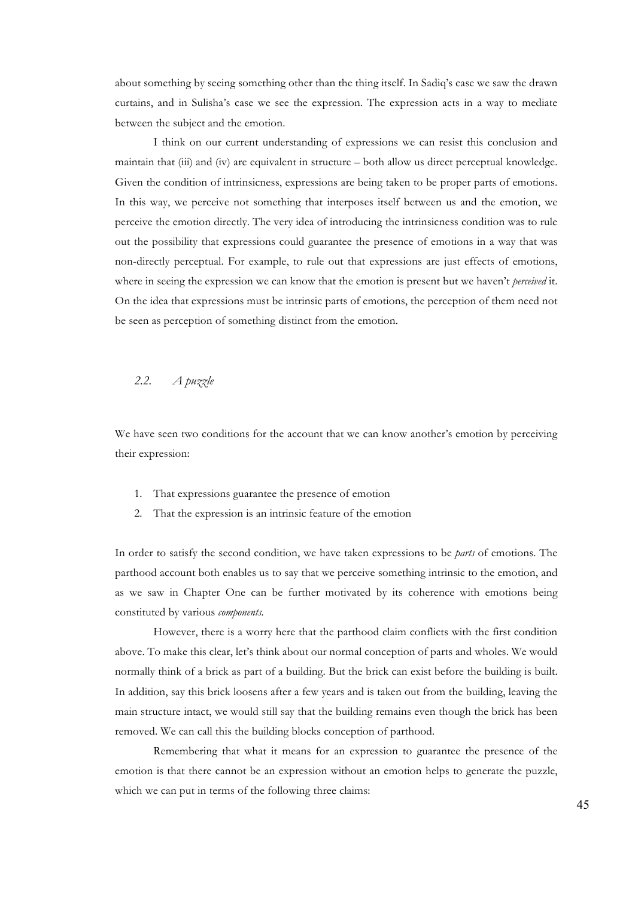about something by seeing something other than the thing itself. In Sadiq's case we saw the drawn curtains, and in Sulisha's case we see the expression. The expression acts in a way to mediate between the subject and the emotion.

I think on our current understanding of expressions we can resist this conclusion and maintain that (iii) and (iv) are equivalent in structure – both allow us direct perceptual knowledge. Given the condition of intrinsicness, expressions are being taken to be proper parts of emotions. In this way, we perceive not something that interposes itself between us and the emotion, we perceive the emotion directly. The very idea of introducing the intrinsicness condition was to rule out the possibility that expressions could guarantee the presence of emotions in a way that was non-directly perceptual. For example, to rule out that expressions are just effects of emotions, where in seeing the expression we can know that the emotion is present but we haven't *perceived* it. On the idea that expressions must be intrinsic parts of emotions, the perception of them need not be seen as perception of something distinct from the emotion.

### *2.2. A puzzle*

We have seen two conditions for the account that we can know another's emotion by perceiving their expression:

1. That expressions guarantee the presence of emotion
2. That the expression is an intrinsic feature of the emotion

In order to satisfy the second condition, we have taken expressions to be *parts* of emotions. The parthood account both enables us to say that we perceive something intrinsic to the emotion, and as we saw in Chapter One can be further motivated by its coherence with emotions being constituted by various *components*.

However, there is a worry here that the parthood claim conflicts with the first condition above. To make this clear, let's think about our normal conception of parts and wholes. We would normally think of a brick as part of a building. But the brick can exist before the building is built. In addition, say this brick loosens after a few years and is taken out from the building, leaving the main structure intact, we would still say that the building remains even though the brick has been removed. We can call this the building blocks conception of parthood.

Remembering that what it means for an expression to guarantee the presence of the emotion is that there cannot be an expression without an emotion helps to generate the puzzle, which we can put in terms of the following three claims: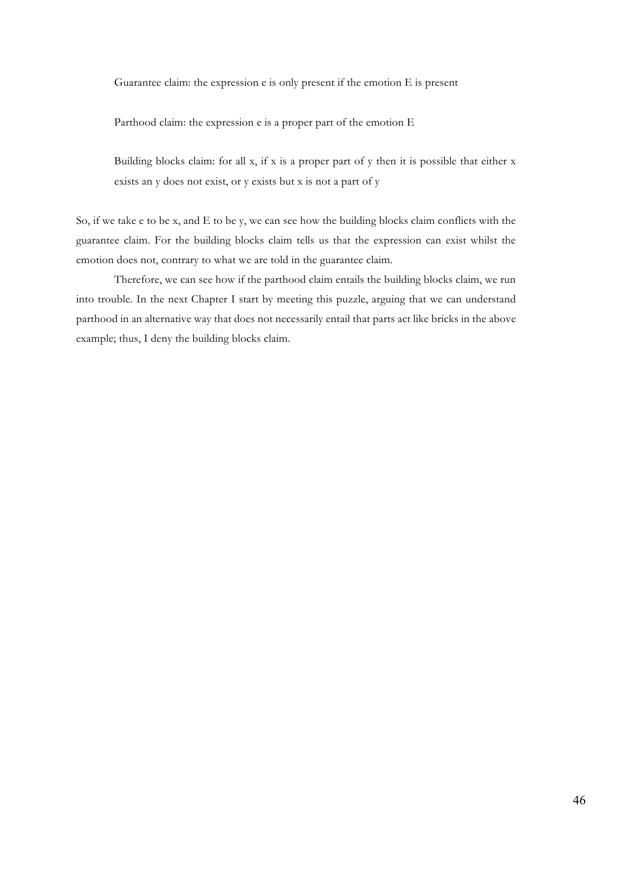Guarantee claim: the expression e is only present if the emotion E is present

Parthood claim: the expression e is a proper part of the emotion E

Building blocks claim: for all x, if x is a proper part of y then it is possible that either x exists an y does not exist, or y exists but x is not a part of y

So, if we take e to be x, and E to be y, we can see how the building blocks claim conflicts with the guarantee claim. For the building blocks claim tells us that the expression can exist whilst the emotion does not, contrary to what we are told in the guarantee claim.

Therefore, we can see how if the parthood claim entails the building blocks claim, we run into trouble. In the next Chapter I start by meeting this puzzle, arguing that we can understand parthood in an alternative way that does not necessarily entail that parts act like bricks in the above example; thus, I deny the building blocks claim.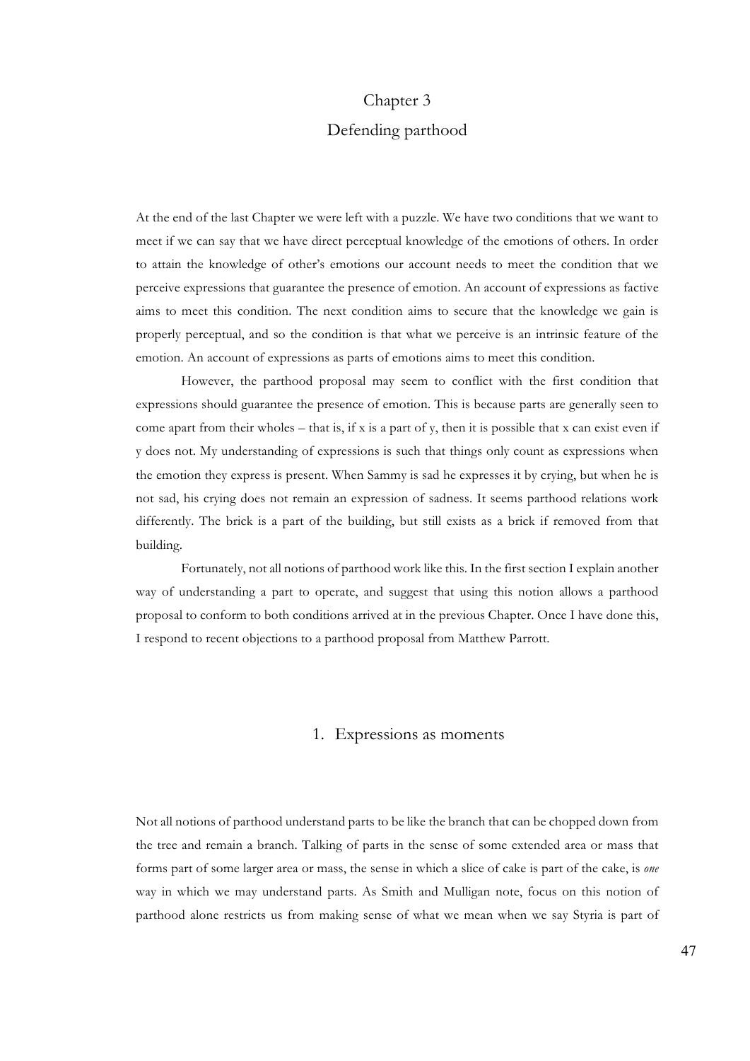# Chapter 3
# Defending parthood

At the end of the last Chapter we were left with a puzzle. We have two conditions that we want to meet if we can say that we have direct perceptual knowledge of the emotions of others. In order to attain the knowledge of other's emotions our account needs to meet the condition that we perceive expressions that guarantee the presence of emotion. An account of expressions as factive aims to meet this condition. The next condition aims to secure that the knowledge we gain is properly perceptual, and so the condition is that what we perceive is an intrinsic feature of the emotion. An account of expressions as parts of emotions aims to meet this condition.

However, the parthood proposal may seem to conflict with the first condition that expressions should guarantee the presence of emotion. This is because parts are generally seen to come apart from their wholes – that is, if x is a part of y, then it is possible that x can exist even if y does not. My understanding of expressions is such that things only count as expressions when the emotion they express is present. When Sammy is sad he expresses it by crying, but when he is not sad, his crying does not remain an expression of sadness. It seems parthood relations work differently. The brick is a part of the building, but still exists as a brick if removed from that building.

Fortunately, not all notions of parthood work like this. In the first section I explain another way of understanding a part to operate, and suggest that using this notion allows a parthood proposal to conform to both conditions arrived at in the previous Chapter. Once I have done this, I respond to recent objections to a parthood proposal from Matthew Parrott.

## 1. Expressions as moments

Not all notions of parthood understand parts to be like the branch that can be chopped down from the tree and remain a branch. Talking of parts in the sense of some extended area or mass that forms part of some larger area or mass, the sense in which a slice of cake is part of the cake, is *one* way in which we may understand parts. As Smith and Mulligan note, focus on this notion of parthood alone restricts us from making sense of what we mean when we say Styria is part of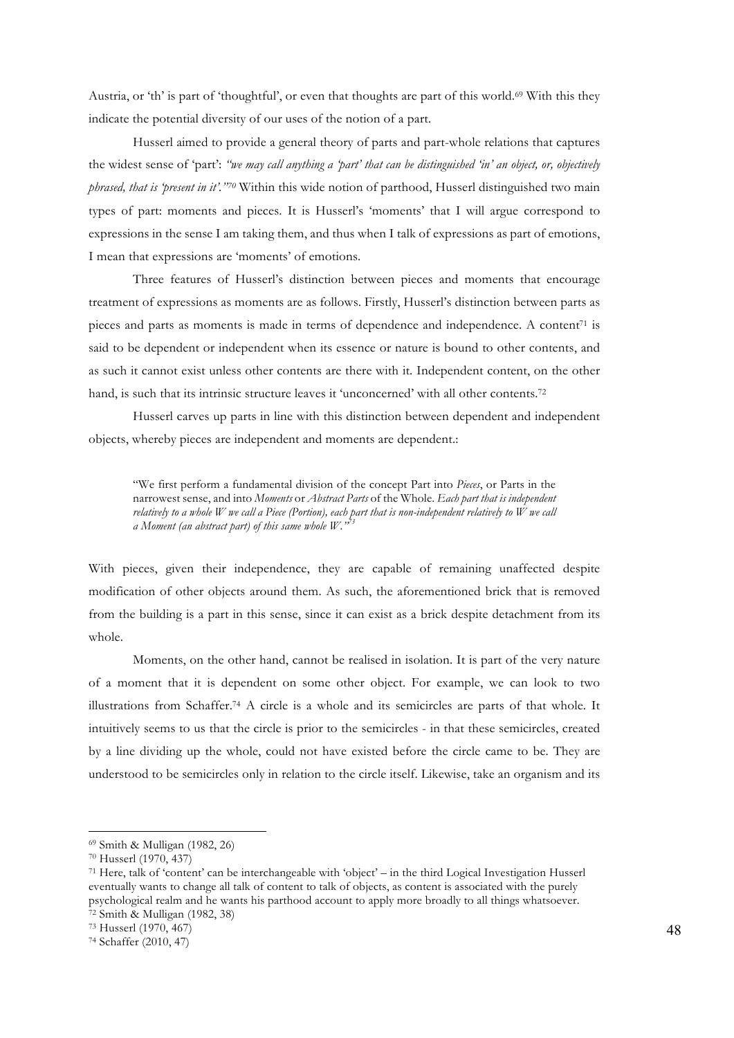Austria, or 'th' is part of 'thoughtful', or even that thoughts are part of this world.[69] With this they indicate the potential diversity of our uses of the notion of a part.

Husserl aimed to provide a general theory of parts and part-whole relations that captures the widest sense of 'part': *"we may call anything a 'part' that can be distinguished 'in' an object, or, objectively phrased, that is 'present in it'."*[70] Within this wide notion of parthood, Husserl distinguished two main types of part: moments and pieces. It is Husserl's 'moments' that I will argue correspond to expressions in the sense I am taking them, and thus when I talk of expressions as part of emotions, I mean that expressions are 'moments' of emotions.

Three features of Husserl's distinction between pieces and moments that encourage treatment of expressions as moments are as follows. Firstly, Husserl's distinction between parts as pieces and parts as moments is made in terms of dependence and independence. A content[71] is said to be dependent or independent when its essence or nature is bound to other contents, and as such it cannot exist unless other contents are there with it. Independent content, on the other hand, is such that its intrinsic structure leaves it 'unconcerned' with all other contents.[72]

Husserl carves up parts in line with this distinction between dependent and independent objects, whereby pieces are independent and moments are dependent.:

> "We first perform a fundamental division of the concept Part into *Pieces*, or Parts in the narrowest sense, and into *Moments* or *Abstract Parts* of the Whole. *Each part that is independent relatively to a whole W we call a Piece (Portion), each part that is non-independent relatively to W we call a Moment (an abstract part) of this same whole W."*[73]

With pieces, given their independence, they are capable of remaining unaffected despite modification of other objects around them. As such, the aforementioned brick that is removed from the building is a part in this sense, since it can exist as a brick despite detachment from its whole.

Moments, on the other hand, cannot be realised in isolation. It is part of the very nature of a moment that it is dependent on some other object. For example, we can look to two illustrations from Schaffer.[74] A circle is a whole and its semicircles are parts of that whole. It intuitively seems to us that the circle is prior to the semicircles - in that these semicircles, created by a line dividing up the whole, could not have existed before the circle came to be. They are understood to be semicircles only in relation to the circle itself. Likewise, take an organism and its

---

[69] Smith & Mulligan (1982, 26)

[70] Husserl (1970, 437)

[71] Here, talk of 'content' can be interchangeable with 'object' – in the third Logical Investigation Husserl eventually wants to change all talk of content to talk of objects, as content is associated with the purely psychological realm and he wants his parthood account to apply more broadly to all things whatsoever.

[72] Smith & Mulligan (1982, 38)

[73] Husserl (1970, 467)

[74] Schaffer (2010, 47)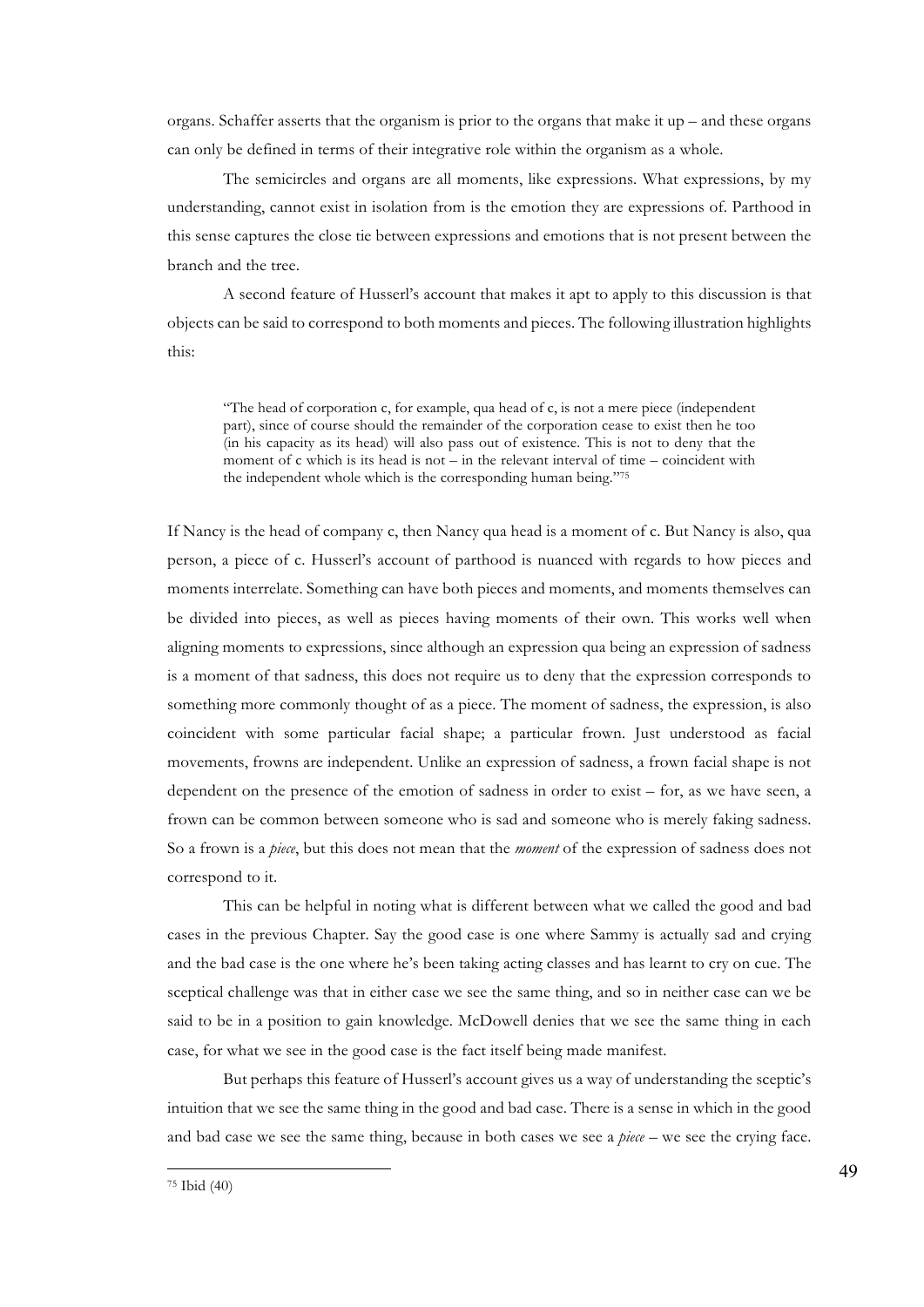organs. Schaffer asserts that the organism is prior to the organs that make it up – and these organs can only be defined in terms of their integrative role within the organism as a whole.

The semicircles and organs are all moments, like expressions. What expressions, by my understanding, cannot exist in isolation from is the emotion they are expressions of. Parthood in this sense captures the close tie between expressions and emotions that is not present between the branch and the tree.

A second feature of Husserl's account that makes it apt to apply to this discussion is that objects can be said to correspond to both moments and pieces. The following illustration highlights this:

> "The head of corporation c, for example, qua head of c, is not a mere piece (independent part), since of course should the remainder of the corporation cease to exist then he too (in his capacity as its head) will also pass out of existence. This is not to deny that the moment of c which is its head is not – in the relevant interval of time – coincident with the independent whole which is the corresponding human being."[75]

If Nancy is the head of company c, then Nancy qua head is a moment of c. But Nancy is also, qua person, a piece of c. Husserl's account of parthood is nuanced with regards to how pieces and moments interrelate. Something can have both pieces and moments, and moments themselves can be divided into pieces, as well as pieces having moments of their own. This works well when aligning moments to expressions, since although an expression qua being an expression of sadness is a moment of that sadness, this does not require us to deny that the expression corresponds to something more commonly thought of as a piece. The moment of sadness, the expression, is also coincident with some particular facial shape; a particular frown. Just understood as facial movements, frowns are independent. Unlike an expression of sadness, a frown facial shape is not dependent on the presence of the emotion of sadness in order to exist – for, as we have seen, a frown can be common between someone who is sad and someone who is merely faking sadness. So a frown is a *piece*, but this does not mean that the *moment* of the expression of sadness does not correspond to it.

This can be helpful in noting what is different between what we called the good and bad cases in the previous Chapter. Say the good case is one where Sammy is actually sad and crying and the bad case is the one where he's been taking acting classes and has learnt to cry on cue. The sceptical challenge was that in either case we see the same thing, and so in neither case can we be said to be in a position to gain knowledge. McDowell denies that we see the same thing in each case, for what we see in the good case is the fact itself being made manifest.

But perhaps this feature of Husserl's account gives us a way of understanding the sceptic's intuition that we see the same thing in the good and bad case. There is a sense in which in the good and bad case we see the same thing, because in both cases we see a *piece* – we see the crying face.

[75] Ibid (40)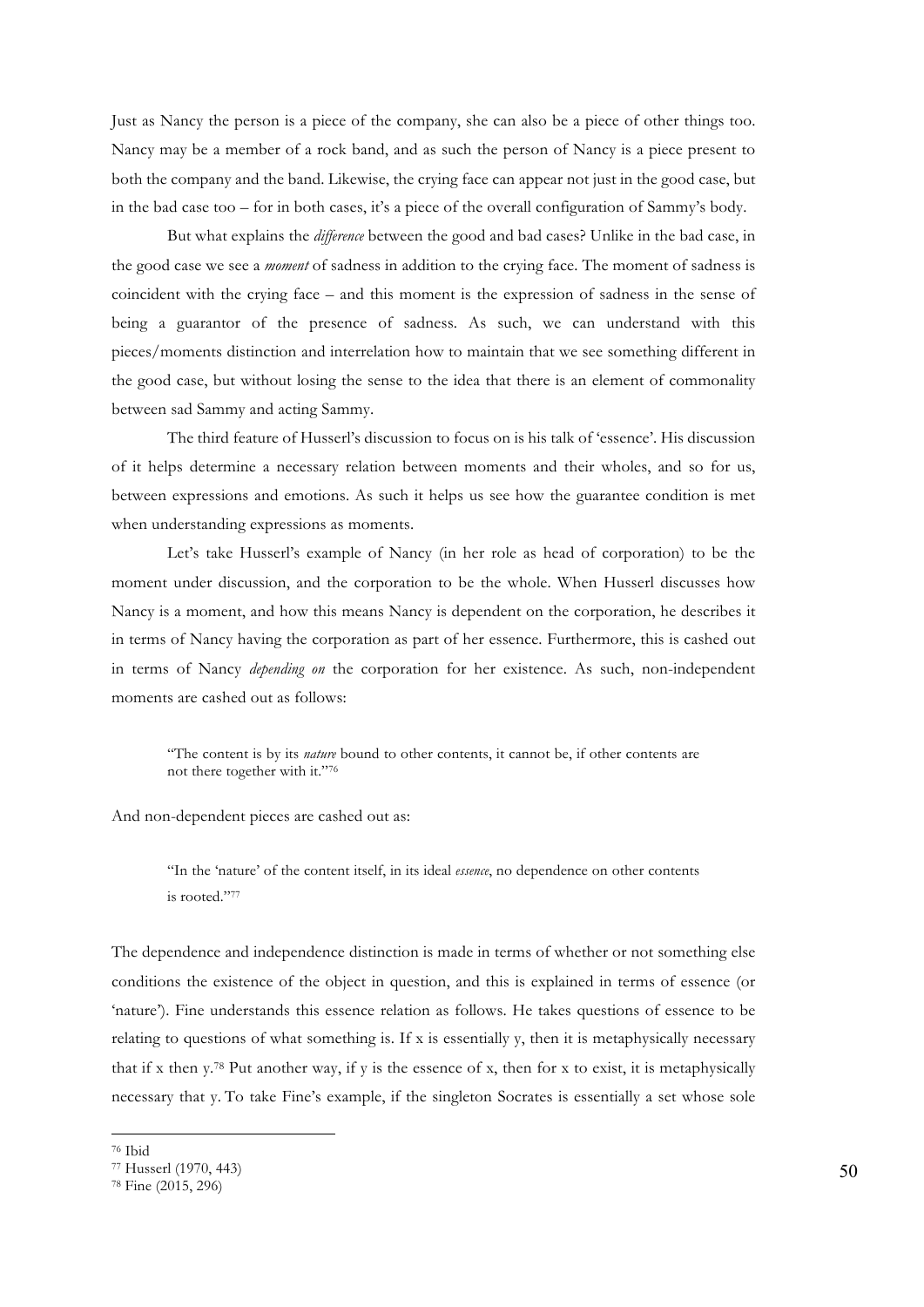Just as Nancy the person is a piece of the company, she can also be a piece of other things too. Nancy may be a member of a rock band, and as such the person of Nancy is a piece present to both the company and the band. Likewise, the crying face can appear not just in the good case, but in the bad case too – for in both cases, it's a piece of the overall configuration of Sammy's body.

But what explains the *difference* between the good and bad cases? Unlike in the bad case, in the good case we see a *moment* of sadness in addition to the crying face. The moment of sadness is coincident with the crying face – and this moment is the expression of sadness in the sense of being a guarantor of the presence of sadness. As such, we can understand with this pieces/moments distinction and interrelation how to maintain that we see something different in the good case, but without losing the sense to the idea that there is an element of commonality between sad Sammy and acting Sammy.

The third feature of Husserl's discussion to focus on is his talk of 'essence'. His discussion of it helps determine a necessary relation between moments and their wholes, and so for us, between expressions and emotions. As such it helps us see how the guarantee condition is met when understanding expressions as moments.

Let's take Husserl's example of Nancy (in her role as head of corporation) to be the moment under discussion, and the corporation to be the whole. When Husserl discusses how Nancy is a moment, and how this means Nancy is dependent on the corporation, he describes it in terms of Nancy having the corporation as part of her essence. Furthermore, this is cashed out in terms of Nancy *depending on* the corporation for her existence. As such, non-independent moments are cashed out as follows:

> "The content is by its *nature* bound to other contents, it cannot be, if other contents are not there together with it."[76]

And non-dependent pieces are cashed out as:

> "In the 'nature' of the content itself, in its ideal *essence*, no dependence on other contents is rooted."[77]

The dependence and independence distinction is made in terms of whether or not something else conditions the existence of the object in question, and this is explained in terms of essence (or 'nature'). Fine understands this essence relation as follows. He takes questions of essence to be relating to questions of what something is. If x is essentially y, then it is metaphysically necessary that if x then y.[78] Put another way, if y is the essence of x, then for x to exist, it is metaphysically necessary that y. To take Fine's example, if the singleton Socrates is essentially a set whose sole

---

[76] Ibid

[77] Husserl (1970, 443)

[78] Fine (2015, 296)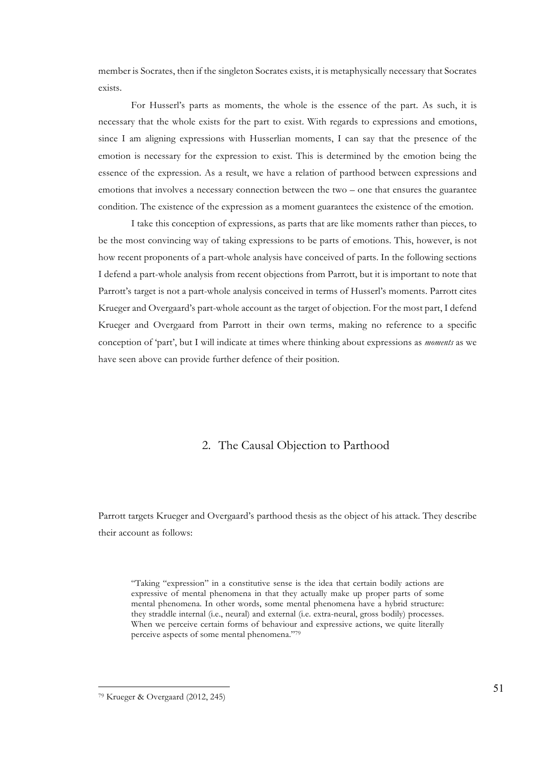member is Socrates, then if the singleton Socrates exists, it is metaphysically necessary that Socrates exists.

For Husserl's parts as moments, the whole is the essence of the part. As such, it is necessary that the whole exists for the part to exist. With regards to expressions and emotions, since I am aligning expressions with Husserlian moments, I can say that the presence of the emotion is necessary for the expression to exist. This is determined by the emotion being the essence of the expression. As a result, we have a relation of parthood between expressions and emotions that involves a necessary connection between the two – one that ensures the guarantee condition. The existence of the expression as a moment guarantees the existence of the emotion.

I take this conception of expressions, as parts that are like moments rather than pieces, to be the most convincing way of taking expressions to be parts of emotions. This, however, is not how recent proponents of a part-whole analysis have conceived of parts. In the following sections I defend a part-whole analysis from recent objections from Parrott, but it is important to note that Parrott's target is not a part-whole analysis conceived in terms of Husserl's moments. Parrott cites Krueger and Overgaard's part-whole account as the target of objection. For the most part, I defend Krueger and Overgaard from Parrott in their own terms, making no reference to a specific conception of 'part', but I will indicate at times where thinking about expressions as *moments* as we have seen above can provide further defence of their position.

## 2. The Causal Objection to Parthood

Parrott targets Krueger and Overgaard's parthood thesis as the object of his attack. They describe their account as follows:

> "Taking "expression" in a constitutive sense is the idea that certain bodily actions are expressive of mental phenomena in that they actually make up proper parts of some mental phenomena. In other words, some mental phenomena have a hybrid structure: they straddle internal (i.e., neural) and external (i.e. extra-neural, gross bodily) processes. When we perceive certain forms of behaviour and expressive actions, we quite literally perceive aspects of some mental phenomena."[79]

[79] Krueger & Overgaard (2012, 245)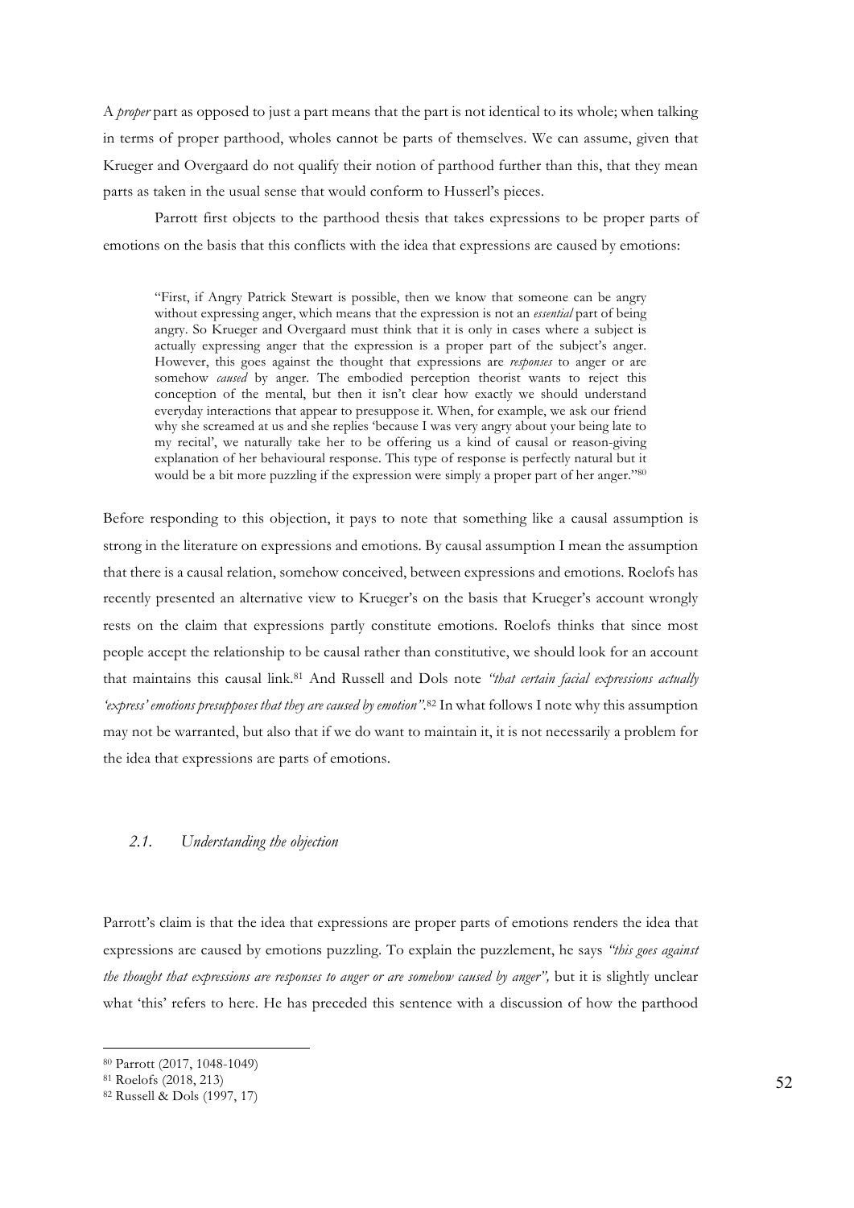A *proper* part as opposed to just a part means that the part is not identical to its whole; when talking in terms of proper parthood, wholes cannot be parts of themselves. We can assume, given that Krueger and Overgaard do not qualify their notion of parthood further than this, that they mean parts as taken in the usual sense that would conform to Husserl's pieces.

Parrott first objects to the parthood thesis that takes expressions to be proper parts of emotions on the basis that this conflicts with the idea that expressions are caused by emotions:

> "First, if Angry Patrick Stewart is possible, then we know that someone can be angry without expressing anger, which means that the expression is not an *essential* part of being angry. So Krueger and Overgaard must think that it is only in cases where a subject is actually expressing anger that the expression is a proper part of the subject's anger. However, this goes against the thought that expressions are *responses* to anger or are somehow *caused* by anger. The embodied perception theorist wants to reject this conception of the mental, but then it isn't clear how exactly we should understand everyday interactions that appear to presuppose it. When, for example, we ask our friend why she screamed at us and she replies 'because I was very angry about your being late to my recital', we naturally take her to be offering us a kind of causal or reason-giving explanation of her behavioural response. This type of response is perfectly natural but it would be a bit more puzzling if the expression were simply a proper part of her anger."[80]

Before responding to this objection, it pays to note that something like a causal assumption is strong in the literature on expressions and emotions. By causal assumption I mean the assumption that there is a causal relation, somehow conceived, between expressions and emotions. Roelofs has recently presented an alternative view to Krueger's on the basis that Krueger's account wrongly rests on the claim that expressions partly constitute emotions. Roelofs thinks that since most people accept the relationship to be causal rather than constitutive, we should look for an account that maintains this causal link.[81] And Russell and Dols note *"that certain facial expressions actually 'express' emotions presupposes that they are caused by emotion"*.[82] In what follows I note why this assumption may not be warranted, but also that if we do want to maintain it, it is not necessarily a problem for the idea that expressions are parts of emotions.

### *2.1. Understanding the objection*

Parrott's claim is that the idea that expressions are proper parts of emotions renders the idea that expressions are caused by emotions puzzling. To explain the puzzlement, he says *"this goes against the thought that expressions are responses to anger or are somehow caused by anger",* but it is slightly unclear what 'this' refers to here. He has preceded this sentence with a discussion of how the parthood

---

[80] Parrott (2017, 1048-1049)

[81] Roelofs (2018, 213)

[82] Russell & Dols (1997, 17)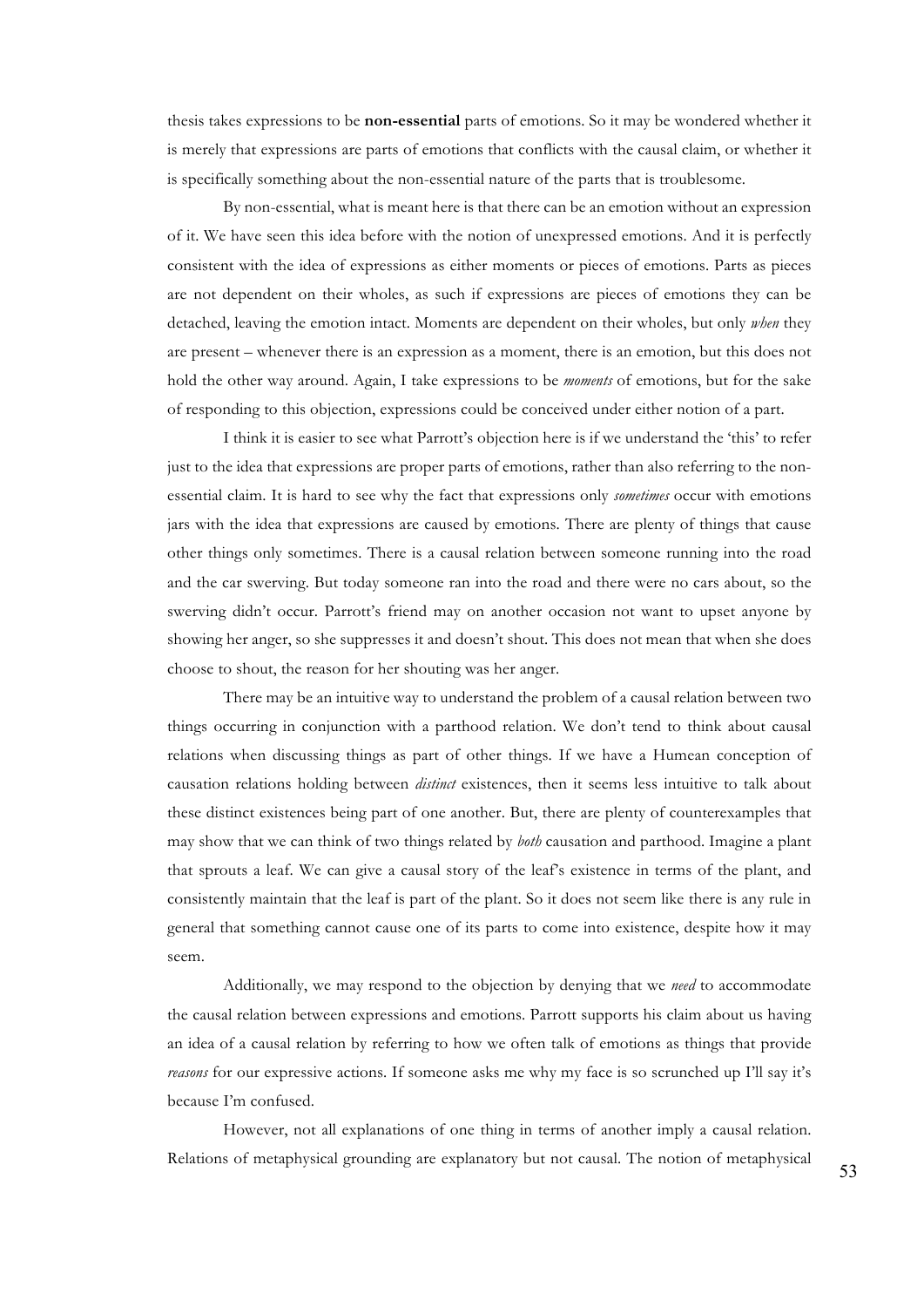thesis takes expressions to be **non-essential** parts of emotions. So it may be wondered whether it is merely that expressions are parts of emotions that conflicts with the causal claim, or whether it is specifically something about the non-essential nature of the parts that is troublesome.

By non-essential, what is meant here is that there can be an emotion without an expression of it. We have seen this idea before with the notion of unexpressed emotions. And it is perfectly consistent with the idea of expressions as either moments or pieces of emotions. Parts as pieces are not dependent on their wholes, as such if expressions are pieces of emotions they can be detached, leaving the emotion intact. Moments are dependent on their wholes, but only *when* they are present – whenever there is an expression as a moment, there is an emotion, but this does not hold the other way around. Again, I take expressions to be *moments* of emotions, but for the sake of responding to this objection, expressions could be conceived under either notion of a part.

I think it is easier to see what Parrott's objection here is if we understand the 'this' to refer just to the idea that expressions are proper parts of emotions, rather than also referring to the non-essential claim. It is hard to see why the fact that expressions only *sometimes* occur with emotions jars with the idea that expressions are caused by emotions. There are plenty of things that cause other things only sometimes. There is a causal relation between someone running into the road and the car swerving. But today someone ran into the road and there were no cars about, so the swerving didn't occur. Parrott's friend may on another occasion not want to upset anyone by showing her anger, so she suppresses it and doesn't shout. This does not mean that when she does choose to shout, the reason for her shouting was her anger.

There may be an intuitive way to understand the problem of a causal relation between two things occurring in conjunction with a parthood relation. We don't tend to think about causal relations when discussing things as part of other things. If we have a Humean conception of causation relations holding between *distinct* existences, then it seems less intuitive to talk about these distinct existences being part of one another. But, there are plenty of counterexamples that may show that we can think of two things related by *both* causation and parthood. Imagine a plant that sprouts a leaf. We can give a causal story of the leaf's existence in terms of the plant, and consistently maintain that the leaf is part of the plant. So it does not seem like there is any rule in general that something cannot cause one of its parts to come into existence, despite how it may seem.

Additionally, we may respond to the objection by denying that we *need* to accommodate the causal relation between expressions and emotions. Parrott supports his claim about us having an idea of a causal relation by referring to how we often talk of emotions as things that provide *reasons* for our expressive actions. If someone asks me why my face is so scrunched up I'll say it's because I'm confused.

However, not all explanations of one thing in terms of another imply a causal relation. Relations of metaphysical grounding are explanatory but not causal. The notion of metaphysical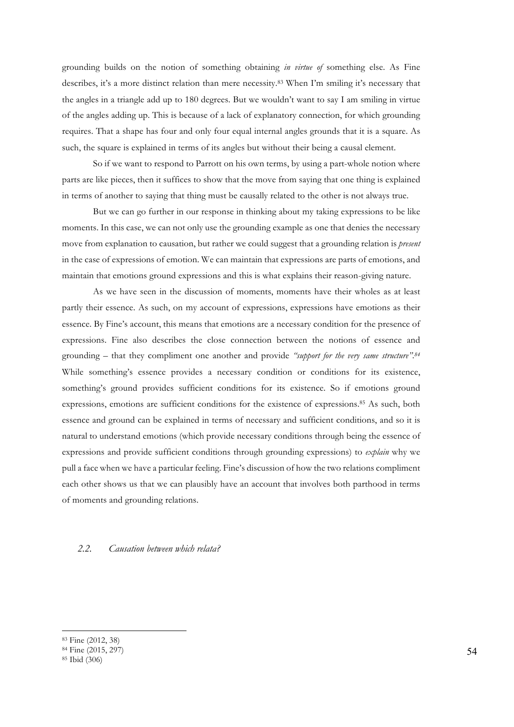grounding builds on the notion of something obtaining *in virtue of* something else. As Fine describes, it's a more distinct relation than mere necessity.[83] When I'm smiling it's necessary that the angles in a triangle add up to 180 degrees. But we wouldn't want to say I am smiling in virtue of the angles adding up. This is because of a lack of explanatory connection, for which grounding requires. That a shape has four and only four equal internal angles grounds that it is a square. As such, the square is explained in terms of its angles but without their being a causal element.

So if we want to respond to Parrott on his own terms, by using a part-whole notion where parts are like pieces, then it suffices to show that the move from saying that one thing is explained in terms of another to saying that thing must be causally related to the other is not always true.

But we can go further in our response in thinking about my taking expressions to be like moments. In this case, we can not only use the grounding example as one that denies the necessary move from explanation to causation, but rather we could suggest that a grounding relation is *present* in the case of expressions of emotion. We can maintain that expressions are parts of emotions, and maintain that emotions ground expressions and this is what explains their reason-giving nature.

As we have seen in the discussion of moments, moments have their wholes as at least partly their essence. As such, on my account of expressions, expressions have emotions as their essence. By Fine's account, this means that emotions are a necessary condition for the presence of expressions. Fine also describes the close connection between the notions of essence and grounding – that they compliment one another and provide *"support for the very same structure"*.[84] While something's essence provides a necessary condition or conditions for its existence, something's ground provides sufficient conditions for its existence. So if emotions ground expressions, emotions are sufficient conditions for the existence of expressions.[85] As such, both essence and ground can be explained in terms of necessary and sufficient conditions, and so it is natural to understand emotions (which provide necessary conditions through being the essence of expressions and provide sufficient conditions through grounding expressions) to *explain* why we pull a face when we have a particular feeling. Fine's discussion of how the two relations compliment each other shows us that we can plausibly have an account that involves both parthood in terms of moments and grounding relations.

### *2.2. Causation between which relata?*

---

[83] Fine (2012, 38)

[84] Fine (2015, 297)

[85] Ibid (306)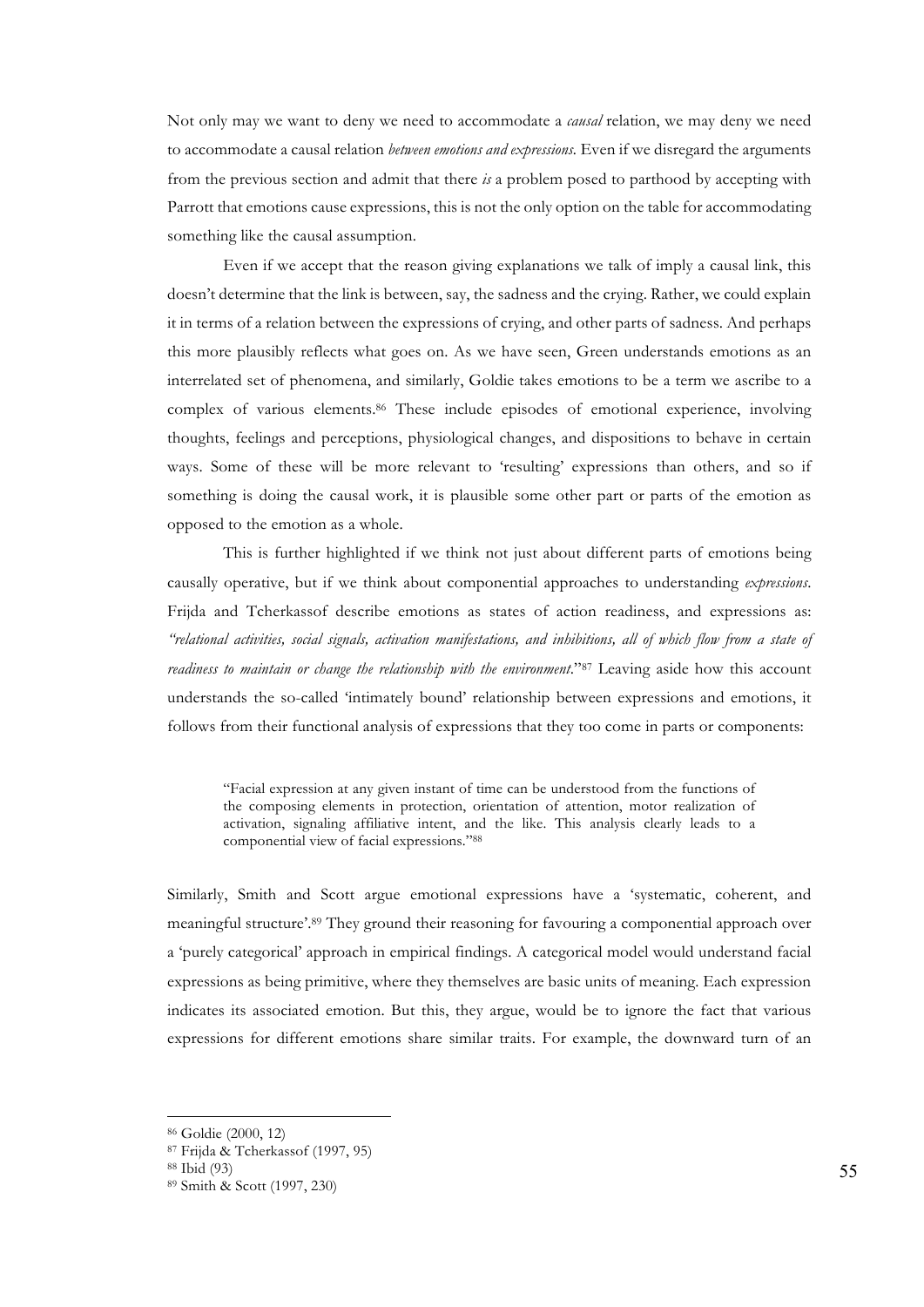Not only may we want to deny we need to accommodate a *causal* relation, we may deny we need to accommodate a causal relation *between emotions and expressions.* Even if we disregard the arguments from the previous section and admit that there *is* a problem posed to parthood by accepting with Parrott that emotions cause expressions, this is not the only option on the table for accommodating something like the causal assumption.

Even if we accept that the reason giving explanations we talk of imply a causal link, this doesn't determine that the link is between, say, the sadness and the crying. Rather, we could explain it in terms of a relation between the expressions of crying, and other parts of sadness. And perhaps this more plausibly reflects what goes on. As we have seen, Green understands emotions as an interrelated set of phenomena, and similarly, Goldie takes emotions to be a term we ascribe to a complex of various elements.[86] These include episodes of emotional experience, involving thoughts, feelings and perceptions, physiological changes, and dispositions to behave in certain ways. Some of these will be more relevant to 'resulting' expressions than others, and so if something is doing the causal work, it is plausible some other part or parts of the emotion as opposed to the emotion as a whole.

This is further highlighted if we think not just about different parts of emotions being causally operative, but if we think about componential approaches to understanding *expressions*. Frijda and Tcherkassof describe emotions as states of action readiness, and expressions as: *"relational activities, social signals, activation manifestations, and inhibitions, all of which flow from a state of readiness to maintain or change the relationship with the environment*."[87] Leaving aside how this account understands the so-called 'intimately bound' relationship between expressions and emotions, it follows from their functional analysis of expressions that they too come in parts or components:

> "Facial expression at any given instant of time can be understood from the functions of the composing elements in protection, orientation of attention, motor realization of activation, signaling affiliative intent, and the like. This analysis clearly leads to a componential view of facial expressions."[88]

Similarly, Smith and Scott argue emotional expressions have a 'systematic, coherent, and meaningful structure'.[89] They ground their reasoning for favouring a componential approach over a 'purely categorical' approach in empirical findings. A categorical model would understand facial expressions as being primitive, where they themselves are basic units of meaning. Each expression indicates its associated emotion. But this, they argue, would be to ignore the fact that various expressions for different emotions share similar traits. For example, the downward turn of an

---

[86] Goldie (2000, 12)

[87] Frijda & Tcherkassof (1997, 95)

[88] Ibid (93)

[89] Smith & Scott (1997, 230)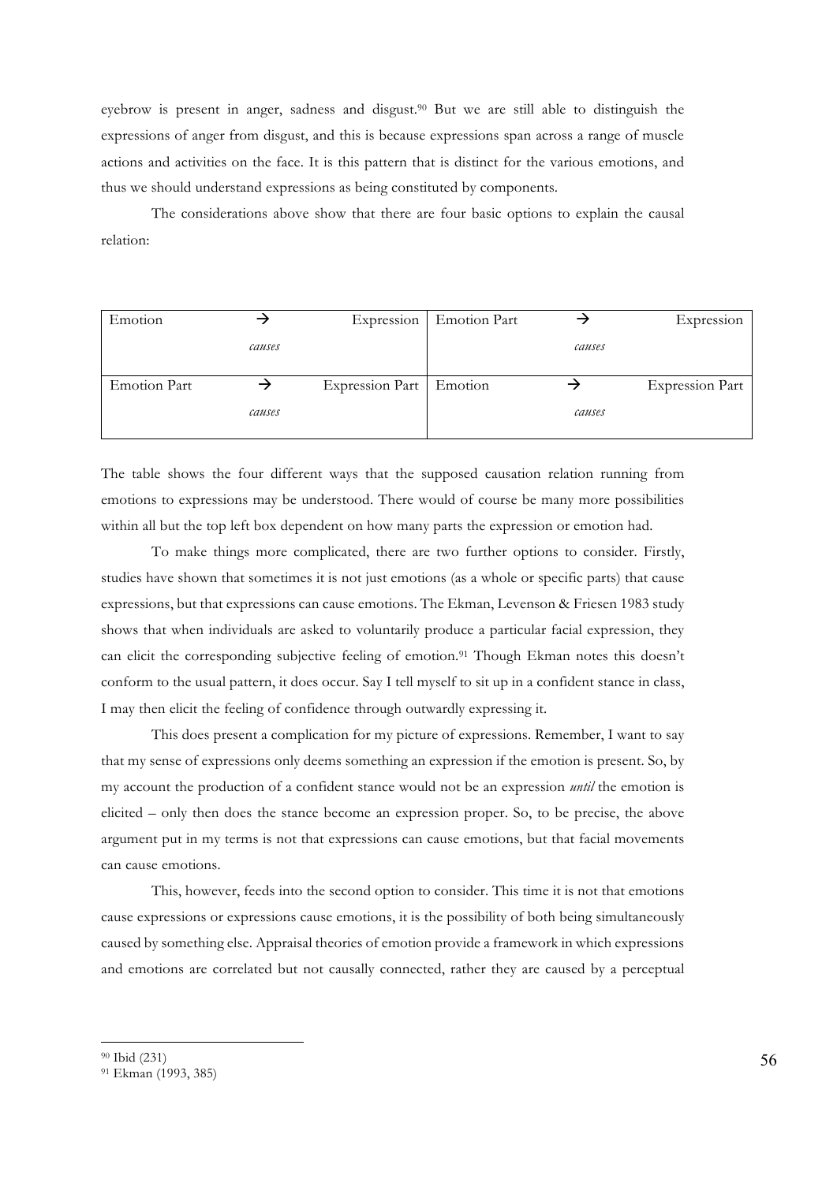eyebrow is present in anger, sadness and disgust.[90] But we are still able to distinguish the expressions of anger from disgust, and this is because expressions span across a range of muscle actions and activities on the face. It is this pattern that is distinct for the various emotions, and thus we should understand expressions as being constituted by components.

The considerations above show that there are four basic options to explain the causal relation:

| Emotion | → *causes* | Expression | Emotion Part | → *causes* | Expression |
|---|---|---|---|---|---|
| Emotion Part | → *causes* | Expression Part | Emotion | → *causes* | Expression Part |

The table shows the four different ways that the supposed causation relation running from emotions to expressions may be understood. There would of course be many more possibilities within all but the top left box dependent on how many parts the expression or emotion had.

To make things more complicated, there are two further options to consider. Firstly, studies have shown that sometimes it is not just emotions (as a whole or specific parts) that cause expressions, but that expressions can cause emotions. The Ekman, Levenson & Friesen 1983 study shows that when individuals are asked to voluntarily produce a particular facial expression, they can elicit the corresponding subjective feeling of emotion.[91] Though Ekman notes this doesn't conform to the usual pattern, it does occur. Say I tell myself to sit up in a confident stance in class, I may then elicit the feeling of confidence through outwardly expressing it.

This does present a complication for my picture of expressions. Remember, I want to say that my sense of expressions only deems something an expression if the emotion is present. So, by my account the production of a confident stance would not be an expression *until* the emotion is elicited – only then does the stance become an expression proper. So, to be precise, the above argument put in my terms is not that expressions can cause emotions, but that facial movements can cause emotions.

This, however, feeds into the second option to consider. This time it is not that emotions cause expressions or expressions cause emotions, it is the possibility of both being simultaneously caused by something else. Appraisal theories of emotion provide a framework in which expressions and emotions are correlated but not causally connected, rather they are caused by a perceptual

---

[90] Ibid (231)

[91] Ekman (1993, 385)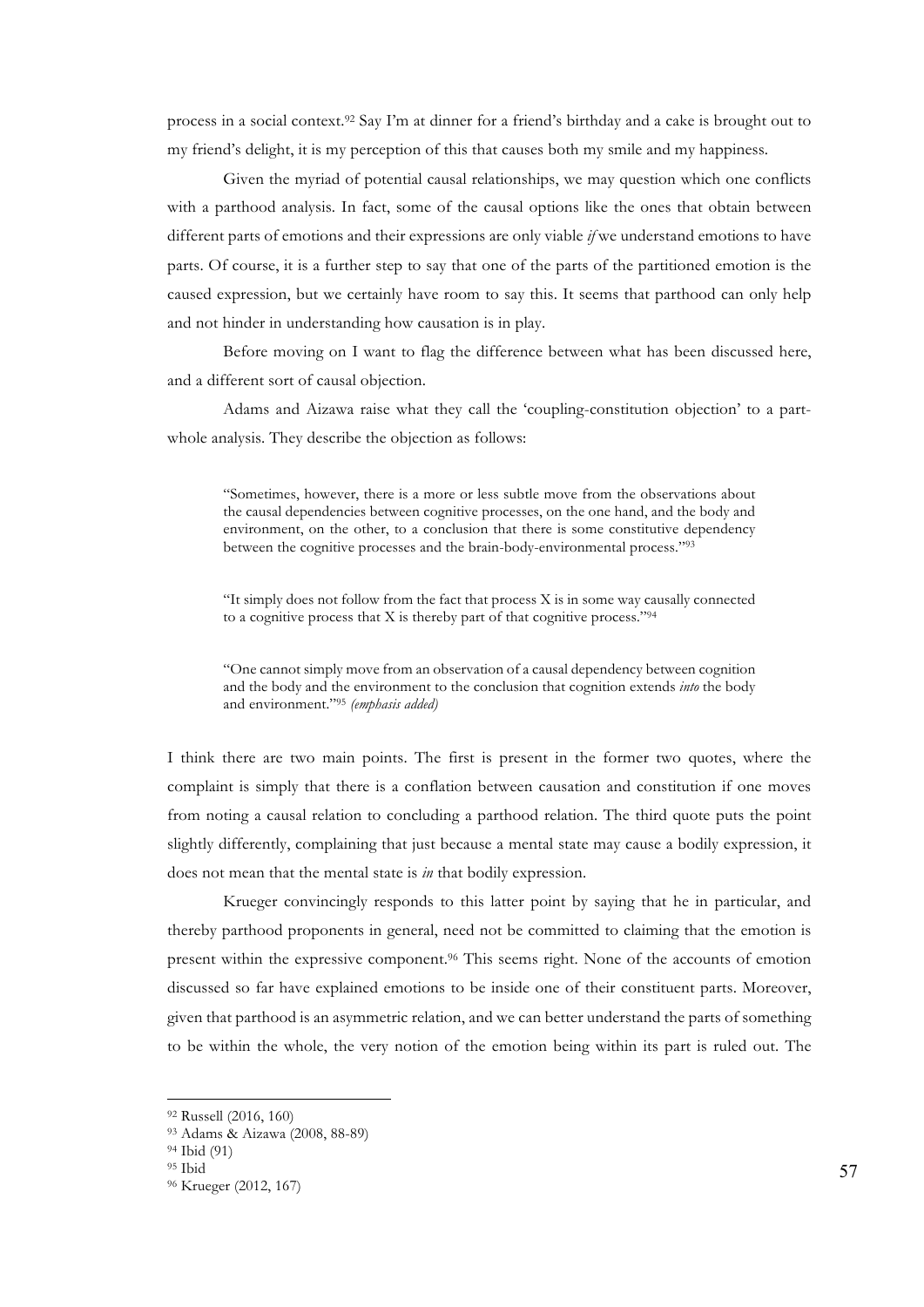process in a social context.[92] Say I'm at dinner for a friend's birthday and a cake is brought out to my friend's delight, it is my perception of this that causes both my smile and my happiness.

Given the myriad of potential causal relationships, we may question which one conflicts with a parthood analysis. In fact, some of the causal options like the ones that obtain between different parts of emotions and their expressions are only viable *if* we understand emotions to have parts. Of course, it is a further step to say that one of the parts of the partitioned emotion is the caused expression, but we certainly have room to say this. It seems that parthood can only help and not hinder in understanding how causation is in play.

Before moving on I want to flag the difference between what has been discussed here, and a different sort of causal objection.

Adams and Aizawa raise what they call the 'coupling-constitution objection' to a part-whole analysis. They describe the objection as follows:

> "Sometimes, however, there is a more or less subtle move from the observations about the causal dependencies between cognitive processes, on the one hand, and the body and environment, on the other, to a conclusion that there is some constitutive dependency between the cognitive processes and the brain-body-environmental process."[93]

> "It simply does not follow from the fact that process X is in some way causally connected to a cognitive process that X is thereby part of that cognitive process."[94]

> "One cannot simply move from an observation of a causal dependency between cognition and the body and the environment to the conclusion that cognition extends *into* the body and environment."[95] *(emphasis added)*

I think there are two main points. The first is present in the former two quotes, where the complaint is simply that there is a conflation between causation and constitution if one moves from noting a causal relation to concluding a parthood relation. The third quote puts the point slightly differently, complaining that just because a mental state may cause a bodily expression, it does not mean that the mental state is *in* that bodily expression.

Krueger convincingly responds to this latter point by saying that he in particular, and thereby parthood proponents in general, need not be committed to claiming that the emotion is present within the expressive component.[96] This seems right. None of the accounts of emotion discussed so far have explained emotions to be inside one of their constituent parts. Moreover, given that parthood is an asymmetric relation, and we can better understand the parts of something to be within the whole, the very notion of the emotion being within its part is ruled out. The

---

[92] Russell (2016, 160)

[93] Adams & Aizawa (2008, 88-89)

[94] Ibid (91)

[95] Ibid

[96] Krueger (2012, 167)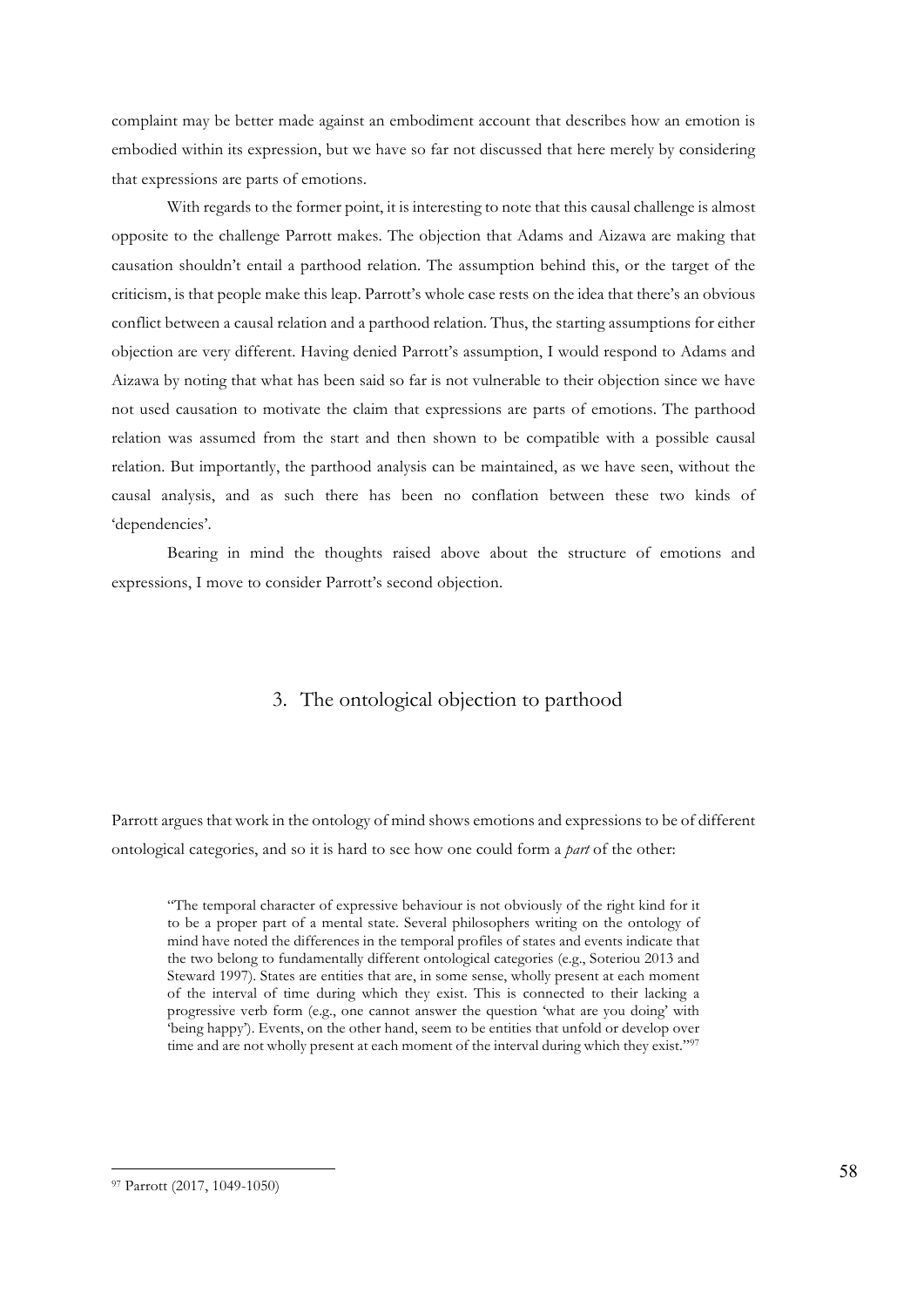complaint may be better made against an embodiment account that describes how an emotion is embodied within its expression, but we have so far not discussed that here merely by considering that expressions are parts of emotions.

With regards to the former point, it is interesting to note that this causal challenge is almost opposite to the challenge Parrott makes. The objection that Adams and Aizawa are making that causation shouldn't entail a parthood relation. The assumption behind this, or the target of the criticism, is that people make this leap. Parrott's whole case rests on the idea that there's an obvious conflict between a causal relation and a parthood relation. Thus, the starting assumptions for either objection are very different. Having denied Parrott's assumption, I would respond to Adams and Aizawa by noting that what has been said so far is not vulnerable to their objection since we have not used causation to motivate the claim that expressions are parts of emotions. The parthood relation was assumed from the start and then shown to be compatible with a possible causal relation. But importantly, the parthood analysis can be maintained, as we have seen, without the causal analysis, and as such there has been no conflation between these two kinds of 'dependencies'.

Bearing in mind the thoughts raised above about the structure of emotions and expressions, I move to consider Parrott's second objection.

## 3. The ontological objection to parthood

Parrott argues that work in the ontology of mind shows emotions and expressions to be of different ontological categories, and so it is hard to see how one could form a *part* of the other:

> "The temporal character of expressive behaviour is not obviously of the right kind for it to be a proper part of a mental state. Several philosophers writing on the ontology of mind have noted the differences in the temporal profiles of states and events indicate that the two belong to fundamentally different ontological categories (e.g., Soteriou 2013 and Steward 1997). States are entities that are, in some sense, wholly present at each moment of the interval of time during which they exist. This is connected to their lacking a progressive verb form (e.g., one cannot answer the question 'what are you doing' with 'being happy'). Events, on the other hand, seem to be entities that unfold or develop over time and are not wholly present at each moment of the interval during which they exist."[97]

[97] Parrott (2017, 1049-1050)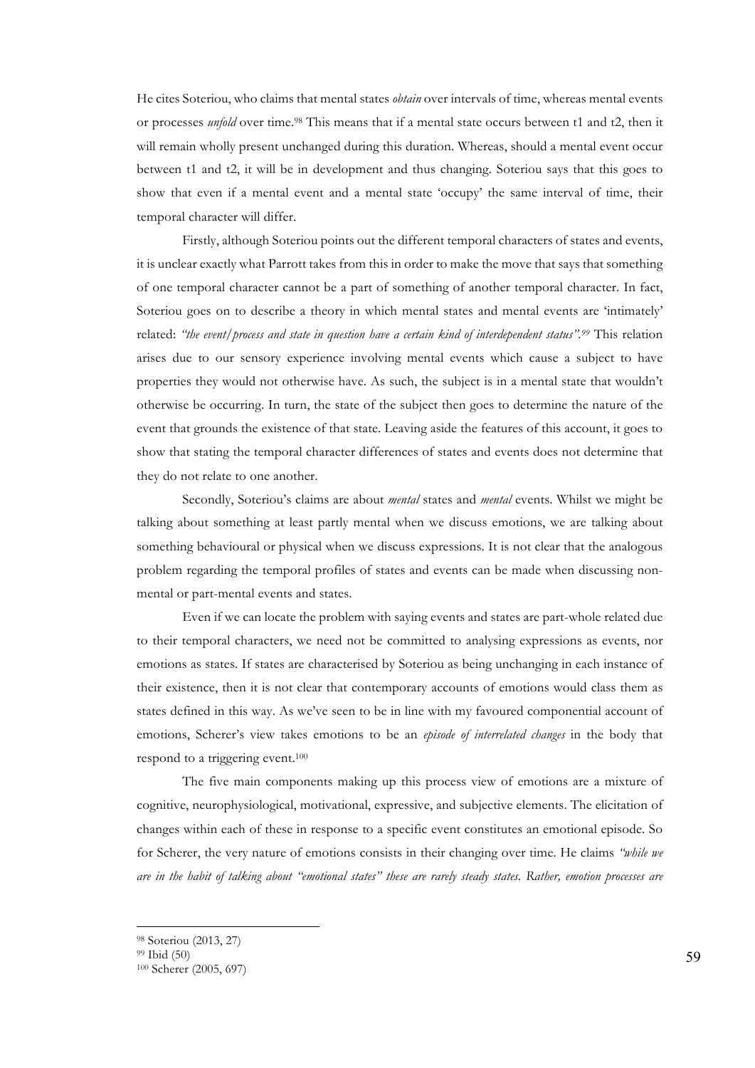He cites Soteriou, who claims that mental states *obtain* over intervals of time, whereas mental events or processes *unfold* over time.[98] This means that if a mental state occurs between t1 and t2, then it will remain wholly present unchanged during this duration. Whereas, should a mental event occur between t1 and t2, it will be in development and thus changing. Soteriou says that this goes to show that even if a mental event and a mental state 'occupy' the same interval of time, their temporal character will differ.

Firstly, although Soteriou points out the different temporal characters of states and events, it is unclear exactly what Parrott takes from this in order to make the move that says that something of one temporal character cannot be a part of something of another temporal character. In fact, Soteriou goes on to describe a theory in which mental states and mental events are 'intimately' related: *"the event/process and state in question have a certain kind of interdependent status"*.[99] This relation arises due to our sensory experience involving mental events which cause a subject to have properties they would not otherwise have. As such, the subject is in a mental state that wouldn't otherwise be occurring. In turn, the state of the subject then goes to determine the nature of the event that grounds the existence of that state. Leaving aside the features of this account, it goes to show that stating the temporal character differences of states and events does not determine that they do not relate to one another.

Secondly, Soteriou's claims are about *mental* states and *mental* events. Whilst we might be talking about something at least partly mental when we discuss emotions, we are talking about something behavioural or physical when we discuss expressions. It is not clear that the analogous problem regarding the temporal profiles of states and events can be made when discussing non-mental or part-mental events and states.

Even if we can locate the problem with saying events and states are part-whole related due to their temporal characters, we need not be committed to analysing expressions as events, nor emotions as states. If states are characterised by Soteriou as being unchanging in each instance of their existence, then it is not clear that contemporary accounts of emotions would class them as states defined in this way. As we've seen to be in line with my favoured componential account of emotions, Scherer's view takes emotions to be an *episode of interrelated changes* in the body that respond to a triggering event.[100]

The five main components making up this process view of emotions are a mixture of cognitive, neurophysiological, motivational, expressive, and subjective elements. The elicitation of changes within each of these in response to a specific event constitutes an emotional episode. So for Scherer, the very nature of emotions consists in their changing over time. He claims *"while we are in the habit of talking about "emotional states" these are rarely steady states. Rather, emotion processes are*

---

[98] Soteriou (2013, 27)

[99] Ibid (50)

[100] Scherer (2005, 697)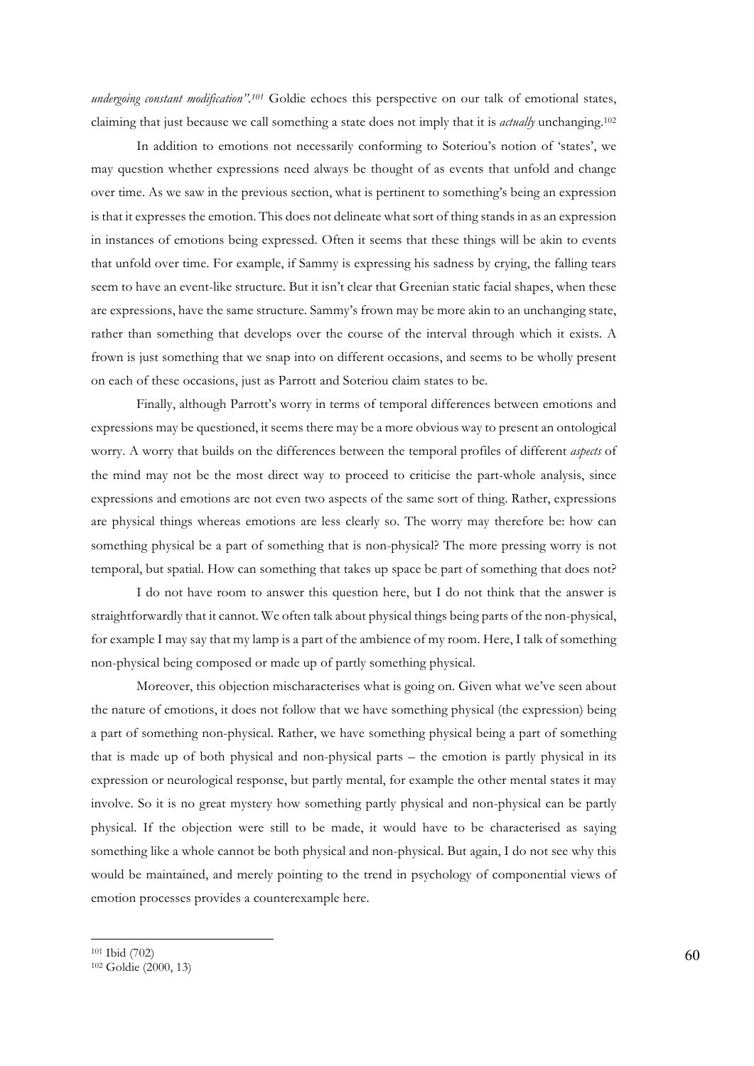*undergoing constant modification"*.[101] Goldie echoes this perspective on our talk of emotional states, claiming that just because we call something a state does not imply that it is *actually* unchanging.[102]

In addition to emotions not necessarily conforming to Soteriou's notion of 'states', we may question whether expressions need always be thought of as events that unfold and change over time. As we saw in the previous section, what is pertinent to something's being an expression is that it expresses the emotion. This does not delineate what sort of thing stands in as an expression in instances of emotions being expressed. Often it seems that these things will be akin to events that unfold over time. For example, if Sammy is expressing his sadness by crying, the falling tears seem to have an event-like structure. But it isn't clear that Greenian static facial shapes, when these are expressions, have the same structure. Sammy's frown may be more akin to an unchanging state, rather than something that develops over the course of the interval through which it exists. A frown is just something that we snap into on different occasions, and seems to be wholly present on each of these occasions, just as Parrott and Soteriou claim states to be.

Finally, although Parrott's worry in terms of temporal differences between emotions and expressions may be questioned, it seems there may be a more obvious way to present an ontological worry. A worry that builds on the differences between the temporal profiles of different *aspects* of the mind may not be the most direct way to proceed to criticise the part-whole analysis, since expressions and emotions are not even two aspects of the same sort of thing. Rather, expressions are physical things whereas emotions are less clearly so. The worry may therefore be: how can something physical be a part of something that is non-physical? The more pressing worry is not temporal, but spatial. How can something that takes up space be part of something that does not?

I do not have room to answer this question here, but I do not think that the answer is straightforwardly that it cannot. We often talk about physical things being parts of the non-physical, for example I may say that my lamp is a part of the ambience of my room. Here, I talk of something non-physical being composed or made up of partly something physical.

Moreover, this objection mischaracterises what is going on. Given what we've seen about the nature of emotions, it does not follow that we have something physical (the expression) being a part of something non-physical. Rather, we have something physical being a part of something that is made up of both physical and non-physical parts – the emotion is partly physical in its expression or neurological response, but partly mental, for example the other mental states it may involve. So it is no great mystery how something partly physical and non-physical can be partly physical. If the objection were still to be made, it would have to be characterised as saying something like a whole cannot be both physical and non-physical. But again, I do not see why this would be maintained, and merely pointing to the trend in psychology of componential views of emotion processes provides a counterexample here.

[101] Ibid (702)

[102] Goldie (2000, 13)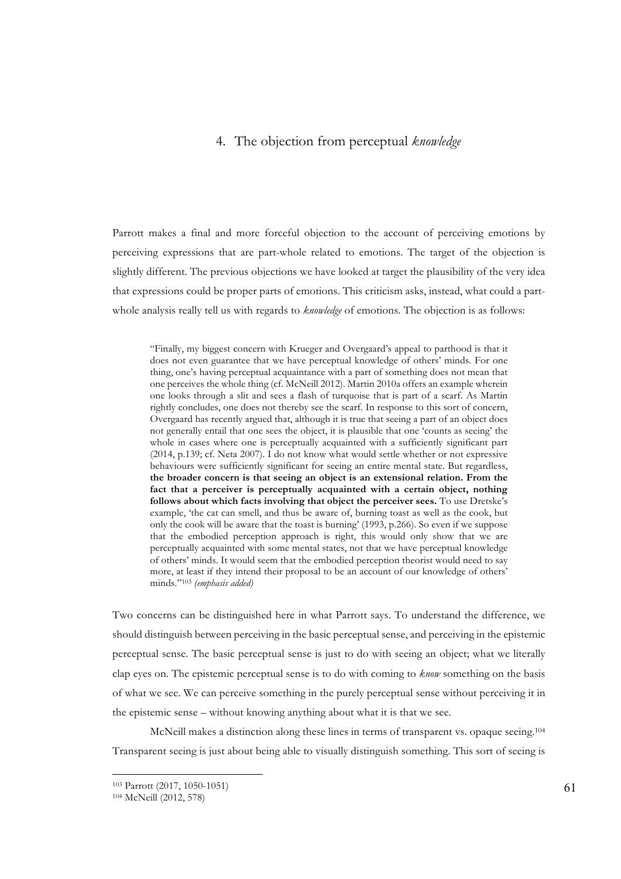## 4. The objection from perceptual *knowledge*

Parrott makes a final and more forceful objection to the account of perceiving emotions by perceiving expressions that are part-whole related to emotions. The target of the objection is slightly different. The previous objections we have looked at target the plausibility of the very idea that expressions could be proper parts of emotions. This criticism asks, instead, what could a part-whole analysis really tell us with regards to *knowledge* of emotions. The objection is as follows:

> "Finally, my biggest concern with Krueger and Overgaard's appeal to parthood is that it does not even guarantee that we have perceptual knowledge of others' minds. For one thing, one's having perceptual acquaintance with a part of something does not mean that one perceives the whole thing (cf. McNeill 2012). Martin 2010a offers an example wherein one looks through a slit and sees a flash of turquoise that is part of a scarf. As Martin rightly concludes, one does not thereby see the scarf. In response to this sort of concern, Overgaard has recently argued that, although it is true that seeing a part of an object does not generally entail that one sees the object, it is plausible that one 'counts as seeing' the whole in cases where one is perceptually acquainted with a sufficiently significant part (2014, p.139; cf. Neta 2007). I do not know what would settle whether or not expressive behaviours were sufficiently significant for seeing an entire mental state. But regardless, **the broader concern is that seeing an object is an extensional relation. From the fact that a perceiver is perceptually acquainted with a certain object, nothing follows about which facts involving that object the perceiver sees.** To use Dretske's example, 'the cat can smell, and thus be aware of, burning toast as well as the cook, but only the cook will be aware that the toast is burning' (1993, p.266). So even if we suppose that the embodied perception approach is right, this would only show that we are perceptually acquainted with some mental states, not that we have perceptual knowledge of others' minds. It would seem that the embodied perception theorist would need to say more, at least if they intend their proposal to be an account of our knowledge of others' minds."[103] *(emphasis added)*

Two concerns can be distinguished here in what Parrott says. To understand the difference, we should distinguish between perceiving in the basic perceptual sense, and perceiving in the epistemic perceptual sense. The basic perceptual sense is just to do with seeing an object; what we literally clap eyes on. The epistemic perceptual sense is to do with coming to *know* something on the basis of what we see. We can perceive something in the purely perceptual sense without perceiving it in the epistemic sense – without knowing anything about what it is that we see.

McNeill makes a distinction along these lines in terms of transparent vs. opaque seeing.[104] Transparent seeing is just about being able to visually distinguish something. This sort of seeing is

---

[103] Parrott (2017, 1050-1051)

[104] McNeill (2012, 578)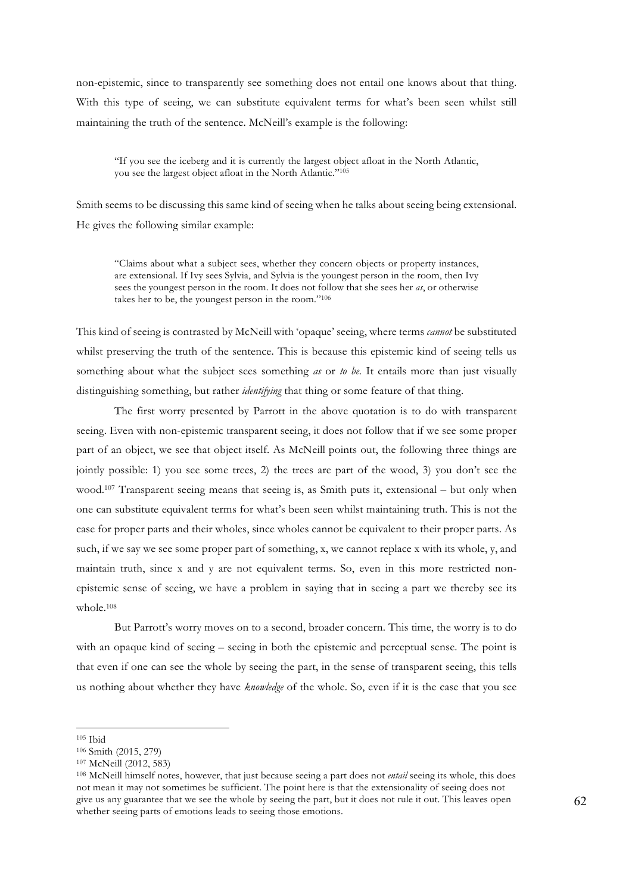non-epistemic, since to transparently see something does not entail one knows about that thing. With this type of seeing, we can substitute equivalent terms for what's been seen whilst still maintaining the truth of the sentence. McNeill's example is the following:

> "If you see the iceberg and it is currently the largest object afloat in the North Atlantic, you see the largest object afloat in the North Atlantic."[105]

Smith seems to be discussing this same kind of seeing when he talks about seeing being extensional. He gives the following similar example:

> "Claims about what a subject sees, whether they concern objects or property instances, are extensional. If Ivy sees Sylvia, and Sylvia is the youngest person in the room, then Ivy sees the youngest person in the room. It does not follow that she sees her *as*, or otherwise takes her to be, the youngest person in the room."[106]

This kind of seeing is contrasted by McNeill with 'opaque' seeing, where terms *cannot* be substituted whilst preserving the truth of the sentence. This is because this epistemic kind of seeing tells us something about what the subject sees something *as* or *to be*. It entails more than just visually distinguishing something, but rather *identifying* that thing or some feature of that thing.

The first worry presented by Parrott in the above quotation is to do with transparent seeing. Even with non-epistemic transparent seeing, it does not follow that if we see some proper part of an object, we see that object itself. As McNeill points out, the following three things are jointly possible: 1) you see some trees, 2) the trees are part of the wood, 3) you don't see the wood.[107] Transparent seeing means that seeing is, as Smith puts it, extensional – but only when one can substitute equivalent terms for what's been seen whilst maintaining truth. This is not the case for proper parts and their wholes, since wholes cannot be equivalent to their proper parts. As such, if we say we see some proper part of something, x, we cannot replace x with its whole, y, and maintain truth, since x and y are not equivalent terms. So, even in this more restricted non-epistemic sense of seeing, we have a problem in saying that in seeing a part we thereby see its whole.[108]

But Parrott's worry moves on to a second, broader concern. This time, the worry is to do with an opaque kind of seeing – seeing in both the epistemic and perceptual sense. The point is that even if one can see the whole by seeing the part, in the sense of transparent seeing, this tells us nothing about whether they have *knowledge* of the whole. So, even if it is the case that you see

---

[105] Ibid

[106] Smith (2015, 279)

[107] McNeill (2012, 583)

[108] McNeill himself notes, however, that just because seeing a part does not *entail* seeing its whole, this does not mean it may not sometimes be sufficient. The point here is that the extensionality of seeing does not give us any guarantee that we see the whole by seeing the part, but it does not rule it out. This leaves open whether seeing parts of emotions leads to seeing those emotions.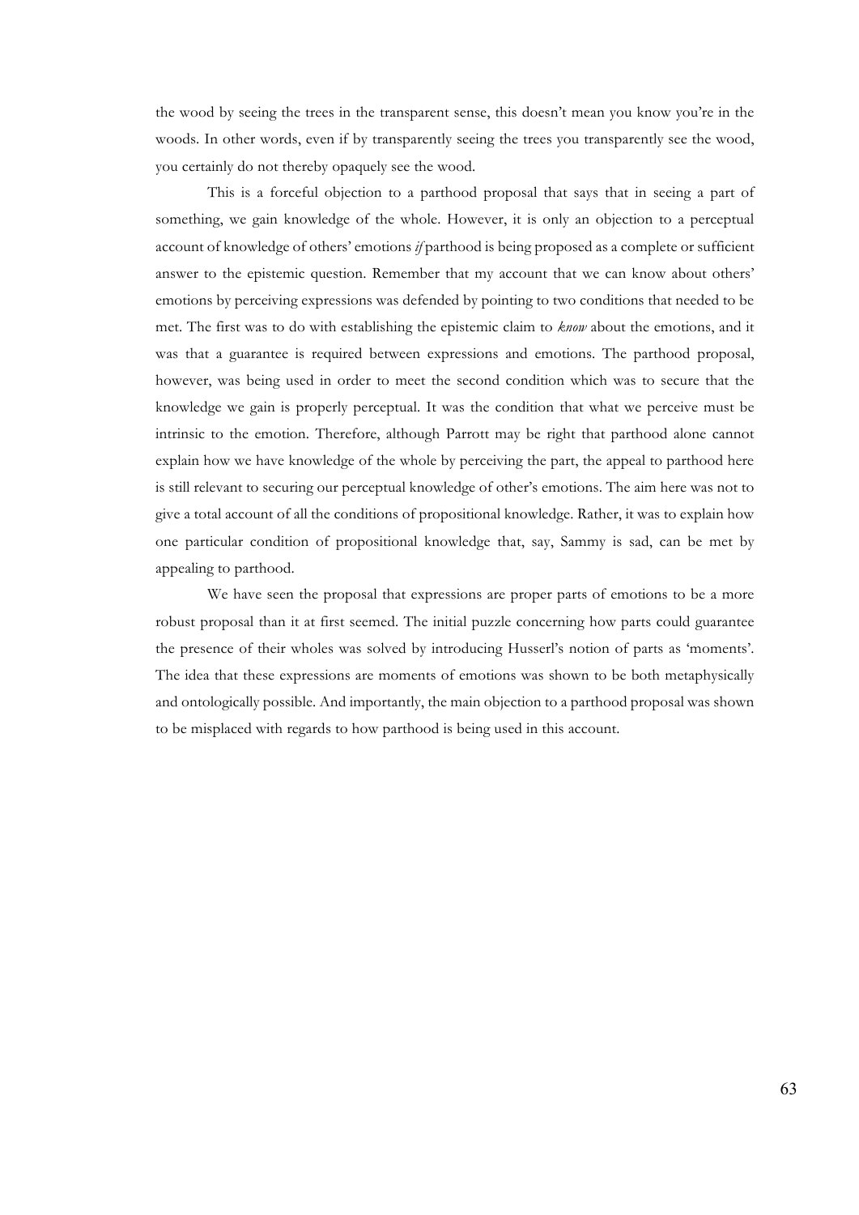the wood by seeing the trees in the transparent sense, this doesn't mean you know you're in the woods. In other words, even if by transparently seeing the trees you transparently see the wood, you certainly do not thereby opaquely see the wood.

This is a forceful objection to a parthood proposal that says that in seeing a part of something, we gain knowledge of the whole. However, it is only an objection to a perceptual account of knowledge of others' emotions *if* parthood is being proposed as a complete or sufficient answer to the epistemic question. Remember that my account that we can know about others' emotions by perceiving expressions was defended by pointing to two conditions that needed to be met. The first was to do with establishing the epistemic claim to *know* about the emotions, and it was that a guarantee is required between expressions and emotions. The parthood proposal, however, was being used in order to meet the second condition which was to secure that the knowledge we gain is properly perceptual. It was the condition that what we perceive must be intrinsic to the emotion. Therefore, although Parrott may be right that parthood alone cannot explain how we have knowledge of the whole by perceiving the part, the appeal to parthood here is still relevant to securing our perceptual knowledge of other's emotions. The aim here was not to give a total account of all the conditions of propositional knowledge. Rather, it was to explain how one particular condition of propositional knowledge that, say, Sammy is sad, can be met by appealing to parthood.

We have seen the proposal that expressions are proper parts of emotions to be a more robust proposal than it at first seemed. The initial puzzle concerning how parts could guarantee the presence of their wholes was solved by introducing Husserl's notion of parts as 'moments'. The idea that these expressions are moments of emotions was shown to be both metaphysically and ontologically possible. And importantly, the main objection to a parthood proposal was shown to be misplaced with regards to how parthood is being used in this account.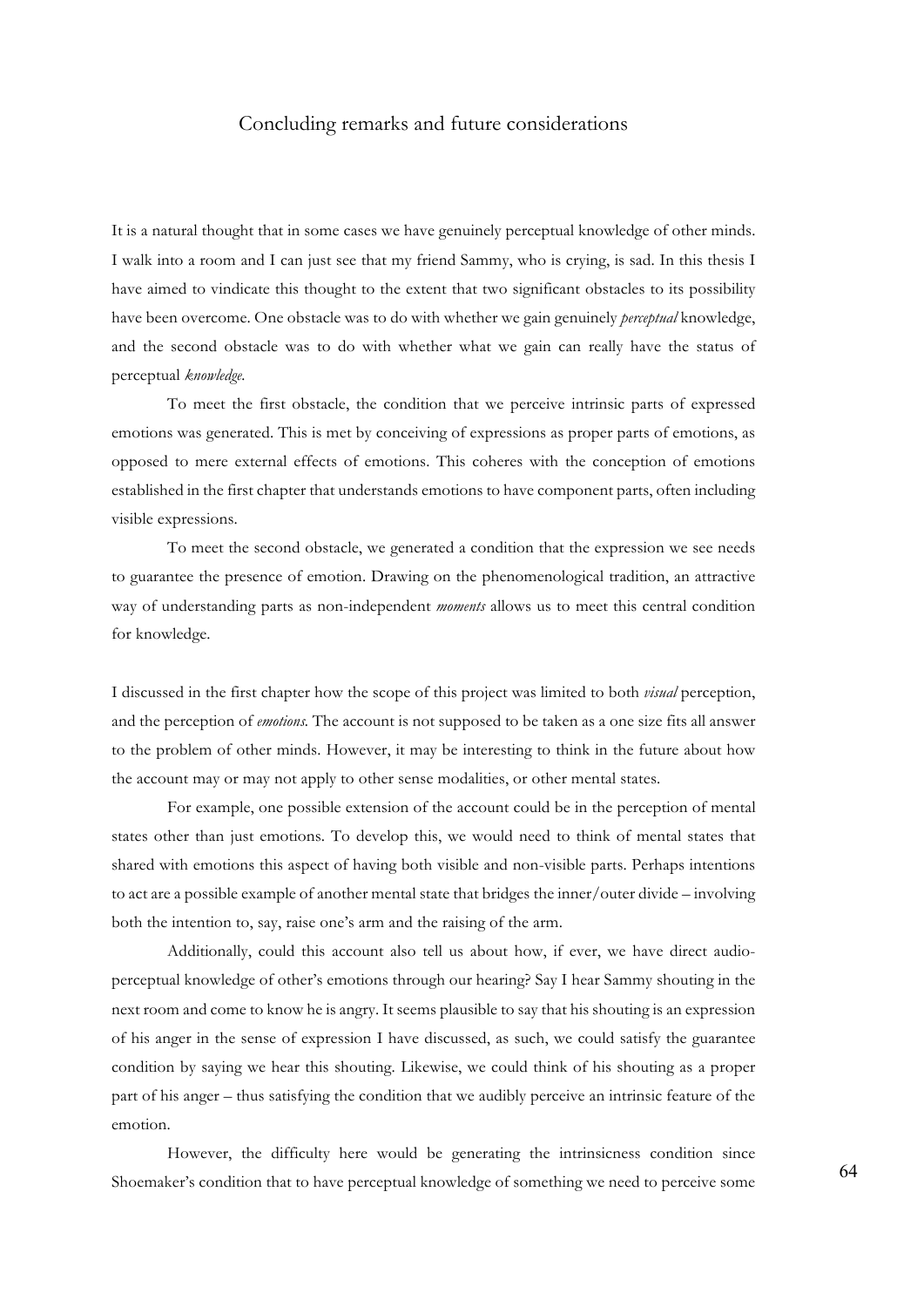## Concluding remarks and future considerations

It is a natural thought that in some cases we have genuinely perceptual knowledge of other minds. I walk into a room and I can just see that my friend Sammy, who is crying, is sad. In this thesis I have aimed to vindicate this thought to the extent that two significant obstacles to its possibility have been overcome. One obstacle was to do with whether we gain genuinely *perceptual* knowledge, and the second obstacle was to do with whether what we gain can really have the status of perceptual *knowledge*.

To meet the first obstacle, the condition that we perceive intrinsic parts of expressed emotions was generated. This is met by conceiving of expressions as proper parts of emotions, as opposed to mere external effects of emotions. This coheres with the conception of emotions established in the first chapter that understands emotions to have component parts, often including visible expressions.

To meet the second obstacle, we generated a condition that the expression we see needs to guarantee the presence of emotion. Drawing on the phenomenological tradition, an attractive way of understanding parts as non-independent *moments* allows us to meet this central condition for knowledge.

I discussed in the first chapter how the scope of this project was limited to both *visual* perception, and the perception of *emotions*. The account is not supposed to be taken as a one size fits all answer to the problem of other minds. However, it may be interesting to think in the future about how the account may or may not apply to other sense modalities, or other mental states.

For example, one possible extension of the account could be in the perception of mental states other than just emotions. To develop this, we would need to think of mental states that shared with emotions this aspect of having both visible and non-visible parts. Perhaps intentions to act are a possible example of another mental state that bridges the inner/outer divide – involving both the intention to, say, raise one's arm and the raising of the arm.

Additionally, could this account also tell us about how, if ever, we have direct audio-perceptual knowledge of other's emotions through our hearing? Say I hear Sammy shouting in the next room and come to know he is angry. It seems plausible to say that his shouting is an expression of his anger in the sense of expression I have discussed, as such, we could satisfy the guarantee condition by saying we hear this shouting. Likewise, we could think of his shouting as a proper part of his anger – thus satisfying the condition that we audibly perceive an intrinsic feature of the emotion.

However, the difficulty here would be generating the intrinsicness condition since Shoemaker's condition that to have perceptual knowledge of something we need to perceive some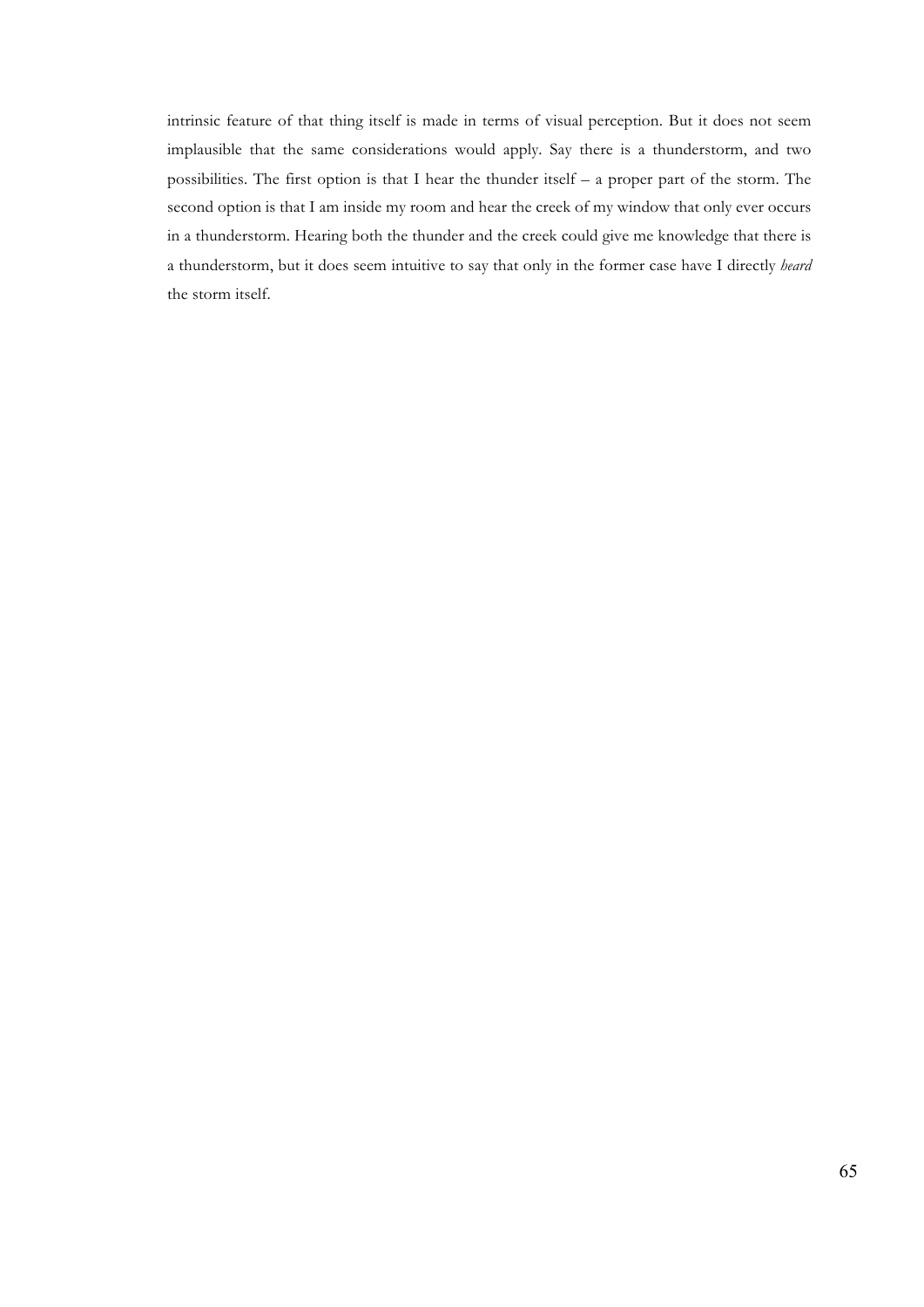intrinsic feature of that thing itself is made in terms of visual perception. But it does not seem implausible that the same considerations would apply. Say there is a thunderstorm, and two possibilities. The first option is that I hear the thunder itself – a proper part of the storm. The second option is that I am inside my room and hear the creek of my window that only ever occurs in a thunderstorm. Hearing both the thunder and the creek could give me knowledge that there is a thunderstorm, but it does seem intuitive to say that only in the former case have I directly *heard* the storm itself.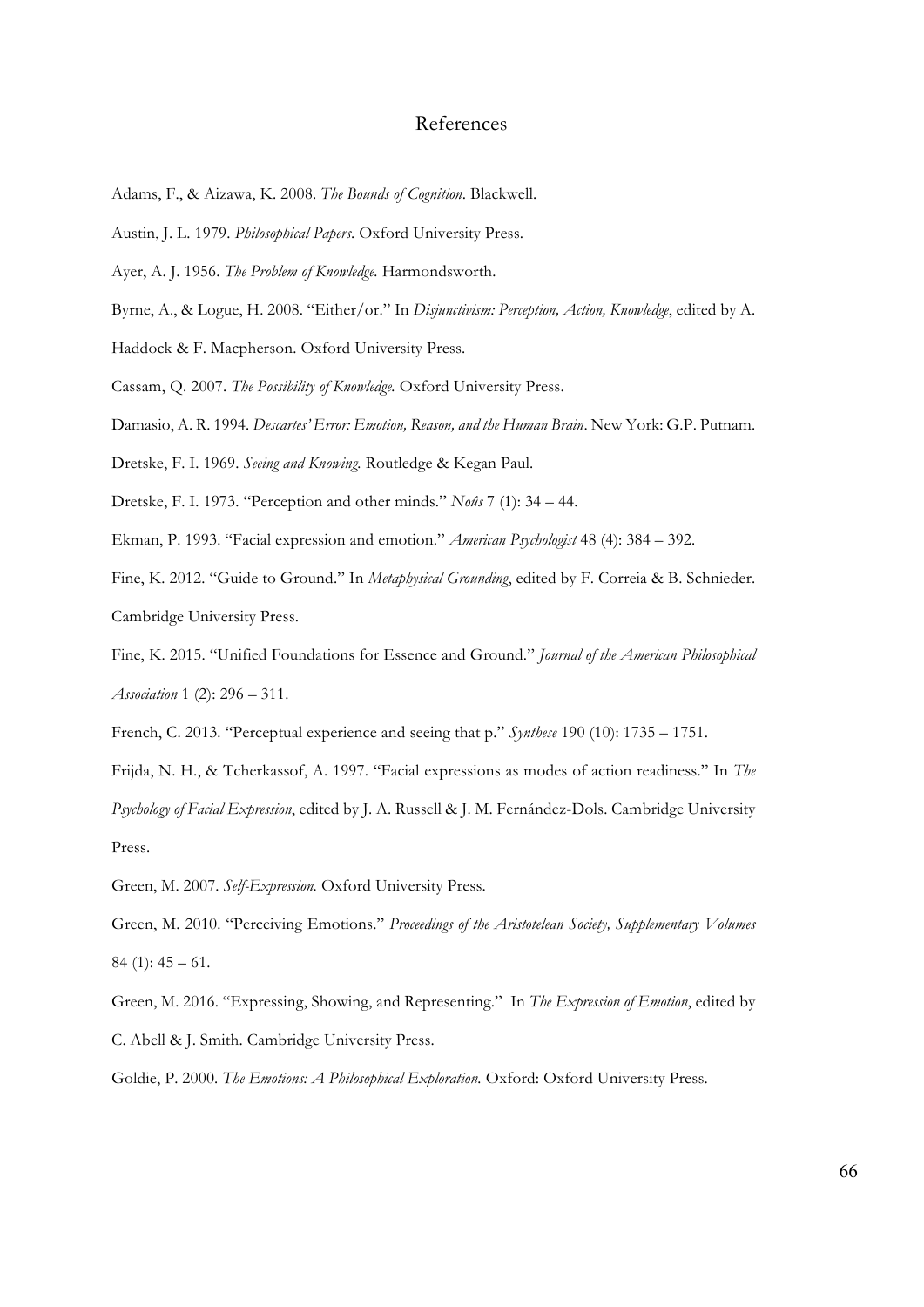# References

Adams, F., & Aizawa, K. 2008. *The Bounds of Cognition*. Blackwell.

Austin, J. L. 1979. *Philosophical Papers.* Oxford University Press.

Ayer, A. J. 1956. *The Problem of Knowledge.* Harmondsworth.

Byrne, A., & Logue, H. 2008. "Either/or." In *Disjunctivism: Perception, Action, Knowledge*, edited by A. Haddock & F. Macpherson. Oxford University Press.

Cassam, Q. 2007. *The Possibility of Knowledge.* Oxford University Press.

Damasio, A. R. 1994. *Descartes' Error: Emotion, Reason, and the Human Brain*. New York: G.P. Putnam.

Dretske, F. I. 1969. *Seeing and Knowing.* Routledge & Kegan Paul.

Dretske, F. I. 1973. "Perception and other minds." *Noûs* 7 (1): 34 – 44.

Ekman, P. 1993. "Facial expression and emotion." *American Psychologist* 48 (4): 384 – 392.

Fine, K. 2012. "Guide to Ground." In *Metaphysical Grounding*, edited by F. Correia & B. Schnieder. Cambridge University Press.

Fine, K. 2015. "Unified Foundations for Essence and Ground." *Journal of the American Philosophical Association* 1 (2): 296 – 311.

French, C. 2013. "Perceptual experience and seeing that p." *Synthese* 190 (10): 1735 – 1751.

Frijda, N. H., & Tcherkassof, A. 1997. "Facial expressions as modes of action readiness." In *The Psychology of Facial Expression*, edited by J. A. Russell & J. M. Fernández-Dols. Cambridge University Press.

Green, M. 2007. *Self-Expression.* Oxford University Press.

Green, M. 2010. "Perceiving Emotions." *Proceedings of the Aristotelean Society, Supplementary Volumes* 84 (1): 45 – 61.

Green, M. 2016. "Expressing, Showing, and Representing." In *The Expression of Emotion*, edited by C. Abell & J. Smith. Cambridge University Press.

Goldie, P. 2000. *The Emotions: A Philosophical Exploration.* Oxford: Oxford University Press.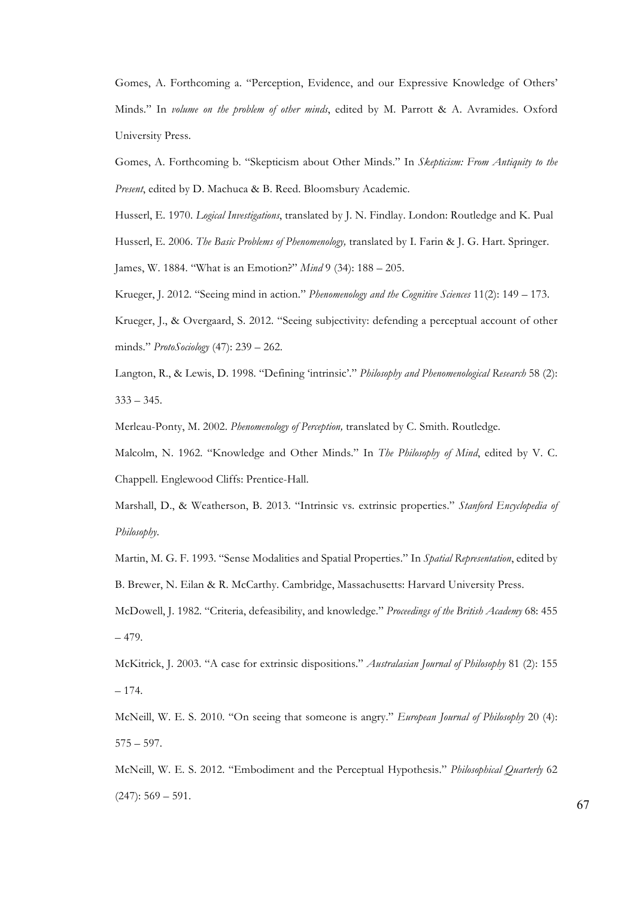Gomes, A. Forthcoming a. "Perception, Evidence, and our Expressive Knowledge of Others' Minds." In *volume on the problem of other minds*, edited by M. Parrott & A. Avramides. Oxford University Press.

Gomes, A. Forthcoming b. "Skepticism about Other Minds." In *Skepticism: From Antiquity to the Present*, edited by D. Machuca & B. Reed. Bloomsbury Academic.

Husserl, E. 1970. *Logical Investigations*, translated by J. N. Findlay. London: Routledge and K. Pual

Husserl, E. 2006. *The Basic Problems of Phenomenology,* translated by I. Farin & J. G. Hart. Springer.

James, W. 1884. "What is an Emotion?" *Mind* 9 (34): 188 – 205.

Krueger, J. 2012. "Seeing mind in action." *Phenomenology and the Cognitive Sciences* 11(2): 149 – 173.

Krueger, J., & Overgaard, S. 2012. "Seeing subjectivity: defending a perceptual account of other minds." *ProtoSociology* (47): 239 – 262.

Langton, R., & Lewis, D. 1998. "Defining 'intrinsic'." *Philosophy and Phenomenological Research* 58 (2): 333 – 345.

Merleau-Ponty, M. 2002. *Phenomenology of Perception,* translated by C. Smith. Routledge.

Malcolm, N. 1962. "Knowledge and Other Minds." In *The Philosophy of Mind*, edited by V. C. Chappell. Englewood Cliffs: Prentice-Hall.

Marshall, D., & Weatherson, B. 2013. "Intrinsic vs. extrinsic properties." *Stanford Encyclopedia of Philosophy*.

Martin, M. G. F. 1993. "Sense Modalities and Spatial Properties." In *Spatial Representation*, edited by B. Brewer, N. Eilan & R. McCarthy. Cambridge, Massachusetts: Harvard University Press.

McDowell, J. 1982. "Criteria, defeasibility, and knowledge." *Proceedings of the British Academy* 68: 455 – 479.

McKitrick, J. 2003. "A case for extrinsic dispositions." *Australasian Journal of Philosophy* 81 (2): 155 – 174.

McNeill, W. E. S. 2010. "On seeing that someone is angry." *European Journal of Philosophy* 20 (4): 575 – 597.

McNeill, W. E. S. 2012. "Embodiment and the Perceptual Hypothesis." *Philosophical Quarterly* 62 (247): 569 – 591.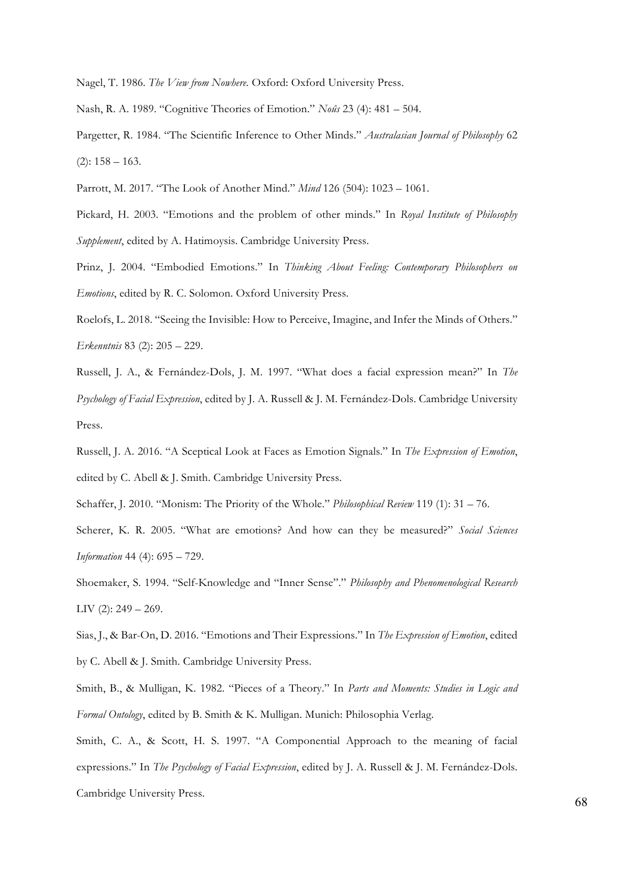Nagel, T. 1986. *The View from Nowhere*. Oxford: Oxford University Press.

Nash, R. A. 1989. "Cognitive Theories of Emotion." *Noûs* 23 (4): 481 – 504.

Pargetter, R. 1984. "The Scientific Inference to Other Minds." *Australasian Journal of Philosophy* 62 (2): 158 – 163.

Parrott, M. 2017. "The Look of Another Mind." *Mind* 126 (504): 1023 – 1061.

Pickard, H. 2003. "Emotions and the problem of other minds." In *Royal Institute of Philosophy Supplement*, edited by A. Hatimoysis. Cambridge University Press.

Prinz, J. 2004. "Embodied Emotions." In *Thinking About Feeling: Contemporary Philosophers on Emotions*, edited by R. C. Solomon. Oxford University Press.

Roelofs, L. 2018. "Seeing the Invisible: How to Perceive, Imagine, and Infer the Minds of Others." *Erkenntnis* 83 (2): 205 – 229.

Russell, J. A., & Fernández-Dols, J. M. 1997. "What does a facial expression mean?" In *The Psychology of Facial Expression*, edited by J. A. Russell & J. M. Fernández-Dols. Cambridge University Press.

Russell, J. A. 2016. "A Sceptical Look at Faces as Emotion Signals." In *The Expression of Emotion*, edited by C. Abell & J. Smith. Cambridge University Press.

Schaffer, J. 2010. "Monism: The Priority of the Whole." *Philosophical Review* 119 (1): 31 – 76.

Scherer, K. R. 2005. "What are emotions? And how can they be measured?" *Social Sciences Information* 44 (4): 695 – 729.

Shoemaker, S. 1994. "Self-Knowledge and "Inner Sense"." *Philosophy and Phenomenological Research* LIV (2): 249 – 269.

Sias, J., & Bar-On, D. 2016. "Emotions and Their Expressions." In *The Expression of Emotion*, edited by C. Abell & J. Smith. Cambridge University Press.

Smith, B., & Mulligan, K. 1982. "Pieces of a Theory." In *Parts and Moments: Studies in Logic and Formal Ontology*, edited by B. Smith & K. Mulligan. Munich: Philosophia Verlag.

Smith, C. A., & Scott, H. S. 1997. "A Componential Approach to the meaning of facial expressions." In *The Psychology of Facial Expression*, edited by J. A. Russell & J. M. Fernández-Dols. Cambridge University Press.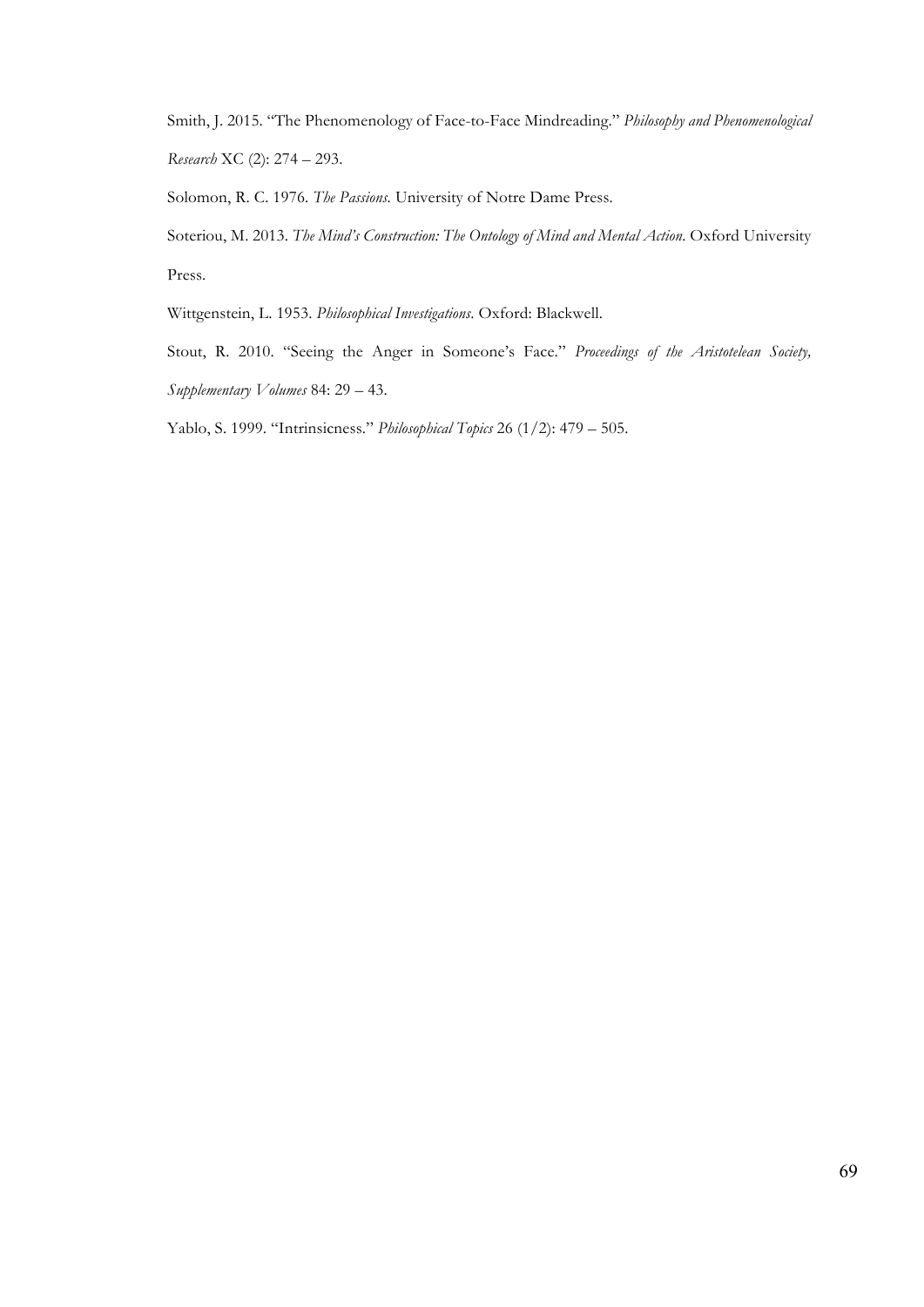Smith, J. 2015. "The Phenomenology of Face-to-Face Mindreading." *Philosophy and Phenomenological Research* XC (2): 274 – 293.

Solomon, R. C. 1976. *The Passions.* University of Notre Dame Press.

Soteriou, M. 2013. *The Mind's Construction: The Ontology of Mind and Mental Action.* Oxford University Press.

Wittgenstein, L. 1953. *Philosophical Investigations*. Oxford: Blackwell.

Stout, R. 2010. "Seeing the Anger in Someone's Face." *Proceedings of the Aristotelean Society, Supplementary Volumes* 84: 29 – 43.

Yablo, S. 1999. "Intrinsicness." *Philosophical Topics* 26 (1/2): 479 – 505.